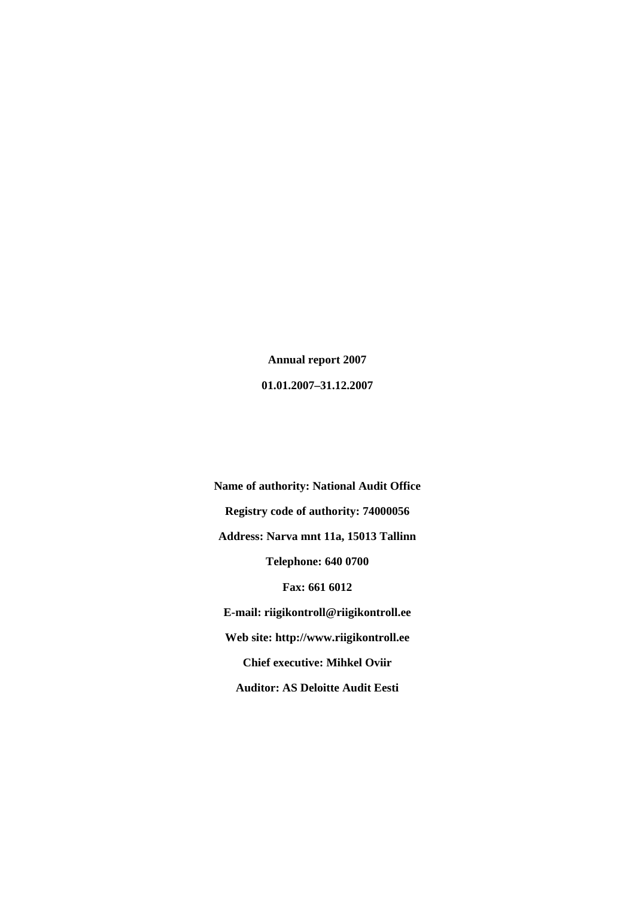**Annual report 2007**

**01.01.2007–31.12.2007**

**Name of authority: National Audit Office**

**Registry code of authority: 74000056**

**Address: Narva mnt 11a, 15013 Tallinn**

**Telephone: 640 0700**

**Fax: 661 6012**

**E-mail: riigikontroll@riigikontroll.ee**

**Web site: http://www.riigikontroll.ee**

**Chief executive: Mihkel Oviir**

**Auditor: AS Deloitte Audit Eesti**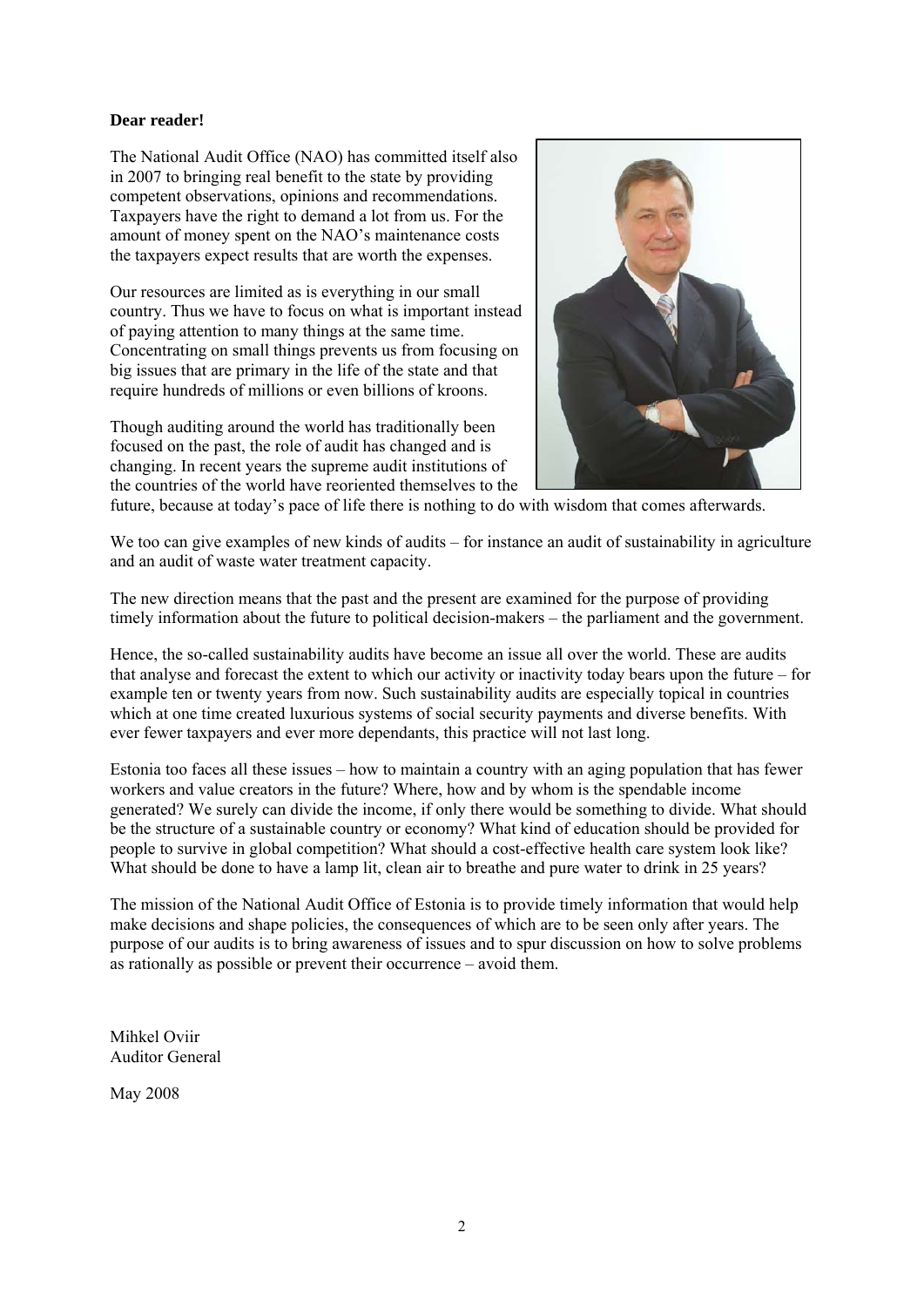**Dear reader!**

The National Audit Office (NAO) has committed itself also in 2007 to bringing real benefit to the state by providing competent observations, opinions and recommendations. Taxpayers have the right to demand a lot from us. For the amount of money spent on the NAO's maintenance costs the taxpayers expect results that are worth the expenses.

Our resources are limited as is everything in our small country. Thus we have to focus on what is important instead of paying attention to many things at the same time. Concentrating on small things prevents us from focusing on big issues that are primary in the life of the state and that require hundreds of millions or even billions of kroons.

Though auditing around the world has traditionally been focused on the past, the role of audit has changed and is changing. In recent years the supreme audit institutions of the countries of the world have reoriented themselves to the future, because at today's pace of life there is nothing to do with wisdom that comes afterwards.

We too can give examples of new kinds of audits – for instance an audit of sustainability in agriculture and an audit of waste water treatment capacity.

The new direction means that the past and the present are examined for the purpose of providing timely information about the future to political decision-makers – the parliament and the government.

Hence, the so-called sustainability audits have become an issue all over the world. These are audits that analyse and forecast the extent to which our activity or inactivity today bears upon the future – for example ten or twenty years from now. Such sustainability audits are especially topical in countries which at one time created luxurious systems of social security payments and diverse benefits. With ever fewer taxpayers and ever more dependants, this practice will not last long.

Estonia too faces all these issues – how to maintain a country with an aging population that has fewer workers and value creators in the future? Where, how and by whom is the spendable income generated? We surely can divide the income, if only there would be something to divide. What should be the structure of a sustainable country or economy? What kind of education should be provided for people to survive in global competition? What should a cost-effective health care system look like? What should be done to have a lamp lit, clean air to breathe and pure water to drink in 25 years?

The mission of the National Audit Office of Estonia is to provide timely information that would help make decisions and shape policies, the consequences of which are to be seen only after years. The purpose of our audits is to bring awareness of issues and to spur discussion on how to solve problems as rationally as possible or prevent their occurrence – avoid them.

Mihkel Oviir  
Auditor General

May 2008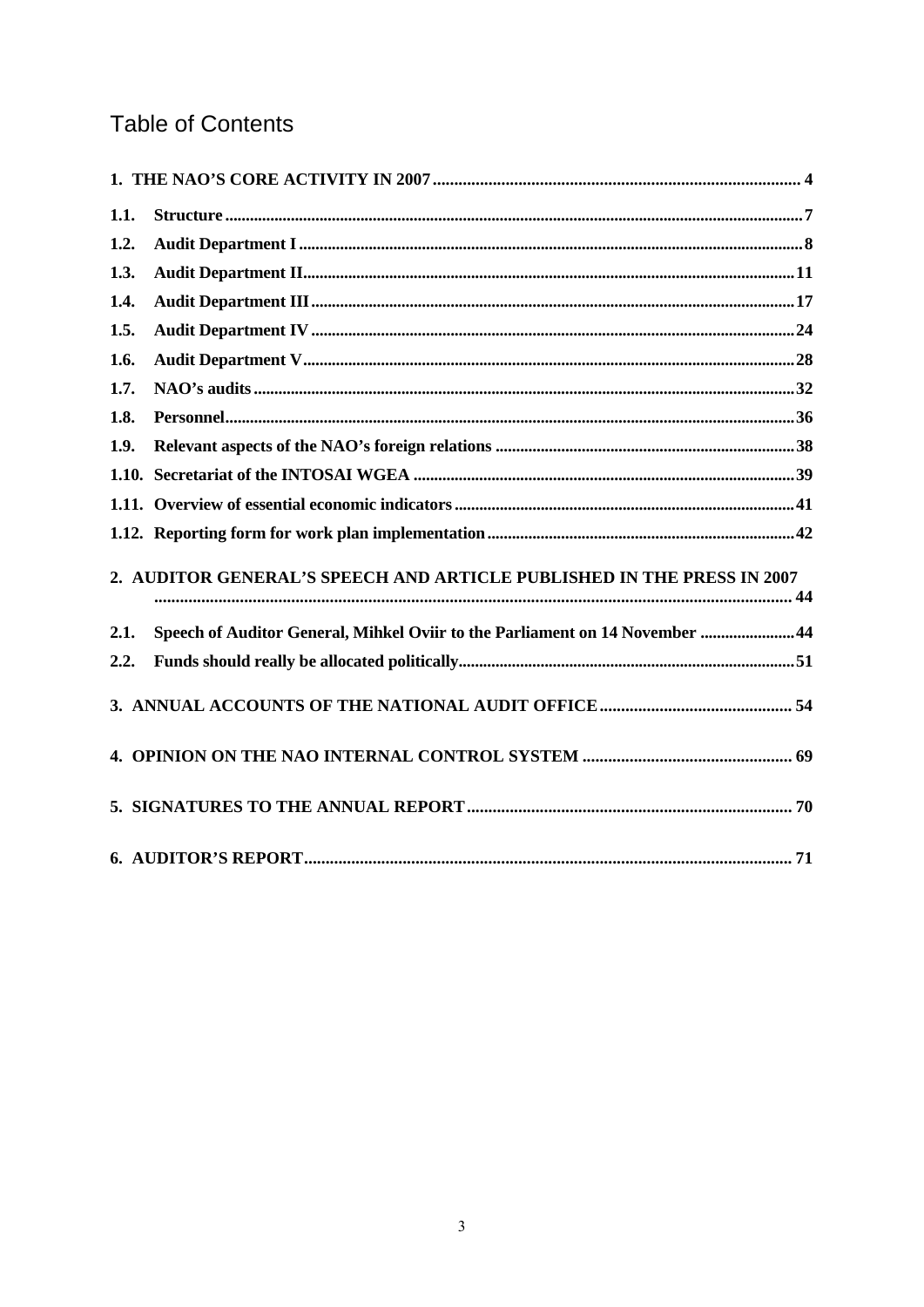# Table of Contents

| | | |
|---|---|---|
| **1. THE NAO'S CORE ACTIVITY IN 2007** | | **4** |
| **1.1.** | **Structure** | **7** |
| **1.2.** | **Audit Department I** | **8** |
| **1.3.** | **Audit Department II** | **11** |
| **1.4.** | **Audit Department III** | **17** |
| **1.5.** | **Audit Department IV** | **24** |
| **1.6.** | **Audit Department V** | **28** |
| **1.7.** | **NAO's audits** | **32** |
| **1.8.** | **Personnel** | **36** |
| **1.9.** | **Relevant aspects of the NAO's foreign relations** | **38** |
| **1.10.** | **Secretariat of the INTOSAI WGEA** | **39** |
| **1.11.** | **Overview of essential economic indicators** | **41** |
| **1.12.** | **Reporting form for work plan implementation** | **42** |
| **2. AUDITOR GENERAL'S SPEECH AND ARTICLE PUBLISHED IN THE PRESS IN 2007** | | **44** |
| **2.1.** | **Speech of Auditor General, Mihkel Oviir to the Parliament on 14 November** | **44** |
| **2.2.** | **Funds should really be allocated politically** | **51** |
| **3. ANNUAL ACCOUNTS OF THE NATIONAL AUDIT OFFICE** | | **54** |
| **4. OPINION ON THE NAO INTERNAL CONTROL SYSTEM** | | **69** |
| **5. SIGNATURES TO THE ANNUAL REPORT** | | **70** |
| **6. AUDITOR'S REPORT** | | **71** |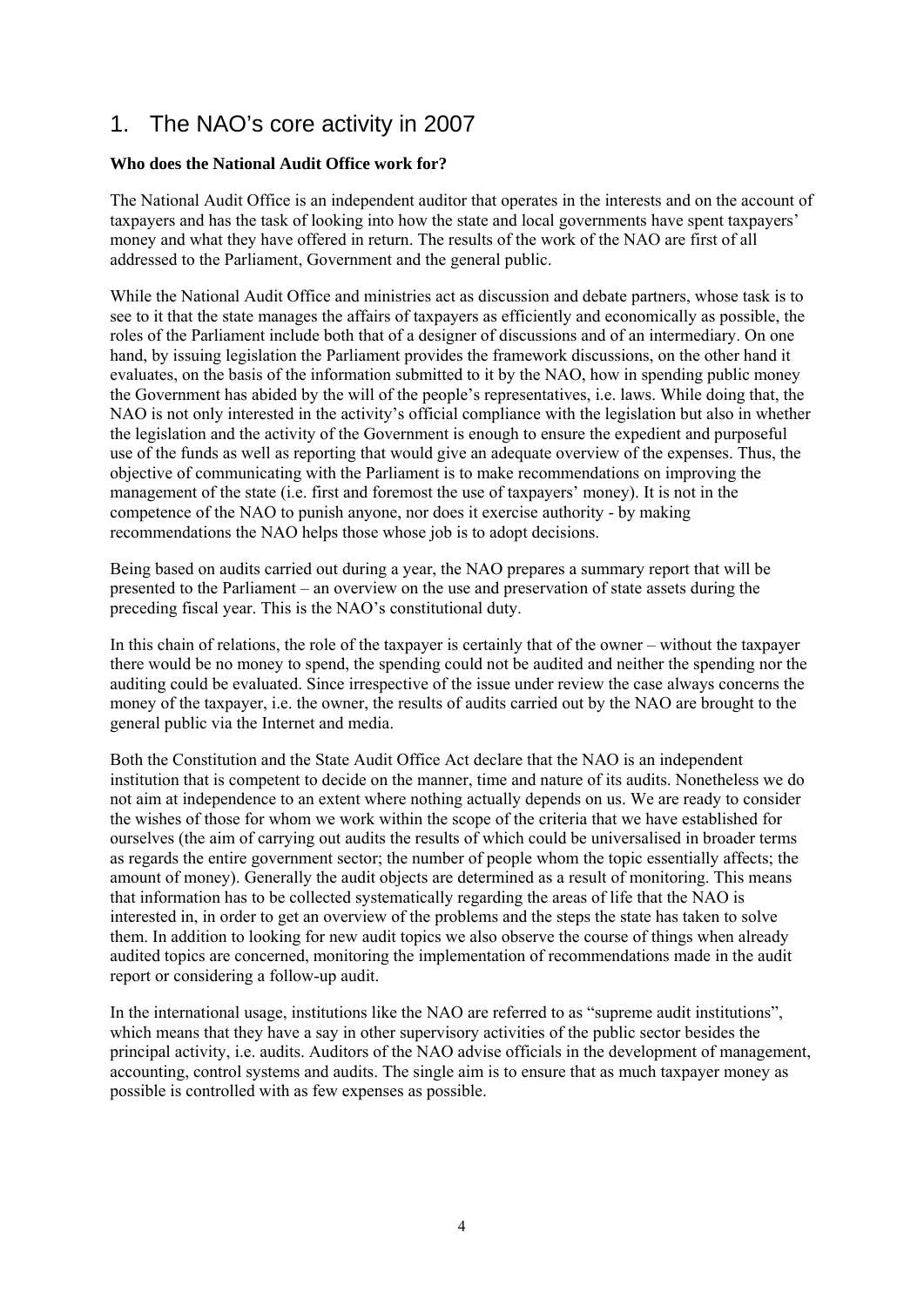# 1. The NAO's core activity in 2007

**Who does the National Audit Office work for?**

The National Audit Office is an independent auditor that operates in the interests and on the account of taxpayers and has the task of looking into how the state and local governments have spent taxpayers' money and what they have offered in return. The results of the work of the NAO are first of all addressed to the Parliament, Government and the general public.

While the National Audit Office and ministries act as discussion and debate partners, whose task is to see to it that the state manages the affairs of taxpayers as efficiently and economically as possible, the roles of the Parliament include both that of a designer of discussions and of an intermediary. On one hand, by issuing legislation the Parliament provides the framework discussions, on the other hand it evaluates, on the basis of the information submitted to it by the NAO, how in spending public money the Government has abided by the will of the people's representatives, i.e. laws. While doing that, the NAO is not only interested in the activity's official compliance with the legislation but also in whether the legislation and the activity of the Government is enough to ensure the expedient and purposeful use of the funds as well as reporting that would give an adequate overview of the expenses. Thus, the objective of communicating with the Parliament is to make recommendations on improving the management of the state (i.e. first and foremost the use of taxpayers' money). It is not in the competence of the NAO to punish anyone, nor does it exercise authority - by making recommendations the NAO helps those whose job is to adopt decisions.

Being based on audits carried out during a year, the NAO prepares a summary report that will be presented to the Parliament – an overview on the use and preservation of state assets during the preceding fiscal year. This is the NAO's constitutional duty.

In this chain of relations, the role of the taxpayer is certainly that of the owner – without the taxpayer there would be no money to spend, the spending could not be audited and neither the spending nor the auditing could be evaluated. Since irrespective of the issue under review the case always concerns the money of the taxpayer, i.e. the owner, the results of audits carried out by the NAO are brought to the general public via the Internet and media.

Both the Constitution and the State Audit Office Act declare that the NAO is an independent institution that is competent to decide on the manner, time and nature of its audits. Nonetheless we do not aim at independence to an extent where nothing actually depends on us. We are ready to consider the wishes of those for whom we work within the scope of the criteria that we have established for ourselves (the aim of carrying out audits the results of which could be universalised in broader terms as regards the entire government sector; the number of people whom the topic essentially affects; the amount of money). Generally the audit objects are determined as a result of monitoring. This means that information has to be collected systematically regarding the areas of life that the NAO is interested in, in order to get an overview of the problems and the steps the state has taken to solve them. In addition to looking for new audit topics we also observe the course of things when already audited topics are concerned, monitoring the implementation of recommendations made in the audit report or considering a follow-up audit.

In the international usage, institutions like the NAO are referred to as "supreme audit institutions", which means that they have a say in other supervisory activities of the public sector besides the principal activity, i.e. audits. Auditors of the NAO advise officials in the development of management, accounting, control systems and audits. The single aim is to ensure that as much taxpayer money as possible is controlled with as few expenses as possible.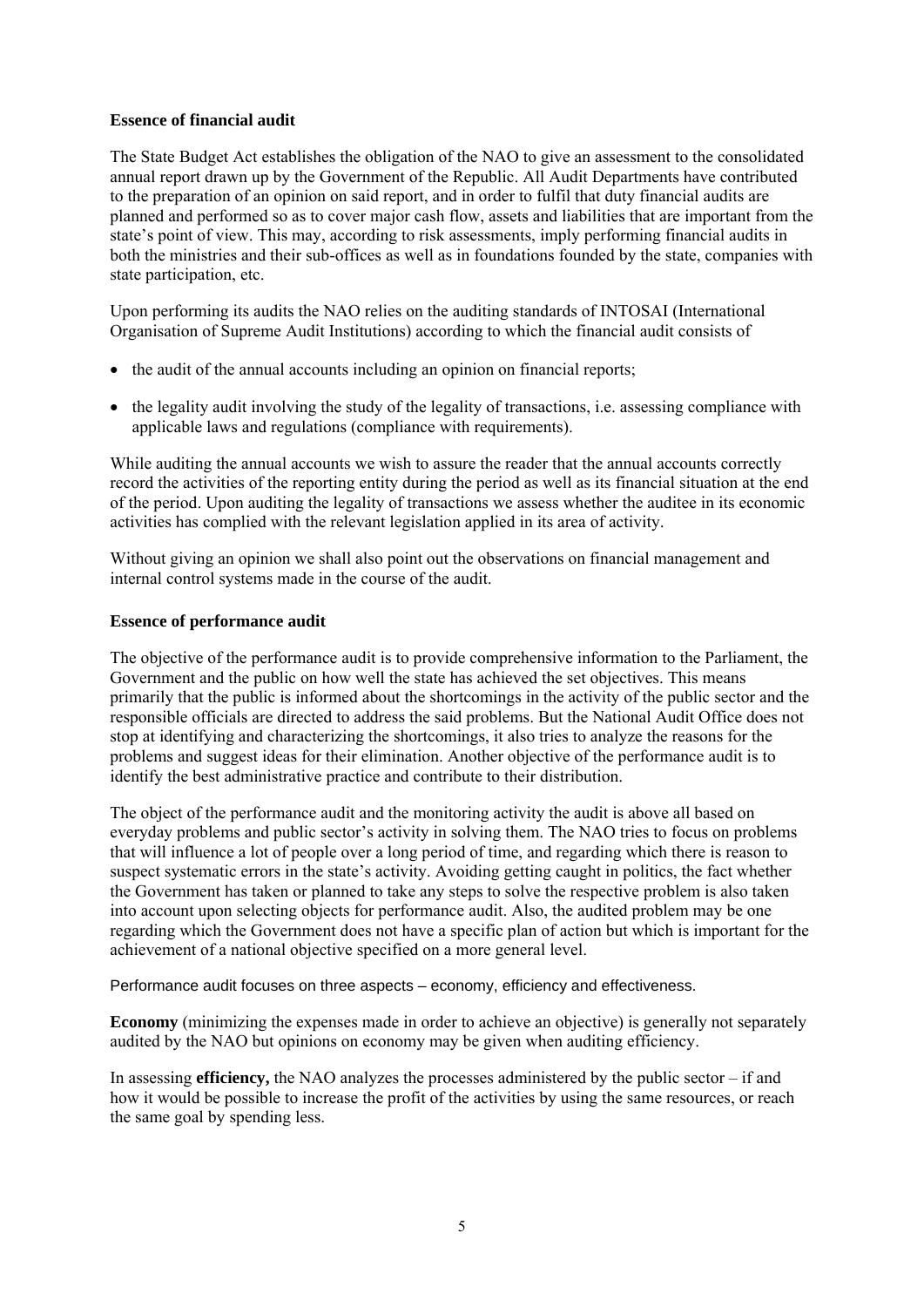**Essence of financial audit**

The State Budget Act establishes the obligation of the NAO to give an assessment to the consolidated annual report drawn up by the Government of the Republic. All Audit Departments have contributed to the preparation of an opinion on said report, and in order to fulfil that duty financial audits are planned and performed so as to cover major cash flow, assets and liabilities that are important from the state's point of view. This may, according to risk assessments, imply performing financial audits in both the ministries and their sub-offices as well as in foundations founded by the state, companies with state participation, etc.

Upon performing its audits the NAO relies on the auditing standards of INTOSAI (International Organisation of Supreme Audit Institutions) according to which the financial audit consists of

- the audit of the annual accounts including an opinion on financial reports;
- the legality audit involving the study of the legality of transactions, i.e. assessing compliance with applicable laws and regulations (compliance with requirements).

While auditing the annual accounts we wish to assure the reader that the annual accounts correctly record the activities of the reporting entity during the period as well as its financial situation at the end of the period. Upon auditing the legality of transactions we assess whether the auditee in its economic activities has complied with the relevant legislation applied in its area of activity.

Without giving an opinion we shall also point out the observations on financial management and internal control systems made in the course of the audit.

**Essence of performance audit**

The objective of the performance audit is to provide comprehensive information to the Parliament, the Government and the public on how well the state has achieved the set objectives. This means primarily that the public is informed about the shortcomings in the activity of the public sector and the responsible officials are directed to address the said problems. But the National Audit Office does not stop at identifying and characterizing the shortcomings, it also tries to analyze the reasons for the problems and suggest ideas for their elimination. Another objective of the performance audit is to identify the best administrative practice and contribute to their distribution.

The object of the performance audit and the monitoring activity the audit is above all based on everyday problems and public sector's activity in solving them. The NAO tries to focus on problems that will influence a lot of people over a long period of time, and regarding which there is reason to suspect systematic errors in the state's activity. Avoiding getting caught in politics, the fact whether the Government has taken or planned to take any steps to solve the respective problem is also taken into account upon selecting objects for performance audit. Also, the audited problem may be one regarding which the Government does not have a specific plan of action but which is important for the achievement of a national objective specified on a more general level.

Performance audit focuses on three aspects – economy, efficiency and effectiveness.

**Economy** (minimizing the expenses made in order to achieve an objective) is generally not separately audited by the NAO but opinions on economy may be given when auditing efficiency.

In assessing **efficiency,** the NAO analyzes the processes administered by the public sector – if and how it would be possible to increase the profit of the activities by using the same resources, or reach the same goal by spending less.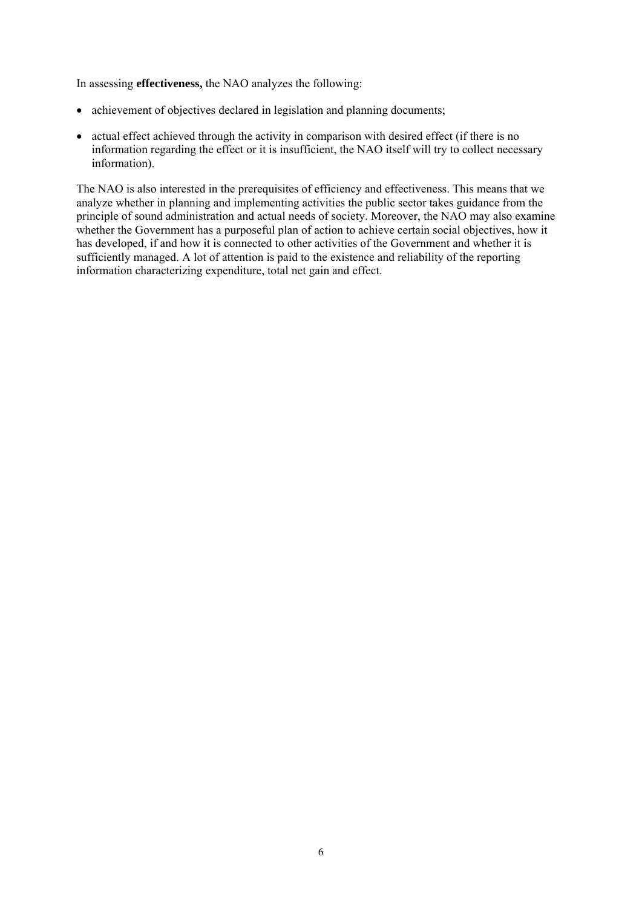In assessing **effectiveness,** the NAO analyzes the following:

- achievement of objectives declared in legislation and planning documents;
- actual effect achieved through the activity in comparison with desired effect (if there is no information regarding the effect or it is insufficient, the NAO itself will try to collect necessary information).

The NAO is also interested in the prerequisites of efficiency and effectiveness. This means that we analyze whether in planning and implementing activities the public sector takes guidance from the principle of sound administration and actual needs of society. Moreover, the NAO may also examine whether the Government has a purposeful plan of action to achieve certain social objectives, how it has developed, if and how it is connected to other activities of the Government and whether it is sufficiently managed. A lot of attention is paid to the existence and reliability of the reporting information characterizing expenditure, total net gain and effect.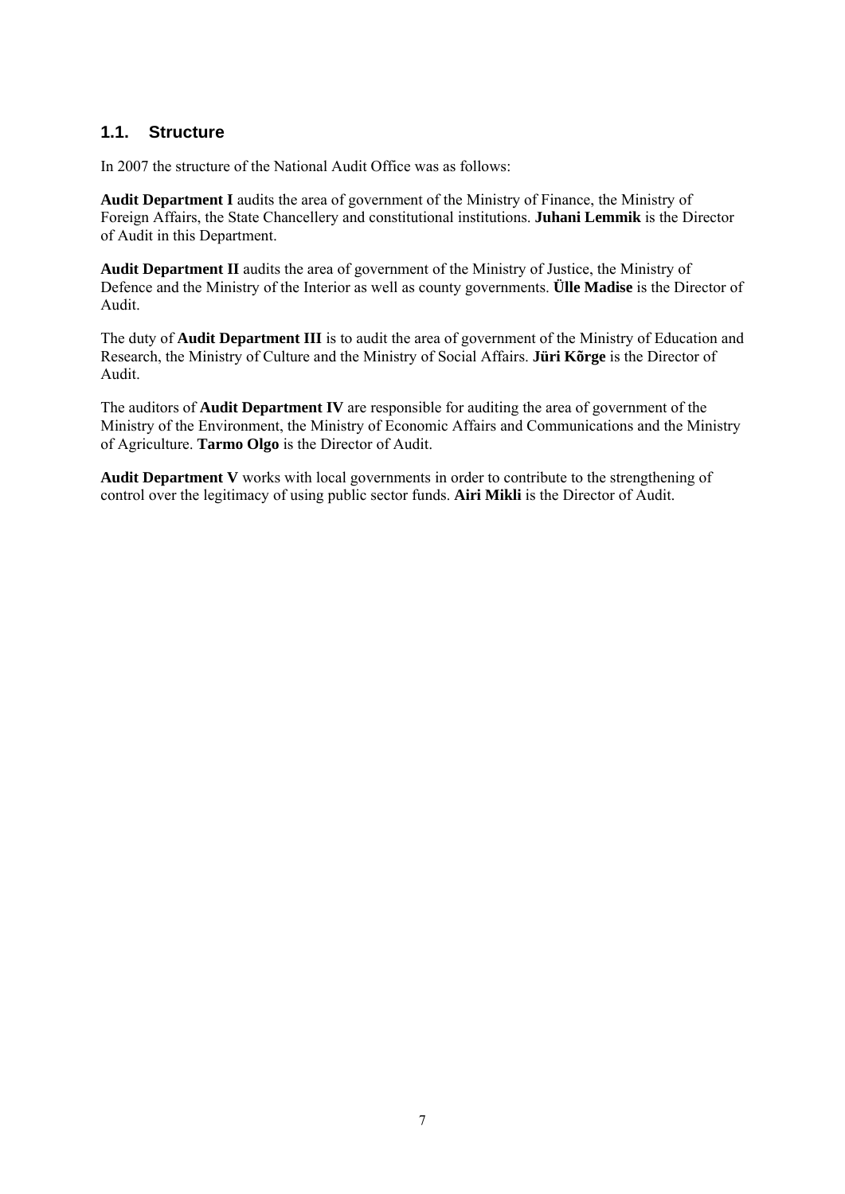## 1.1. Structure

In 2007 the structure of the National Audit Office was as follows:

**Audit Department I** audits the area of government of the Ministry of Finance, the Ministry of Foreign Affairs, the State Chancellery and constitutional institutions. **Juhani Lemmik** is the Director of Audit in this Department.

**Audit Department II** audits the area of government of the Ministry of Justice, the Ministry of Defence and the Ministry of the Interior as well as county governments. **Ülle Madise** is the Director of Audit.

The duty of **Audit Department III** is to audit the area of government of the Ministry of Education and Research, the Ministry of Culture and the Ministry of Social Affairs. **Jüri Kõrge** is the Director of Audit.

The auditors of **Audit Department IV** are responsible for auditing the area of government of the Ministry of the Environment, the Ministry of Economic Affairs and Communications and the Ministry of Agriculture. **Tarmo Olgo** is the Director of Audit.

**Audit Department V** works with local governments in order to contribute to the strengthening of control over the legitimacy of using public sector funds. **Airi Mikli** is the Director of Audit.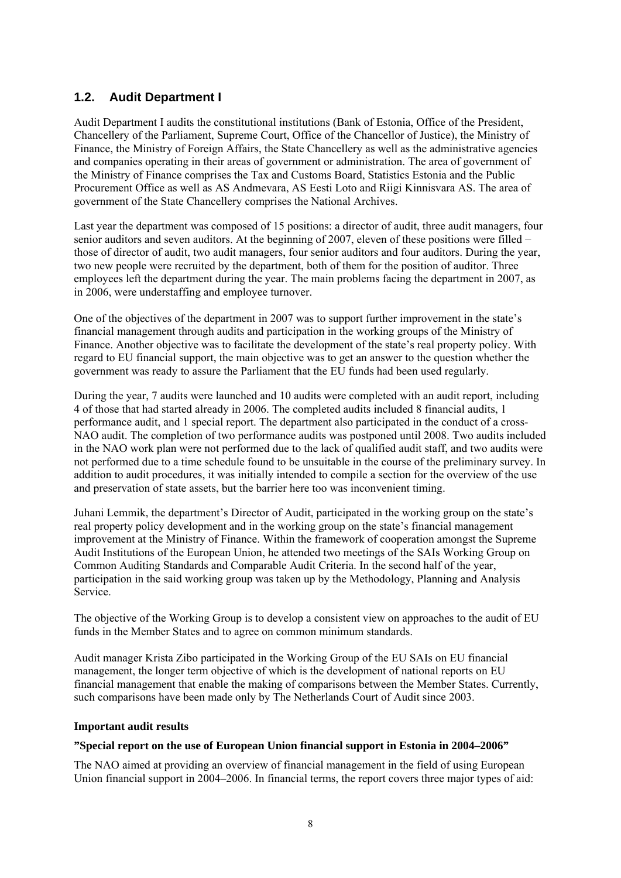## 1.2. Audit Department I

Audit Department I audits the constitutional institutions (Bank of Estonia, Office of the President, Chancellery of the Parliament, Supreme Court, Office of the Chancellor of Justice), the Ministry of Finance, the Ministry of Foreign Affairs, the State Chancellery as well as the administrative agencies and companies operating in their areas of government or administration. The area of government of the Ministry of Finance comprises the Tax and Customs Board, Statistics Estonia and the Public Procurement Office as well as AS Andmevara, AS Eesti Loto and Riigi Kinnisvara AS. The area of government of the State Chancellery comprises the National Archives.

Last year the department was composed of 15 positions: a director of audit, three audit managers, four senior auditors and seven auditors. At the beginning of 2007, eleven of these positions were filled − those of director of audit, two audit managers, four senior auditors and four auditors. During the year, two new people were recruited by the department, both of them for the position of auditor. Three employees left the department during the year. The main problems facing the department in 2007, as in 2006, were understaffing and employee turnover.

One of the objectives of the department in 2007 was to support further improvement in the state's financial management through audits and participation in the working groups of the Ministry of Finance. Another objective was to facilitate the development of the state's real property policy. With regard to EU financial support, the main objective was to get an answer to the question whether the government was ready to assure the Parliament that the EU funds had been used regularly.

During the year, 7 audits were launched and 10 audits were completed with an audit report, including 4 of those that had started already in 2006. The completed audits included 8 financial audits, 1 performance audit, and 1 special report. The department also participated in the conduct of a cross-NAO audit. The completion of two performance audits was postponed until 2008. Two audits included in the NAO work plan were not performed due to the lack of qualified audit staff, and two audits were not performed due to a time schedule found to be unsuitable in the course of the preliminary survey. In addition to audit procedures, it was initially intended to compile a section for the overview of the use and preservation of state assets, but the barrier here too was inconvenient timing.

Juhani Lemmik, the department's Director of Audit, participated in the working group on the state's real property policy development and in the working group on the state's financial management improvement at the Ministry of Finance. Within the framework of cooperation amongst the Supreme Audit Institutions of the European Union, he attended two meetings of the SAIs Working Group on Common Auditing Standards and Comparable Audit Criteria. In the second half of the year, participation in the said working group was taken up by the Methodology, Planning and Analysis Service.

The objective of the Working Group is to develop a consistent view on approaches to the audit of EU funds in the Member States and to agree on common minimum standards.

Audit manager Krista Zibo participated in the Working Group of the EU SAIs on EU financial management, the longer term objective of which is the development of national reports on EU financial management that enable the making of comparisons between the Member States. Currently, such comparisons have been made only by The Netherlands Court of Audit since 2003.

**Important audit results**

**"Special report on the use of European Union financial support in Estonia in 2004–2006"**

The NAO aimed at providing an overview of financial management in the field of using European Union financial support in 2004–2006. In financial terms, the report covers three major types of aid: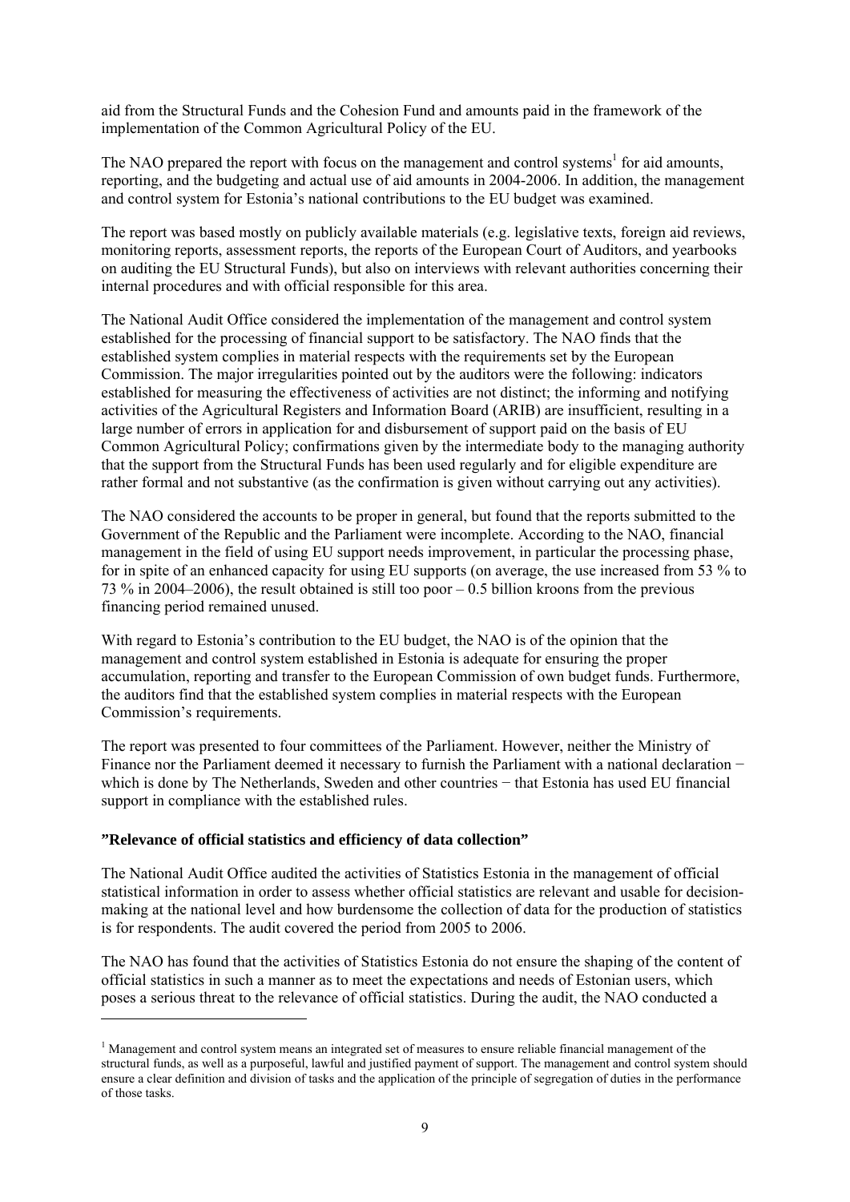aid from the Structural Funds and the Cohesion Fund and amounts paid in the framework of the implementation of the Common Agricultural Policy of the EU.

The NAO prepared the report with focus on the management and control systems[1] for aid amounts, reporting, and the budgeting and actual use of aid amounts in 2004-2006. In addition, the management and control system for Estonia's national contributions to the EU budget was examined.

The report was based mostly on publicly available materials (e.g. legislative texts, foreign aid reviews, monitoring reports, assessment reports, the reports of the European Court of Auditors, and yearbooks on auditing the EU Structural Funds), but also on interviews with relevant authorities concerning their internal procedures and with official responsible for this area.

The National Audit Office considered the implementation of the management and control system established for the processing of financial support to be satisfactory. The NAO finds that the established system complies in material respects with the requirements set by the European Commission. The major irregularities pointed out by the auditors were the following: indicators established for measuring the effectiveness of activities are not distinct; the informing and notifying activities of the Agricultural Registers and Information Board (ARIB) are insufficient, resulting in a large number of errors in application for and disbursement of support paid on the basis of EU Common Agricultural Policy; confirmations given by the intermediate body to the managing authority that the support from the Structural Funds has been used regularly and for eligible expenditure are rather formal and not substantive (as the confirmation is given without carrying out any activities).

The NAO considered the accounts to be proper in general, but found that the reports submitted to the Government of the Republic and the Parliament were incomplete. According to the NAO, financial management in the field of using EU support needs improvement, in particular the processing phase, for in spite of an enhanced capacity for using EU supports (on average, the use increased from 53 % to 73 % in 2004–2006), the result obtained is still too poor – 0.5 billion kroons from the previous financing period remained unused.

With regard to Estonia's contribution to the EU budget, the NAO is of the opinion that the management and control system established in Estonia is adequate for ensuring the proper accumulation, reporting and transfer to the European Commission of own budget funds. Furthermore, the auditors find that the established system complies in material respects with the European Commission's requirements.

The report was presented to four committees of the Parliament. However, neither the Ministry of Finance nor the Parliament deemed it necessary to furnish the Parliament with a national declaration − which is done by The Netherlands, Sweden and other countries − that Estonia has used EU financial support in compliance with the established rules.

**"Relevance of official statistics and efficiency of data collection"**

The National Audit Office audited the activities of Statistics Estonia in the management of official statistical information in order to assess whether official statistics are relevant and usable for decision-making at the national level and how burdensome the collection of data for the production of statistics is for respondents. The audit covered the period from 2005 to 2006.

The NAO has found that the activities of Statistics Estonia do not ensure the shaping of the content of official statistics in such a manner as to meet the expectations and needs of Estonian users, which poses a serious threat to the relevance of official statistics. During the audit, the NAO conducted a

---

[1] Management and control system means an integrated set of measures to ensure reliable financial management of the structural funds, as well as a purposeful, lawful and justified payment of support. The management and control system should ensure a clear definition and division of tasks and the application of the principle of segregation of duties in the performance of those tasks.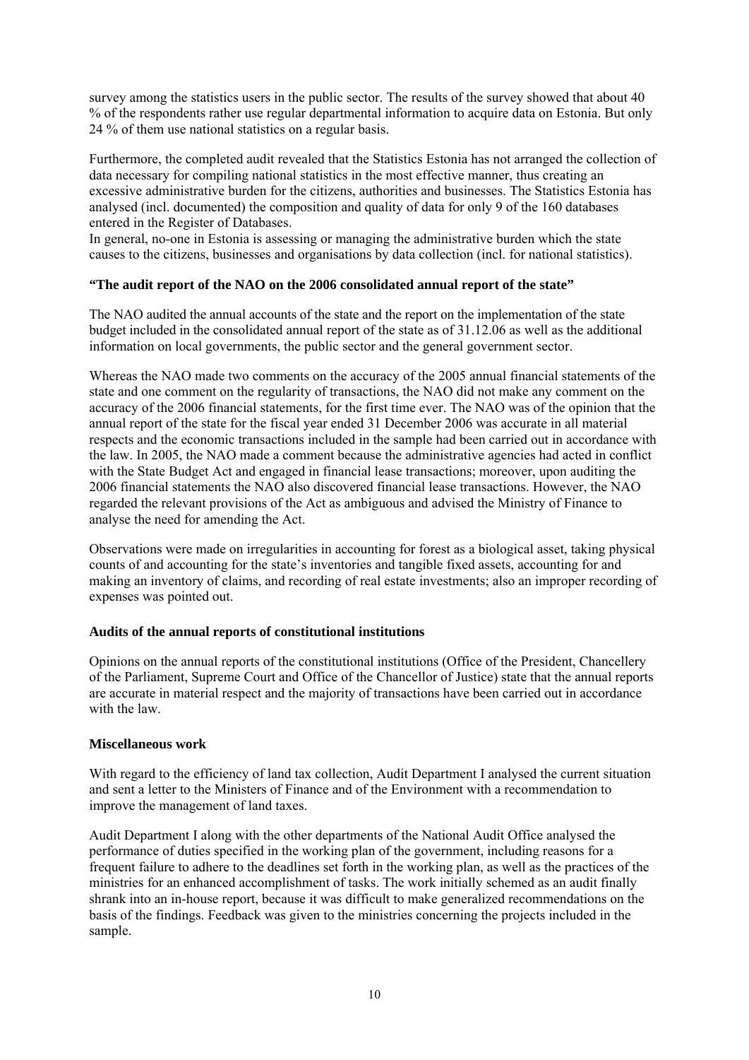survey among the statistics users in the public sector. The results of the survey showed that about 40 % of the respondents rather use regular departmental information to acquire data on Estonia. But only 24 % of them use national statistics on a regular basis.

Furthermore, the completed audit revealed that the Statistics Estonia has not arranged the collection of data necessary for compiling national statistics in the most effective manner, thus creating an excessive administrative burden for the citizens, authorities and businesses. The Statistics Estonia has analysed (incl. documented) the composition and quality of data for only 9 of the 160 databases entered in the Register of Databases.
In general, no-one in Estonia is assessing or managing the administrative burden which the state causes to the citizens, businesses and organisations by data collection (incl. for national statistics).

**"The audit report of the NAO on the 2006 consolidated annual report of the state"**

The NAO audited the annual accounts of the state and the report on the implementation of the state budget included in the consolidated annual report of the state as of 31.12.06 as well as the additional information on local governments, the public sector and the general government sector.

Whereas the NAO made two comments on the accuracy of the 2005 annual financial statements of the state and one comment on the regularity of transactions, the NAO did not make any comment on the accuracy of the 2006 financial statements, for the first time ever. The NAO was of the opinion that the annual report of the state for the fiscal year ended 31 December 2006 was accurate in all material respects and the economic transactions included in the sample had been carried out in accordance with the law. In 2005, the NAO made a comment because the administrative agencies had acted in conflict with the State Budget Act and engaged in financial lease transactions; moreover, upon auditing the 2006 financial statements the NAO also discovered financial lease transactions. However, the NAO regarded the relevant provisions of the Act as ambiguous and advised the Ministry of Finance to analyse the need for amending the Act.

Observations were made on irregularities in accounting for forest as a biological asset, taking physical counts of and accounting for the state's inventories and tangible fixed assets, accounting for and making an inventory of claims, and recording of real estate investments; also an improper recording of expenses was pointed out.

**Audits of the annual reports of constitutional institutions**

Opinions on the annual reports of the constitutional institutions (Office of the President, Chancellery of the Parliament, Supreme Court and Office of the Chancellor of Justice) state that the annual reports are accurate in material respect and the majority of transactions have been carried out in accordance with the law.

**Miscellaneous work**

With regard to the efficiency of land tax collection, Audit Department I analysed the current situation and sent a letter to the Ministers of Finance and of the Environment with a recommendation to improve the management of land taxes.

Audit Department I along with the other departments of the National Audit Office analysed the performance of duties specified in the working plan of the government, including reasons for a frequent failure to adhere to the deadlines set forth in the working plan, as well as the practices of the ministries for an enhanced accomplishment of tasks. The work initially schemed as an audit finally shrank into an in-house report, because it was difficult to make generalized recommendations on the basis of the findings. Feedback was given to the ministries concerning the projects included in the sample.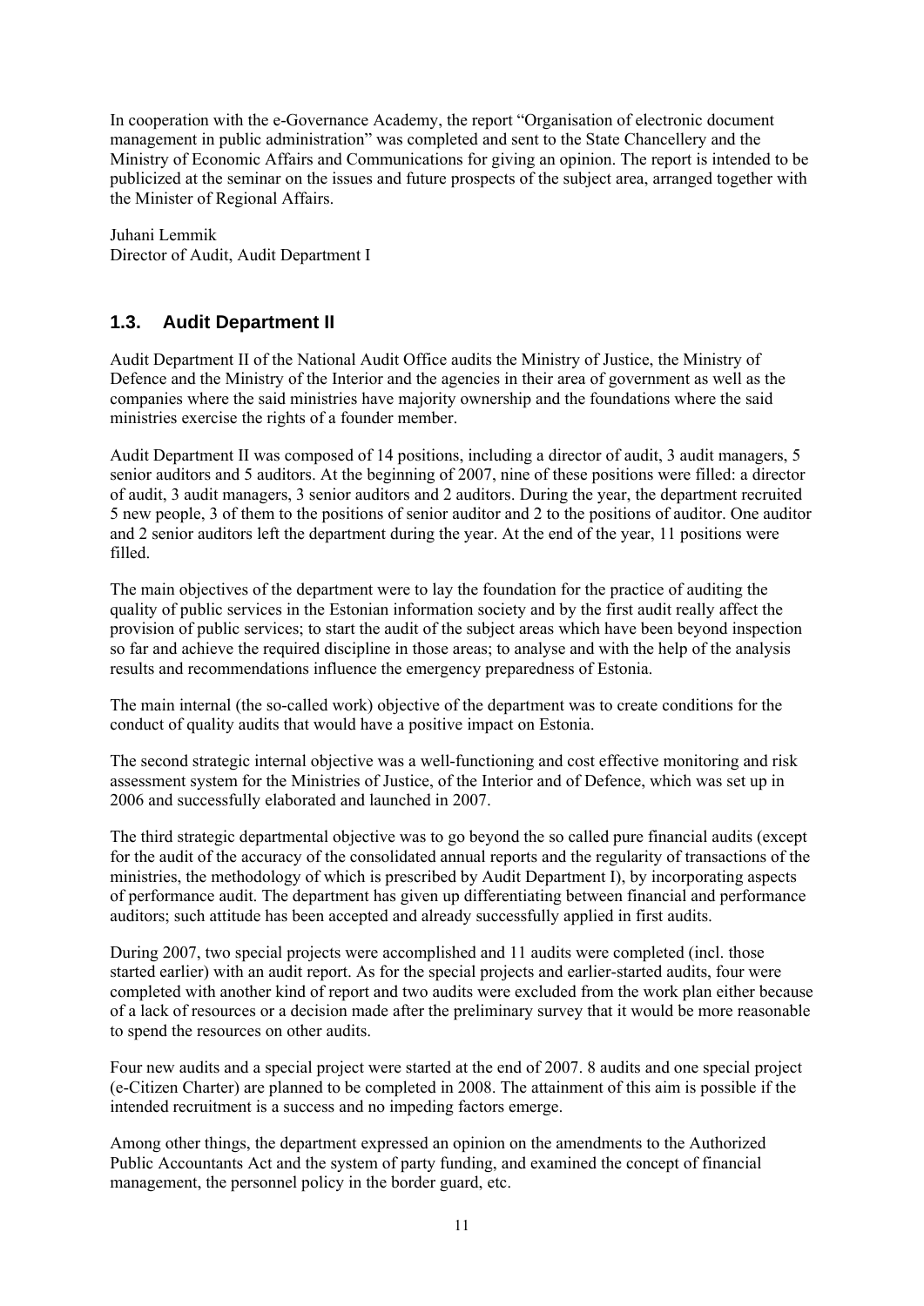In cooperation with the e-Governance Academy, the report "Organisation of electronic document management in public administration" was completed and sent to the State Chancellery and the Ministry of Economic Affairs and Communications for giving an opinion. The report is intended to be publicized at the seminar on the issues and future prospects of the subject area, arranged together with the Minister of Regional Affairs.

Juhani Lemmik
Director of Audit, Audit Department I

## 1.3. Audit Department II

Audit Department II of the National Audit Office audits the Ministry of Justice, the Ministry of Defence and the Ministry of the Interior and the agencies in their area of government as well as the companies where the said ministries have majority ownership and the foundations where the said ministries exercise the rights of a founder member.

Audit Department II was composed of 14 positions, including a director of audit, 3 audit managers, 5 senior auditors and 5 auditors. At the beginning of 2007, nine of these positions were filled: a director of audit, 3 audit managers, 3 senior auditors and 2 auditors. During the year, the department recruited 5 new people, 3 of them to the positions of senior auditor and 2 to the positions of auditor. One auditor and 2 senior auditors left the department during the year. At the end of the year, 11 positions were filled.

The main objectives of the department were to lay the foundation for the practice of auditing the quality of public services in the Estonian information society and by the first audit really affect the provision of public services; to start the audit of the subject areas which have been beyond inspection so far and achieve the required discipline in those areas; to analyse and with the help of the analysis results and recommendations influence the emergency preparedness of Estonia.

The main internal (the so-called work) objective of the department was to create conditions for the conduct of quality audits that would have a positive impact on Estonia.

The second strategic internal objective was a well-functioning and cost effective monitoring and risk assessment system for the Ministries of Justice, of the Interior and of Defence, which was set up in 2006 and successfully elaborated and launched in 2007.

The third strategic departmental objective was to go beyond the so called pure financial audits (except for the audit of the accuracy of the consolidated annual reports and the regularity of transactions of the ministries, the methodology of which is prescribed by Audit Department I), by incorporating aspects of performance audit. The department has given up differentiating between financial and performance auditors; such attitude has been accepted and already successfully applied in first audits.

During 2007, two special projects were accomplished and 11 audits were completed (incl. those started earlier) with an audit report. As for the special projects and earlier-started audits, four were completed with another kind of report and two audits were excluded from the work plan either because of a lack of resources or a decision made after the preliminary survey that it would be more reasonable to spend the resources on other audits.

Four new audits and a special project were started at the end of 2007. 8 audits and one special project (e-Citizen Charter) are planned to be completed in 2008. The attainment of this aim is possible if the intended recruitment is a success and no impeding factors emerge.

Among other things, the department expressed an opinion on the amendments to the Authorized Public Accountants Act and the system of party funding, and examined the concept of financial management, the personnel policy in the border guard, etc.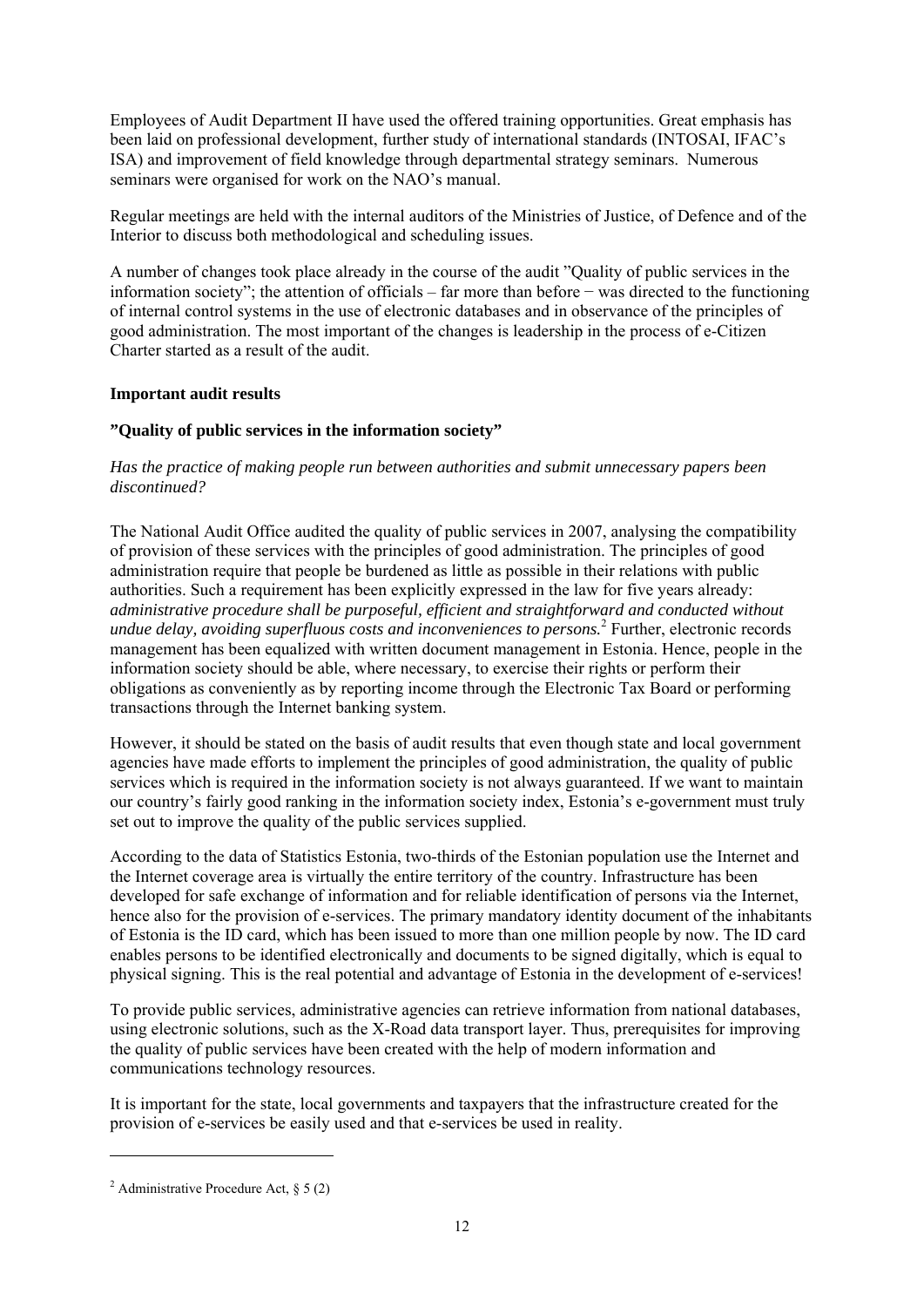Employees of Audit Department II have used the offered training opportunities. Great emphasis has been laid on professional development, further study of international standards (INTOSAI, IFAC's ISA) and improvement of field knowledge through departmental strategy seminars. Numerous seminars were organised for work on the NAO's manual.

Regular meetings are held with the internal auditors of the Ministries of Justice, of Defence and of the Interior to discuss both methodological and scheduling issues.

A number of changes took place already in the course of the audit "Quality of public services in the information society"; the attention of officials – far more than before − was directed to the functioning of internal control systems in the use of electronic databases and in observance of the principles of good administration. The most important of the changes is leadership in the process of e-Citizen Charter started as a result of the audit.

**Important audit results**

**"Quality of public services in the information society"**

*Has the practice of making people run between authorities and submit unnecessary papers been discontinued?*

The National Audit Office audited the quality of public services in 2007, analysing the compatibility of provision of these services with the principles of good administration. The principles of good administration require that people be burdened as little as possible in their relations with public authorities. Such a requirement has been explicitly expressed in the law for five years already: *administrative procedure shall be purposeful, efficient and straightforward and conducted without undue delay, avoiding superfluous costs and inconveniences to persons.*[2] Further, electronic records management has been equalized with written document management in Estonia. Hence, people in the information society should be able, where necessary, to exercise their rights or perform their obligations as conveniently as by reporting income through the Electronic Tax Board or performing transactions through the Internet banking system.

However, it should be stated on the basis of audit results that even though state and local government agencies have made efforts to implement the principles of good administration, the quality of public services which is required in the information society is not always guaranteed. If we want to maintain our country's fairly good ranking in the information society index, Estonia's e-government must truly set out to improve the quality of the public services supplied.

According to the data of Statistics Estonia, two-thirds of the Estonian population use the Internet and the Internet coverage area is virtually the entire territory of the country. Infrastructure has been developed for safe exchange of information and for reliable identification of persons via the Internet, hence also for the provision of e-services. The primary mandatory identity document of the inhabitants of Estonia is the ID card, which has been issued to more than one million people by now. The ID card enables persons to be identified electronically and documents to be signed digitally, which is equal to physical signing. This is the real potential and advantage of Estonia in the development of e-services!

To provide public services, administrative agencies can retrieve information from national databases, using electronic solutions, such as the X-Road data transport layer. Thus, prerequisites for improving the quality of public services have been created with the help of modern information and communications technology resources.

It is important for the state, local governments and taxpayers that the infrastructure created for the provision of e-services be easily used and that e-services be used in reality.

---

[2] Administrative Procedure Act, § 5 (2)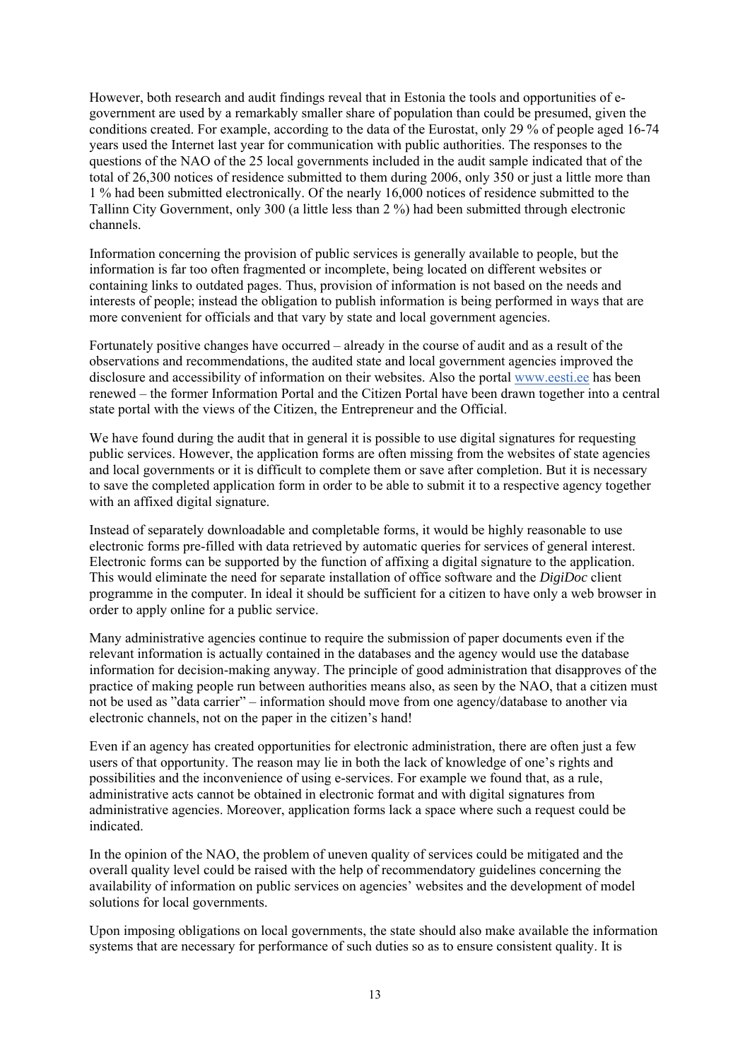However, both research and audit findings reveal that in Estonia the tools and opportunities of e-government are used by a remarkably smaller share of population than could be presumed, given the conditions created. For example, according to the data of the Eurostat, only 29 % of people aged 16-74 years used the Internet last year for communication with public authorities. The responses to the questions of the NAO of the 25 local governments included in the audit sample indicated that of the total of 26,300 notices of residence submitted to them during 2006, only 350 or just a little more than 1 % had been submitted electronically. Of the nearly 16,000 notices of residence submitted to the Tallinn City Government, only 300 (a little less than 2 %) had been submitted through electronic channels.

Information concerning the provision of public services is generally available to people, but the information is far too often fragmented or incomplete, being located on different websites or containing links to outdated pages. Thus, provision of information is not based on the needs and interests of people; instead the obligation to publish information is being performed in ways that are more convenient for officials and that vary by state and local government agencies.

Fortunately positive changes have occurred – already in the course of audit and as a result of the observations and recommendations, the audited state and local government agencies improved the disclosure and accessibility of information on their websites. Also the portal www.eesti.ee has been renewed – the former Information Portal and the Citizen Portal have been drawn together into a central state portal with the views of the Citizen, the Entrepreneur and the Official.

We have found during the audit that in general it is possible to use digital signatures for requesting public services. However, the application forms are often missing from the websites of state agencies and local governments or it is difficult to complete them or save after completion. But it is necessary to save the completed application form in order to be able to submit it to a respective agency together with an affixed digital signature.

Instead of separately downloadable and completable forms, it would be highly reasonable to use electronic forms pre-filled with data retrieved by automatic queries for services of general interest. Electronic forms can be supported by the function of affixing a digital signature to the application. This would eliminate the need for separate installation of office software and the *DigiDoc* client programme in the computer. In ideal it should be sufficient for a citizen to have only a web browser in order to apply online for a public service.

Many administrative agencies continue to require the submission of paper documents even if the relevant information is actually contained in the databases and the agency would use the database information for decision-making anyway. The principle of good administration that disapproves of the practice of making people run between authorities means also, as seen by the NAO, that a citizen must not be used as ”data carrier” – information should move from one agency/database to another via electronic channels, not on the paper in the citizen's hand!

Even if an agency has created opportunities for electronic administration, there are often just a few users of that opportunity. The reason may lie in both the lack of knowledge of one's rights and possibilities and the inconvenience of using e-services. For example we found that, as a rule, administrative acts cannot be obtained in electronic format and with digital signatures from administrative agencies. Moreover, application forms lack a space where such a request could be indicated.

In the opinion of the NAO, the problem of uneven quality of services could be mitigated and the overall quality level could be raised with the help of recommendatory guidelines concerning the availability of information on public services on agencies' websites and the development of model solutions for local governments.

Upon imposing obligations on local governments, the state should also make available the information systems that are necessary for performance of such duties so as to ensure consistent quality. It is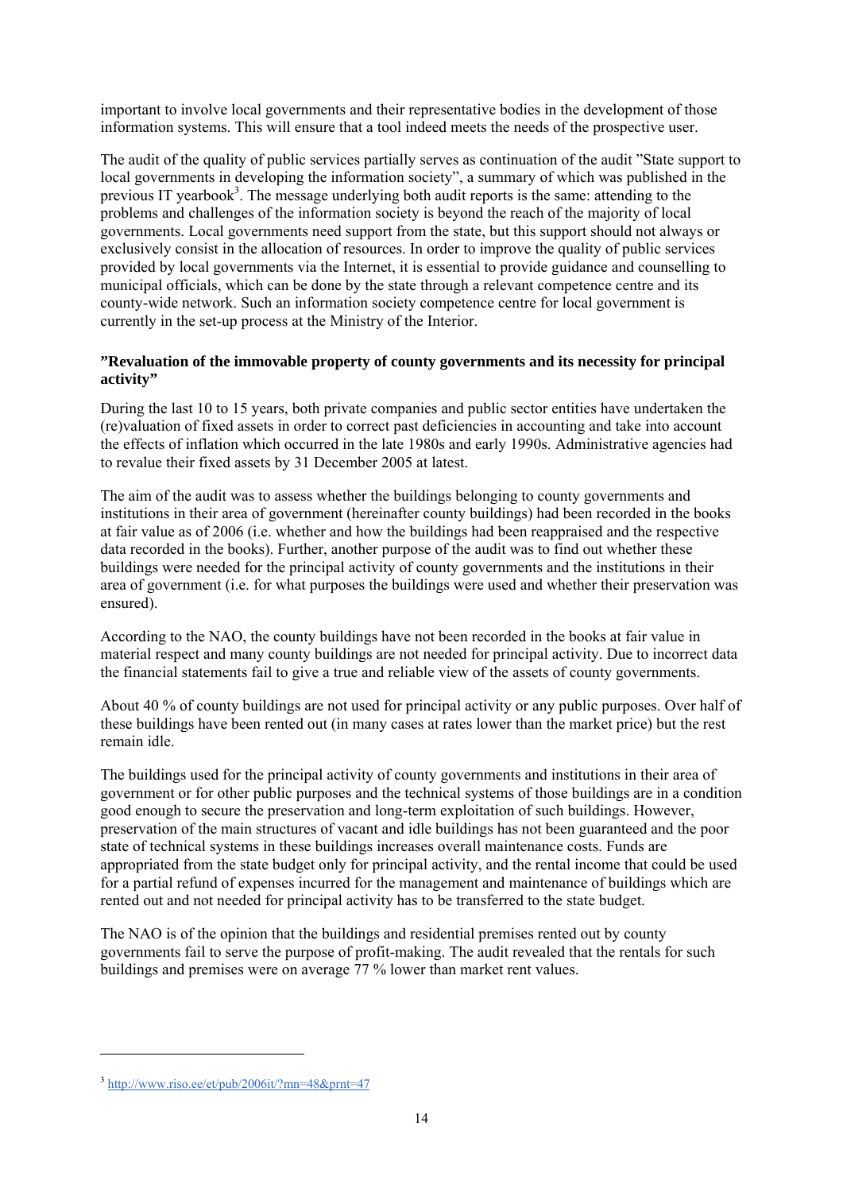important to involve local governments and their representative bodies in the development of those information systems. This will ensure that a tool indeed meets the needs of the prospective user.

The audit of the quality of public services partially serves as continuation of the audit ”State support to local governments in developing the information society”, a summary of which was published in the previous IT yearbook[3]. The message underlying both audit reports is the same: attending to the problems and challenges of the information society is beyond the reach of the majority of local governments. Local governments need support from the state, but this support should not always or exclusively consist in the allocation of resources. In order to improve the quality of public services provided by local governments via the Internet, it is essential to provide guidance and counselling to municipal officials, which can be done by the state through a relevant competence centre and its county-wide network. Such an information society competence centre for local government is currently in the set-up process at the Ministry of the Interior.

**”Revaluation of the immovable property of county governments and its necessity for principal activity”**

During the last 10 to 15 years, both private companies and public sector entities have undertaken the (re)valuation of fixed assets in order to correct past deficiencies in accounting and take into account the effects of inflation which occurred in the late 1980s and early 1990s. Administrative agencies had to revalue their fixed assets by 31 December 2005 at latest.

The aim of the audit was to assess whether the buildings belonging to county governments and institutions in their area of government (hereinafter county buildings) had been recorded in the books at fair value as of 2006 (i.e. whether and how the buildings had been reappraised and the respective data recorded in the books). Further, another purpose of the audit was to find out whether these buildings were needed for the principal activity of county governments and the institutions in their area of government (i.e. for what purposes the buildings were used and whether their preservation was ensured).

According to the NAO, the county buildings have not been recorded in the books at fair value in material respect and many county buildings are not needed for principal activity. Due to incorrect data the financial statements fail to give a true and reliable view of the assets of county governments.

About 40 % of county buildings are not used for principal activity or any public purposes. Over half of these buildings have been rented out (in many cases at rates lower than the market price) but the rest remain idle.

The buildings used for the principal activity of county governments and institutions in their area of government or for other public purposes and the technical systems of those buildings are in a condition good enough to secure the preservation and long-term exploitation of such buildings. However, preservation of the main structures of vacant and idle buildings has not been guaranteed and the poor state of technical systems in these buildings increases overall maintenance costs. Funds are appropriated from the state budget only for principal activity, and the rental income that could be used for a partial refund of expenses incurred for the management and maintenance of buildings which are rented out and not needed for principal activity has to be transferred to the state budget.

The NAO is of the opinion that the buildings and residential premises rented out by county governments fail to serve the purpose of profit-making. The audit revealed that the rentals for such buildings and premises were on average 77 % lower than market rent values.

---

[3] http://www.riso.ee/et/pub/2006it/?mn=48&prnt=47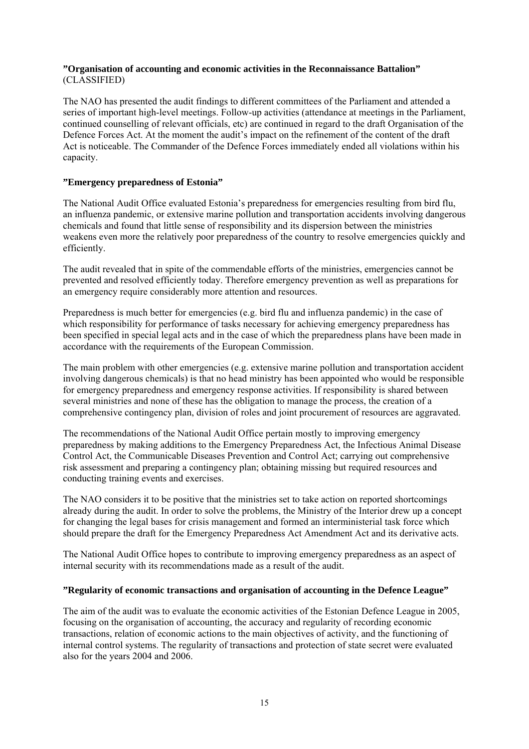**”Organisation of accounting and economic activities in the Reconnaissance Battalion”** (CLASSIFIED)

The NAO has presented the audit findings to different committees of the Parliament and attended a series of important high-level meetings. Follow-up activities (attendance at meetings in the Parliament, continued counselling of relevant officials, etc) are continued in regard to the draft Organisation of the Defence Forces Act. At the moment the audit's impact on the refinement of the content of the draft Act is noticeable. The Commander of the Defence Forces immediately ended all violations within his capacity.

**”Emergency preparedness of Estonia”**

The National Audit Office evaluated Estonia's preparedness for emergencies resulting from bird flu, an influenza pandemic, or extensive marine pollution and transportation accidents involving dangerous chemicals and found that little sense of responsibility and its dispersion between the ministries weakens even more the relatively poor preparedness of the country to resolve emergencies quickly and efficiently.

The audit revealed that in spite of the commendable efforts of the ministries, emergencies cannot be prevented and resolved efficiently today. Therefore emergency prevention as well as preparations for an emergency require considerably more attention and resources.

Preparedness is much better for emergencies (e.g. bird flu and influenza pandemic) in the case of which responsibility for performance of tasks necessary for achieving emergency preparedness has been specified in special legal acts and in the case of which the preparedness plans have been made in accordance with the requirements of the European Commission.

The main problem with other emergencies (e.g. extensive marine pollution and transportation accident involving dangerous chemicals) is that no head ministry has been appointed who would be responsible for emergency preparedness and emergency response activities. If responsibility is shared between several ministries and none of these has the obligation to manage the process, the creation of a comprehensive contingency plan, division of roles and joint procurement of resources are aggravated.

The recommendations of the National Audit Office pertain mostly to improving emergency preparedness by making additions to the Emergency Preparedness Act, the Infectious Animal Disease Control Act, the Communicable Diseases Prevention and Control Act; carrying out comprehensive risk assessment and preparing a contingency plan; obtaining missing but required resources and conducting training events and exercises.

The NAO considers it to be positive that the ministries set to take action on reported shortcomings already during the audit. In order to solve the problems, the Ministry of the Interior drew up a concept for changing the legal bases for crisis management and formed an interministerial task force which should prepare the draft for the Emergency Preparedness Act Amendment Act and its derivative acts.

The National Audit Office hopes to contribute to improving emergency preparedness as an aspect of internal security with its recommendations made as a result of the audit.

**”Regularity of economic transactions and organisation of accounting in the Defence League”**

The aim of the audit was to evaluate the economic activities of the Estonian Defence League in 2005, focusing on the organisation of accounting, the accuracy and regularity of recording economic transactions, relation of economic actions to the main objectives of activity, and the functioning of internal control systems. The regularity of transactions and protection of state secret were evaluated also for the years 2004 and 2006.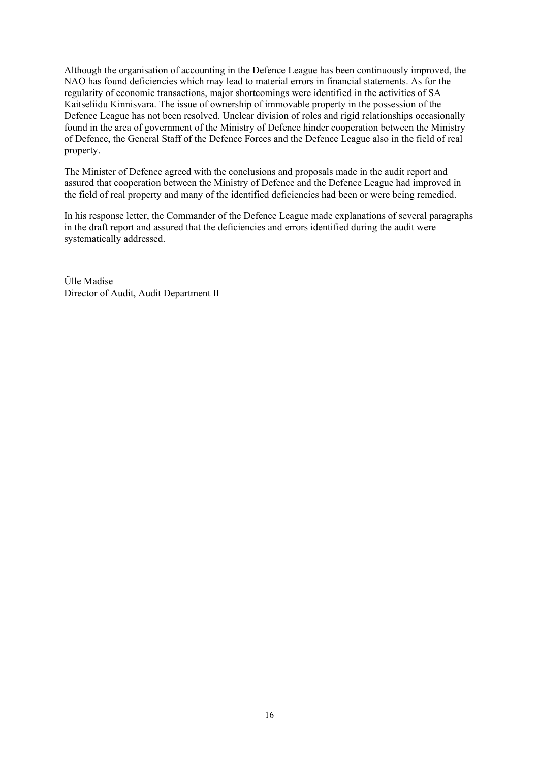Although the organisation of accounting in the Defence League has been continuously improved, the NAO has found deficiencies which may lead to material errors in financial statements. As for the regularity of economic transactions, major shortcomings were identified in the activities of SA Kaitseliidu Kinnisvara. The issue of ownership of immovable property in the possession of the Defence League has not been resolved. Unclear division of roles and rigid relationships occasionally found in the area of government of the Ministry of Defence hinder cooperation between the Ministry of Defence, the General Staff of the Defence Forces and the Defence League also in the field of real property.

The Minister of Defence agreed with the conclusions and proposals made in the audit report and assured that cooperation between the Ministry of Defence and the Defence League had improved in the field of real property and many of the identified deficiencies had been or were being remedied.

In his response letter, the Commander of the Defence League made explanations of several paragraphs in the draft report and assured that the deficiencies and errors identified during the audit were systematically addressed.

Ülle Madise
Director of Audit, Audit Department II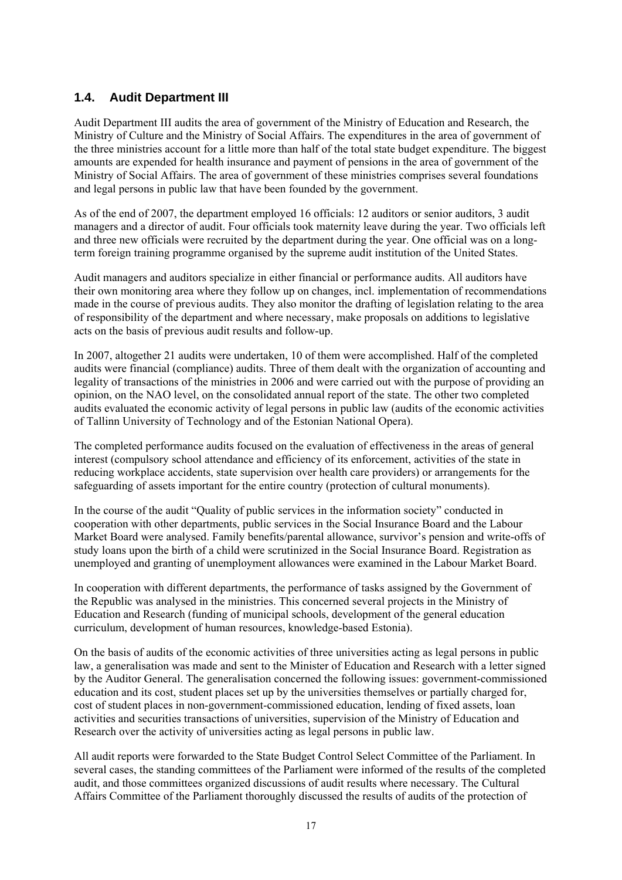## 1.4. Audit Department III

Audit Department III audits the area of government of the Ministry of Education and Research, the Ministry of Culture and the Ministry of Social Affairs. The expenditures in the area of government of the three ministries account for a little more than half of the total state budget expenditure. The biggest amounts are expended for health insurance and payment of pensions in the area of government of the Ministry of Social Affairs. The area of government of these ministries comprises several foundations and legal persons in public law that have been founded by the government.

As of the end of 2007, the department employed 16 officials: 12 auditors or senior auditors, 3 audit managers and a director of audit. Four officials took maternity leave during the year. Two officials left and three new officials were recruited by the department during the year. One official was on a long-term foreign training programme organised by the supreme audit institution of the United States.

Audit managers and auditors specialize in either financial or performance audits. All auditors have their own monitoring area where they follow up on changes, incl. implementation of recommendations made in the course of previous audits. They also monitor the drafting of legislation relating to the area of responsibility of the department and where necessary, make proposals on additions to legislative acts on the basis of previous audit results and follow-up.

In 2007, altogether 21 audits were undertaken, 10 of them were accomplished. Half of the completed audits were financial (compliance) audits. Three of them dealt with the organization of accounting and legality of transactions of the ministries in 2006 and were carried out with the purpose of providing an opinion, on the NAO level, on the consolidated annual report of the state. The other two completed audits evaluated the economic activity of legal persons in public law (audits of the economic activities of Tallinn University of Technology and of the Estonian National Opera).

The completed performance audits focused on the evaluation of effectiveness in the areas of general interest (compulsory school attendance and efficiency of its enforcement, activities of the state in reducing workplace accidents, state supervision over health care providers) or arrangements for the safeguarding of assets important for the entire country (protection of cultural monuments).

In the course of the audit "Quality of public services in the information society" conducted in cooperation with other departments, public services in the Social Insurance Board and the Labour Market Board were analysed. Family benefits/parental allowance, survivor's pension and write-offs of study loans upon the birth of a child were scrutinized in the Social Insurance Board. Registration as unemployed and granting of unemployment allowances were examined in the Labour Market Board.

In cooperation with different departments, the performance of tasks assigned by the Government of the Republic was analysed in the ministries. This concerned several projects in the Ministry of Education and Research (funding of municipal schools, development of the general education curriculum, development of human resources, knowledge-based Estonia).

On the basis of audits of the economic activities of three universities acting as legal persons in public law, a generalisation was made and sent to the Minister of Education and Research with a letter signed by the Auditor General. The generalisation concerned the following issues: government-commissioned education and its cost, student places set up by the universities themselves or partially charged for, cost of student places in non-government-commissioned education, lending of fixed assets, loan activities and securities transactions of universities, supervision of the Ministry of Education and Research over the activity of universities acting as legal persons in public law.

All audit reports were forwarded to the State Budget Control Select Committee of the Parliament. In several cases, the standing committees of the Parliament were informed of the results of the completed audit, and those committees organized discussions of audit results where necessary. The Cultural Affairs Committee of the Parliament thoroughly discussed the results of audits of the protection of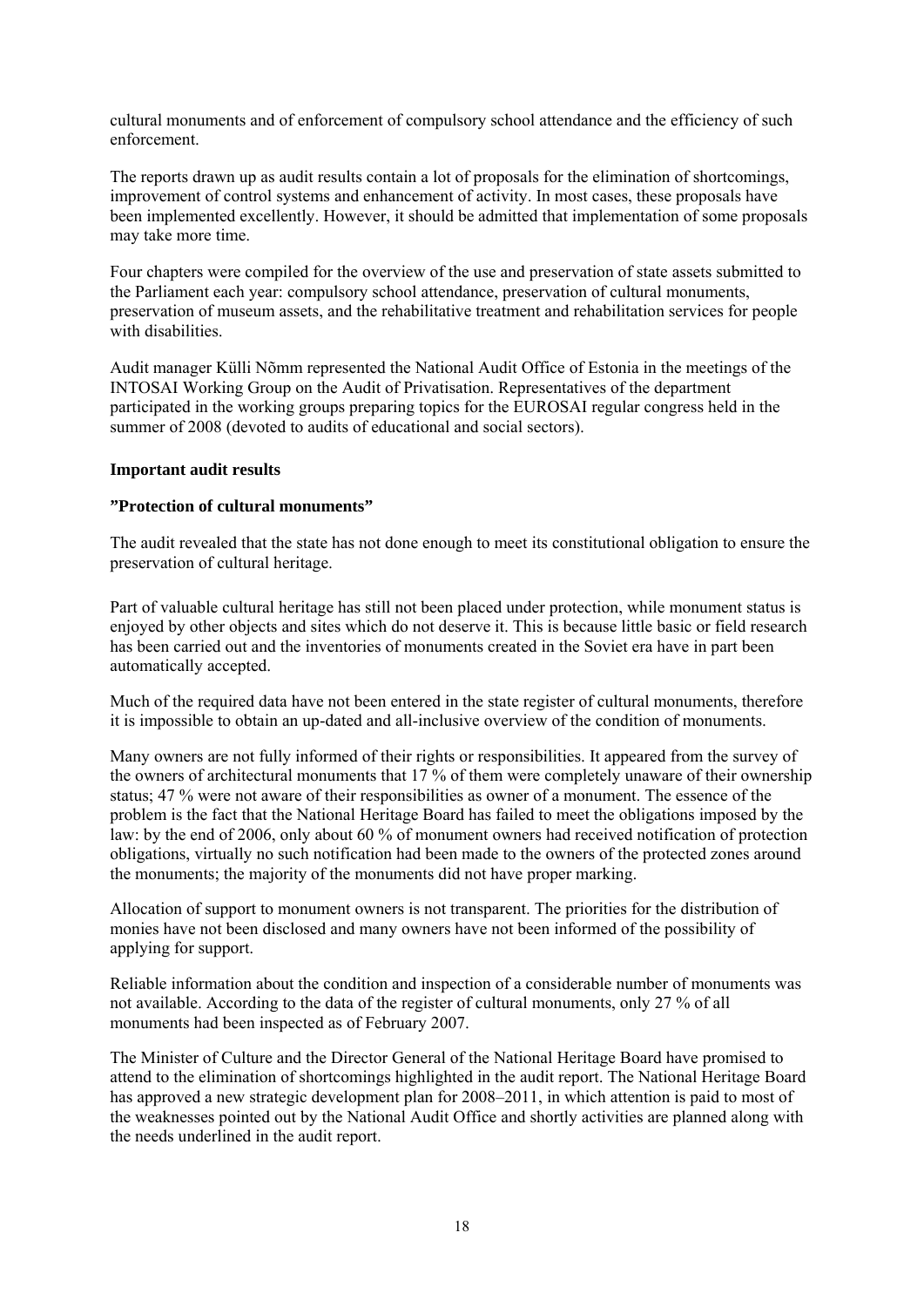cultural monuments and of enforcement of compulsory school attendance and the efficiency of such enforcement.

The reports drawn up as audit results contain a lot of proposals for the elimination of shortcomings, improvement of control systems and enhancement of activity. In most cases, these proposals have been implemented excellently. However, it should be admitted that implementation of some proposals may take more time.

Four chapters were compiled for the overview of the use and preservation of state assets submitted to the Parliament each year: compulsory school attendance, preservation of cultural monuments, preservation of museum assets, and the rehabilitative treatment and rehabilitation services for people with disabilities.

Audit manager Külli Nõmm represented the National Audit Office of Estonia in the meetings of the INTOSAI Working Group on the Audit of Privatisation. Representatives of the department participated in the working groups preparing topics for the EUROSAI regular congress held in the summer of 2008 (devoted to audits of educational and social sectors).

**Important audit results**

**"Protection of cultural monuments"**

The audit revealed that the state has not done enough to meet its constitutional obligation to ensure the preservation of cultural heritage.

Part of valuable cultural heritage has still not been placed under protection, while monument status is enjoyed by other objects and sites which do not deserve it. This is because little basic or field research has been carried out and the inventories of monuments created in the Soviet era have in part been automatically accepted.

Much of the required data have not been entered in the state register of cultural monuments, therefore it is impossible to obtain an up-dated and all-inclusive overview of the condition of monuments.

Many owners are not fully informed of their rights or responsibilities. It appeared from the survey of the owners of architectural monuments that 17 % of them were completely unaware of their ownership status; 47 % were not aware of their responsibilities as owner of a monument. The essence of the problem is the fact that the National Heritage Board has failed to meet the obligations imposed by the law: by the end of 2006, only about 60 % of monument owners had received notification of protection obligations, virtually no such notification had been made to the owners of the protected zones around the monuments; the majority of the monuments did not have proper marking.

Allocation of support to monument owners is not transparent. The priorities for the distribution of monies have not been disclosed and many owners have not been informed of the possibility of applying for support.

Reliable information about the condition and inspection of a considerable number of monuments was not available. According to the data of the register of cultural monuments, only 27 % of all monuments had been inspected as of February 2007.

The Minister of Culture and the Director General of the National Heritage Board have promised to attend to the elimination of shortcomings highlighted in the audit report. The National Heritage Board has approved a new strategic development plan for 2008–2011, in which attention is paid to most of the weaknesses pointed out by the National Audit Office and shortly activities are planned along with the needs underlined in the audit report.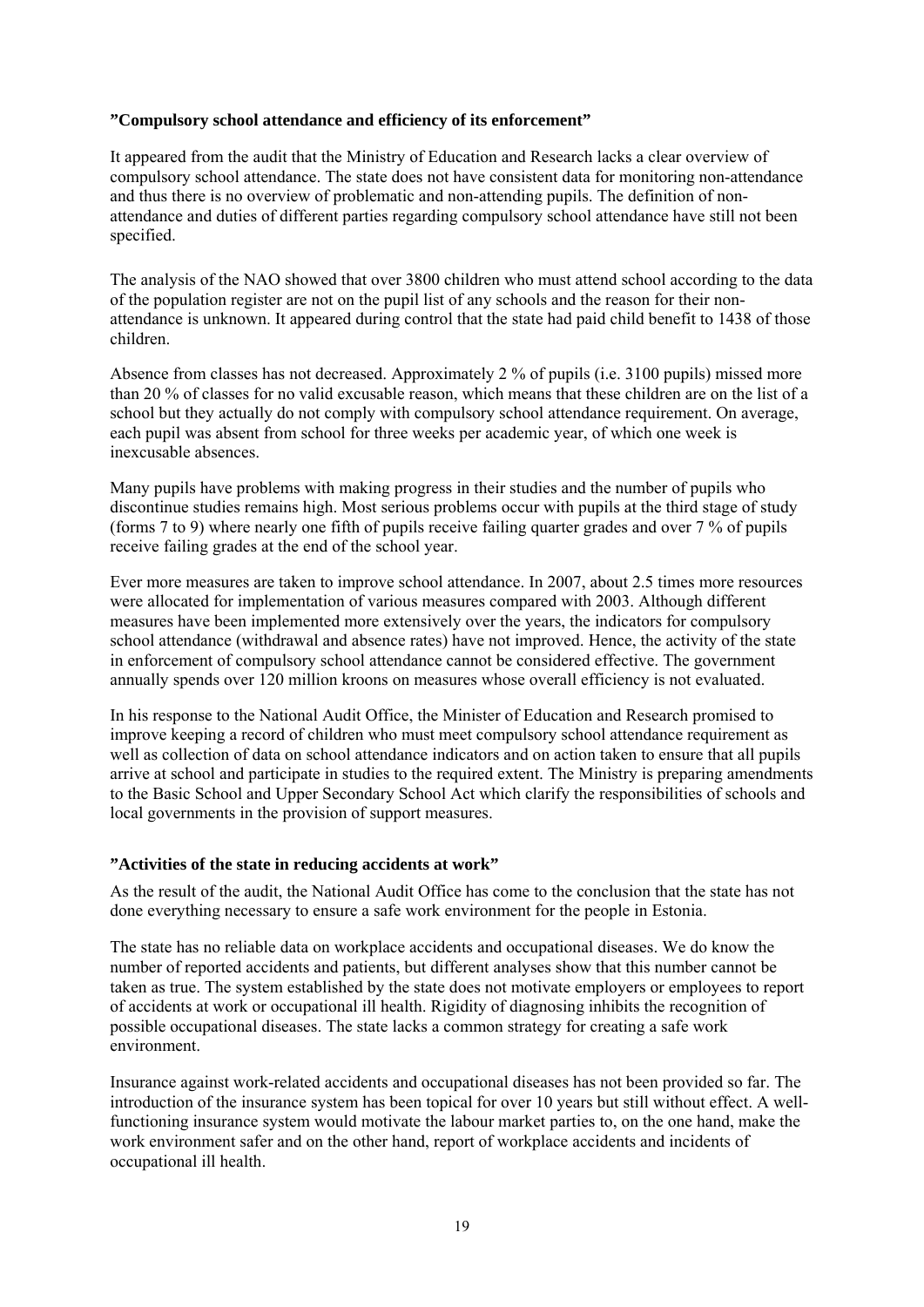### ”Compulsory school attendance and efficiency of its enforcement”

It appeared from the audit that the Ministry of Education and Research lacks a clear overview of compulsory school attendance. The state does not have consistent data for monitoring non-attendance and thus there is no overview of problematic and non-attending pupils. The definition of non-attendance and duties of different parties regarding compulsory school attendance have still not been specified.

The analysis of the NAO showed that over 3800 children who must attend school according to the data of the population register are not on the pupil list of any schools and the reason for their non-attendance is unknown. It appeared during control that the state had paid child benefit to 1438 of those children.

Absence from classes has not decreased. Approximately 2 % of pupils (i.e. 3100 pupils) missed more than 20 % of classes for no valid excusable reason, which means that these children are on the list of a school but they actually do not comply with compulsory school attendance requirement. On average, each pupil was absent from school for three weeks per academic year, of which one week is inexcusable absences.

Many pupils have problems with making progress in their studies and the number of pupils who discontinue studies remains high. Most serious problems occur with pupils at the third stage of study (forms 7 to 9) where nearly one fifth of pupils receive failing quarter grades and over 7 % of pupils receive failing grades at the end of the school year.

Ever more measures are taken to improve school attendance. In 2007, about 2.5 times more resources were allocated for implementation of various measures compared with 2003. Although different measures have been implemented more extensively over the years, the indicators for compulsory school attendance (withdrawal and absence rates) have not improved. Hence, the activity of the state in enforcement of compulsory school attendance cannot be considered effective. The government annually spends over 120 million kroons on measures whose overall efficiency is not evaluated.

In his response to the National Audit Office, the Minister of Education and Research promised to improve keeping a record of children who must meet compulsory school attendance requirement as well as collection of data on school attendance indicators and on action taken to ensure that all pupils arrive at school and participate in studies to the required extent. The Ministry is preparing amendments to the Basic School and Upper Secondary School Act which clarify the responsibilities of schools and local governments in the provision of support measures.

### ”Activities of the state in reducing accidents at work”

As the result of the audit, the National Audit Office has come to the conclusion that the state has not done everything necessary to ensure a safe work environment for the people in Estonia.

The state has no reliable data on workplace accidents and occupational diseases. We do know the number of reported accidents and patients, but different analyses show that this number cannot be taken as true. The system established by the state does not motivate employers or employees to report of accidents at work or occupational ill health. Rigidity of diagnosing inhibits the recognition of possible occupational diseases. The state lacks a common strategy for creating a safe work environment.

Insurance against work-related accidents and occupational diseases has not been provided so far. The introduction of the insurance system has been topical for over 10 years but still without effect. A well-functioning insurance system would motivate the labour market parties to, on the one hand, make the work environment safer and on the other hand, report of workplace accidents and incidents of occupational ill health.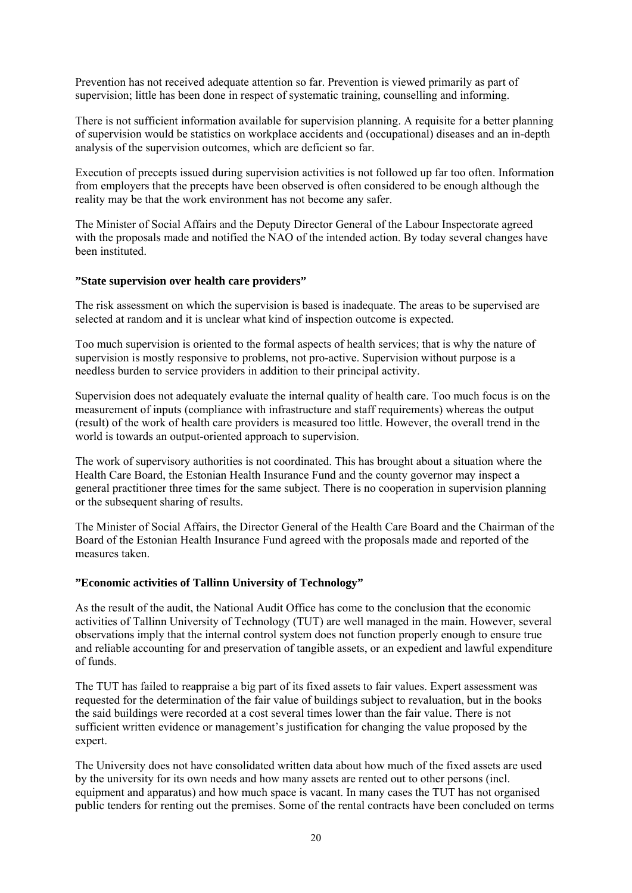Prevention has not received adequate attention so far. Prevention is viewed primarily as part of supervision; little has been done in respect of systematic training, counselling and informing.

There is not sufficient information available for supervision planning. A requisite for a better planning of supervision would be statistics on workplace accidents and (occupational) diseases and an in-depth analysis of the supervision outcomes, which are deficient so far.

Execution of precepts issued during supervision activities is not followed up far too often. Information from employers that the precepts have been observed is often considered to be enough although the reality may be that the work environment has not become any safer.

The Minister of Social Affairs and the Deputy Director General of the Labour Inspectorate agreed with the proposals made and notified the NAO of the intended action. By today several changes have been instituted.

### ”State supervision over health care providers”

The risk assessment on which the supervision is based is inadequate. The areas to be supervised are selected at random and it is unclear what kind of inspection outcome is expected.

Too much supervision is oriented to the formal aspects of health services; that is why the nature of supervision is mostly responsive to problems, not pro-active. Supervision without purpose is a needless burden to service providers in addition to their principal activity.

Supervision does not adequately evaluate the internal quality of health care. Too much focus is on the measurement of inputs (compliance with infrastructure and staff requirements) whereas the output (result) of the work of health care providers is measured too little. However, the overall trend in the world is towards an output-oriented approach to supervision.

The work of supervisory authorities is not coordinated. This has brought about a situation where the Health Care Board, the Estonian Health Insurance Fund and the county governor may inspect a general practitioner three times for the same subject. There is no cooperation in supervision planning or the subsequent sharing of results.

The Minister of Social Affairs, the Director General of the Health Care Board and the Chairman of the Board of the Estonian Health Insurance Fund agreed with the proposals made and reported of the measures taken.

### ”Economic activities of Tallinn University of Technology”

As the result of the audit, the National Audit Office has come to the conclusion that the economic activities of Tallinn University of Technology (TUT) are well managed in the main. However, several observations imply that the internal control system does not function properly enough to ensure true and reliable accounting for and preservation of tangible assets, or an expedient and lawful expenditure of funds.

The TUT has failed to reappraise a big part of its fixed assets to fair values. Expert assessment was requested for the determination of the fair value of buildings subject to revaluation, but in the books the said buildings were recorded at a cost several times lower than the fair value. There is not sufficient written evidence or management's justification for changing the value proposed by the expert.

The University does not have consolidated written data about how much of the fixed assets are used by the university for its own needs and how many assets are rented out to other persons (incl. equipment and apparatus) and how much space is vacant. In many cases the TUT has not organised public tenders for renting out the premises. Some of the rental contracts have been concluded on terms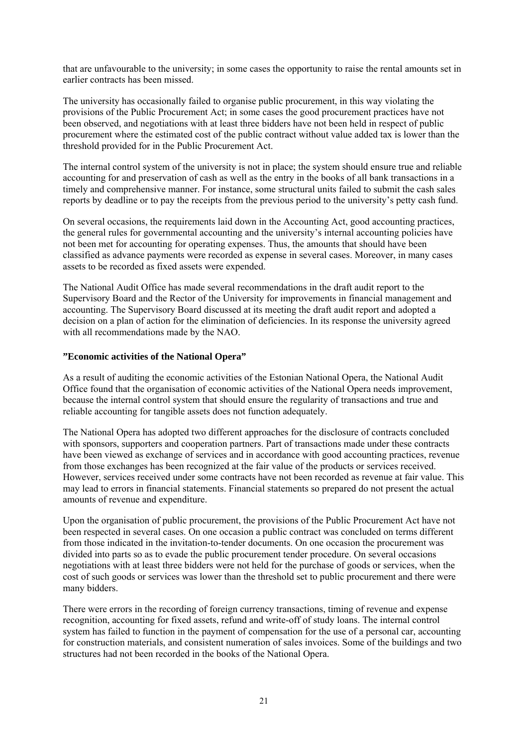that are unfavourable to the university; in some cases the opportunity to raise the rental amounts set in earlier contracts has been missed.

The university has occasionally failed to organise public procurement, in this way violating the provisions of the Public Procurement Act; in some cases the good procurement practices have not been observed, and negotiations with at least three bidders have not been held in respect of public procurement where the estimated cost of the public contract without value added tax is lower than the threshold provided for in the Public Procurement Act.

The internal control system of the university is not in place; the system should ensure true and reliable accounting for and preservation of cash as well as the entry in the books of all bank transactions in a timely and comprehensive manner. For instance, some structural units failed to submit the cash sales reports by deadline or to pay the receipts from the previous period to the university's petty cash fund.

On several occasions, the requirements laid down in the Accounting Act, good accounting practices, the general rules for governmental accounting and the university's internal accounting policies have not been met for accounting for operating expenses. Thus, the amounts that should have been classified as advance payments were recorded as expense in several cases. Moreover, in many cases assets to be recorded as fixed assets were expended.

The National Audit Office has made several recommendations in the draft audit report to the Supervisory Board and the Rector of the University for improvements in financial management and accounting. The Supervisory Board discussed at its meeting the draft audit report and adopted a decision on a plan of action for the elimination of deficiencies. In its response the university agreed with all recommendations made by the NAO.

**"Economic activities of the National Opera"**

As a result of auditing the economic activities of the Estonian National Opera, the National Audit Office found that the organisation of economic activities of the National Opera needs improvement, because the internal control system that should ensure the regularity of transactions and true and reliable accounting for tangible assets does not function adequately.

The National Opera has adopted two different approaches for the disclosure of contracts concluded with sponsors, supporters and cooperation partners. Part of transactions made under these contracts have been viewed as exchange of services and in accordance with good accounting practices, revenue from those exchanges has been recognized at the fair value of the products or services received. However, services received under some contracts have not been recorded as revenue at fair value. This may lead to errors in financial statements. Financial statements so prepared do not present the actual amounts of revenue and expenditure.

Upon the organisation of public procurement, the provisions of the Public Procurement Act have not been respected in several cases. On one occasion a public contract was concluded on terms different from those indicated in the invitation-to-tender documents. On one occasion the procurement was divided into parts so as to evade the public procurement tender procedure. On several occasions negotiations with at least three bidders were not held for the purchase of goods or services, when the cost of such goods or services was lower than the threshold set to public procurement and there were many bidders.

There were errors in the recording of foreign currency transactions, timing of revenue and expense recognition, accounting for fixed assets, refund and write-off of study loans. The internal control system has failed to function in the payment of compensation for the use of a personal car, accounting for construction materials, and consistent numeration of sales invoices. Some of the buildings and two structures had not been recorded in the books of the National Opera.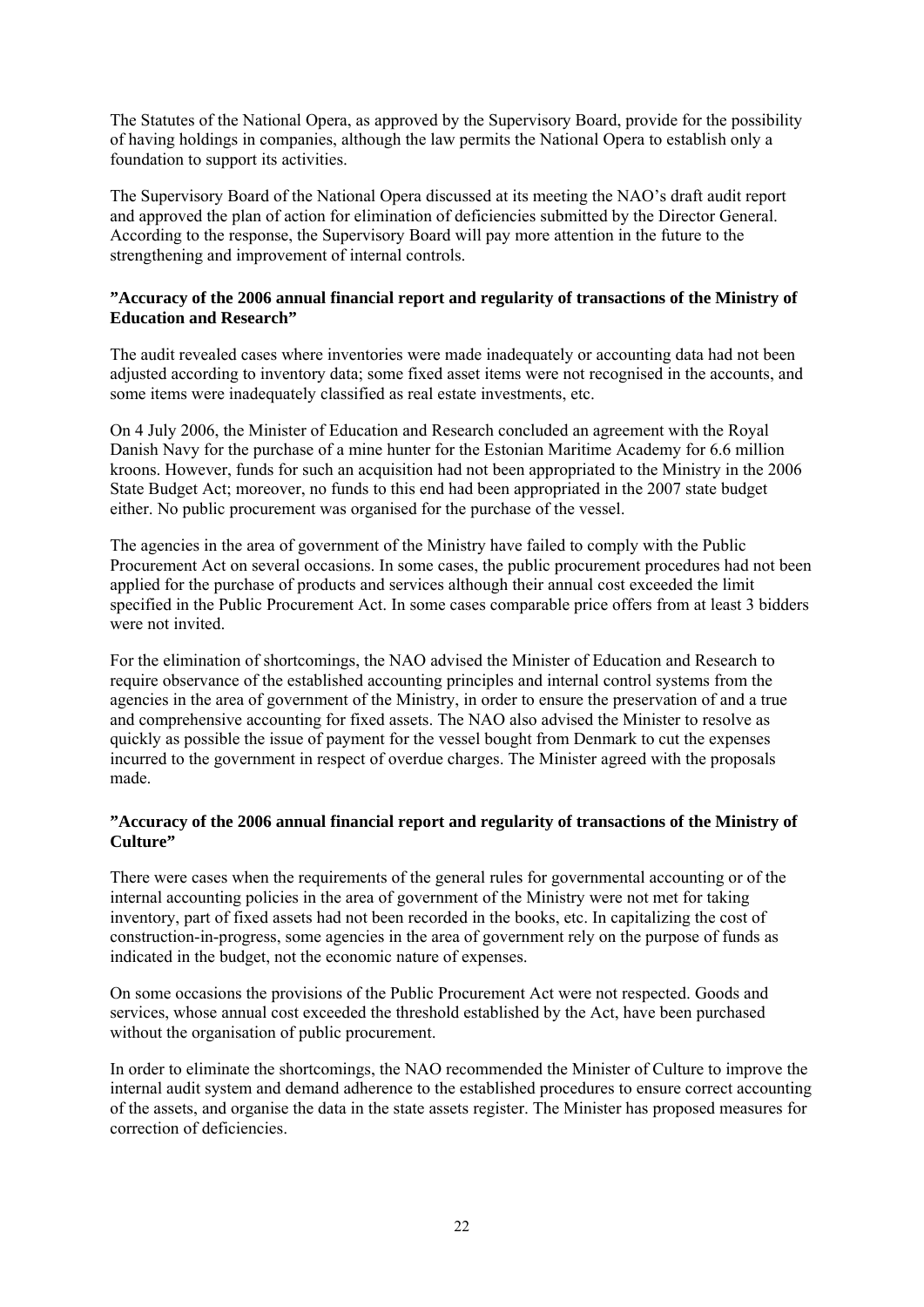The Statutes of the National Opera, as approved by the Supervisory Board, provide for the possibility of having holdings in companies, although the law permits the National Opera to establish only a foundation to support its activities.

The Supervisory Board of the National Opera discussed at its meeting the NAO's draft audit report and approved the plan of action for elimination of deficiencies submitted by the Director General. According to the response, the Supervisory Board will pay more attention in the future to the strengthening and improvement of internal controls.

**"Accuracy of the 2006 annual financial report and regularity of transactions of the Ministry of Education and Research"**

The audit revealed cases where inventories were made inadequately or accounting data had not been adjusted according to inventory data; some fixed asset items were not recognised in the accounts, and some items were inadequately classified as real estate investments, etc.

On 4 July 2006, the Minister of Education and Research concluded an agreement with the Royal Danish Navy for the purchase of a mine hunter for the Estonian Maritime Academy for 6.6 million kroons. However, funds for such an acquisition had not been appropriated to the Ministry in the 2006 State Budget Act; moreover, no funds to this end had been appropriated in the 2007 state budget either. No public procurement was organised for the purchase of the vessel.

The agencies in the area of government of the Ministry have failed to comply with the Public Procurement Act on several occasions. In some cases, the public procurement procedures had not been applied for the purchase of products and services although their annual cost exceeded the limit specified in the Public Procurement Act. In some cases comparable price offers from at least 3 bidders were not invited.

For the elimination of shortcomings, the NAO advised the Minister of Education and Research to require observance of the established accounting principles and internal control systems from the agencies in the area of government of the Ministry, in order to ensure the preservation of and a true and comprehensive accounting for fixed assets. The NAO also advised the Minister to resolve as quickly as possible the issue of payment for the vessel bought from Denmark to cut the expenses incurred to the government in respect of overdue charges. The Minister agreed with the proposals made.

**"Accuracy of the 2006 annual financial report and regularity of transactions of the Ministry of Culture"**

There were cases when the requirements of the general rules for governmental accounting or of the internal accounting policies in the area of government of the Ministry were not met for taking inventory, part of fixed assets had not been recorded in the books, etc. In capitalizing the cost of construction-in-progress, some agencies in the area of government rely on the purpose of funds as indicated in the budget, not the economic nature of expenses.

On some occasions the provisions of the Public Procurement Act were not respected. Goods and services, whose annual cost exceeded the threshold established by the Act, have been purchased without the organisation of public procurement.

In order to eliminate the shortcomings, the NAO recommended the Minister of Culture to improve the internal audit system and demand adherence to the established procedures to ensure correct accounting of the assets, and organise the data in the state assets register. The Minister has proposed measures for correction of deficiencies.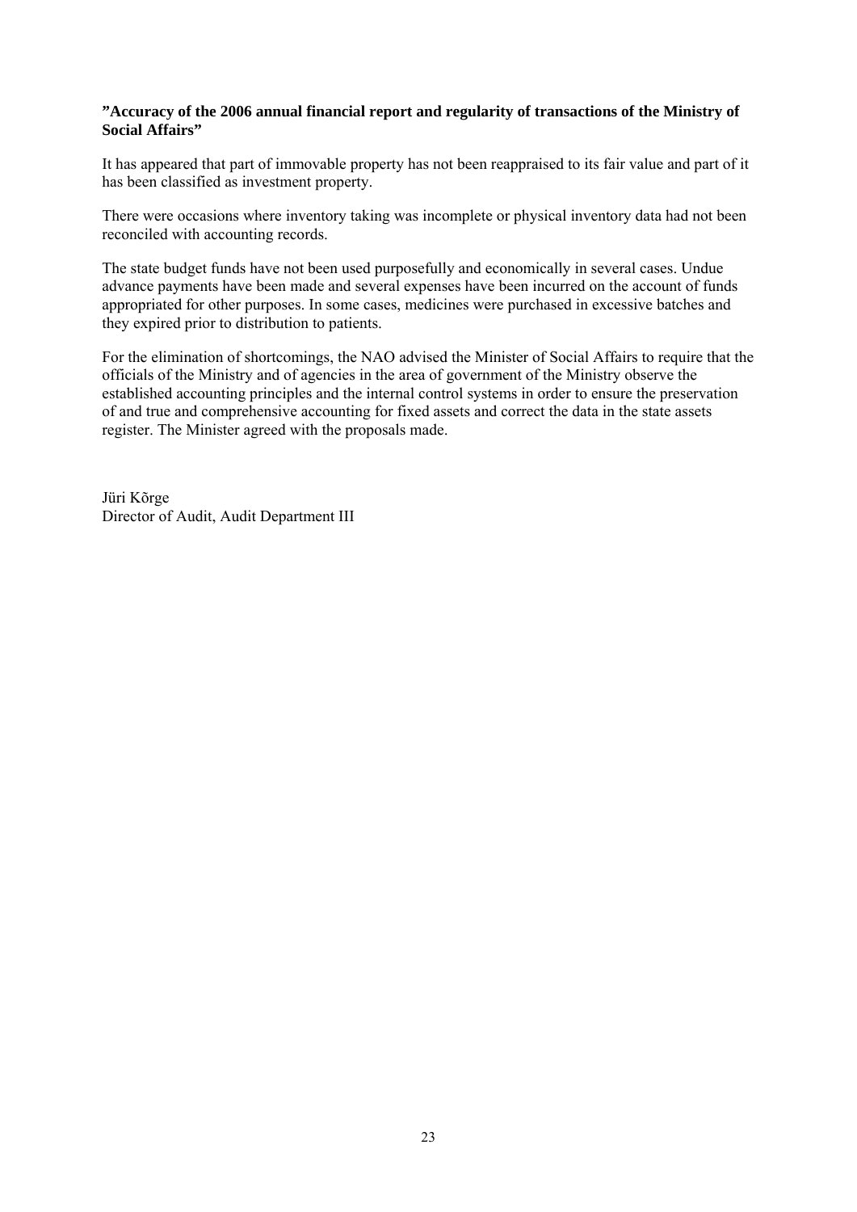**”Accuracy of the 2006 annual financial report and regularity of transactions of the Ministry of Social Affairs”**

It has appeared that part of immovable property has not been reappraised to its fair value and part of it has been classified as investment property.

There were occasions where inventory taking was incomplete or physical inventory data had not been reconciled with accounting records.

The state budget funds have not been used purposefully and economically in several cases. Undue advance payments have been made and several expenses have been incurred on the account of funds appropriated for other purposes. In some cases, medicines were purchased in excessive batches and they expired prior to distribution to patients.

For the elimination of shortcomings, the NAO advised the Minister of Social Affairs to require that the officials of the Ministry and of agencies in the area of government of the Ministry observe the established accounting principles and the internal control systems in order to ensure the preservation of and true and comprehensive accounting for fixed assets and correct the data in the state assets register. The Minister agreed with the proposals made.

Jüri Kõrge
Director of Audit, Audit Department III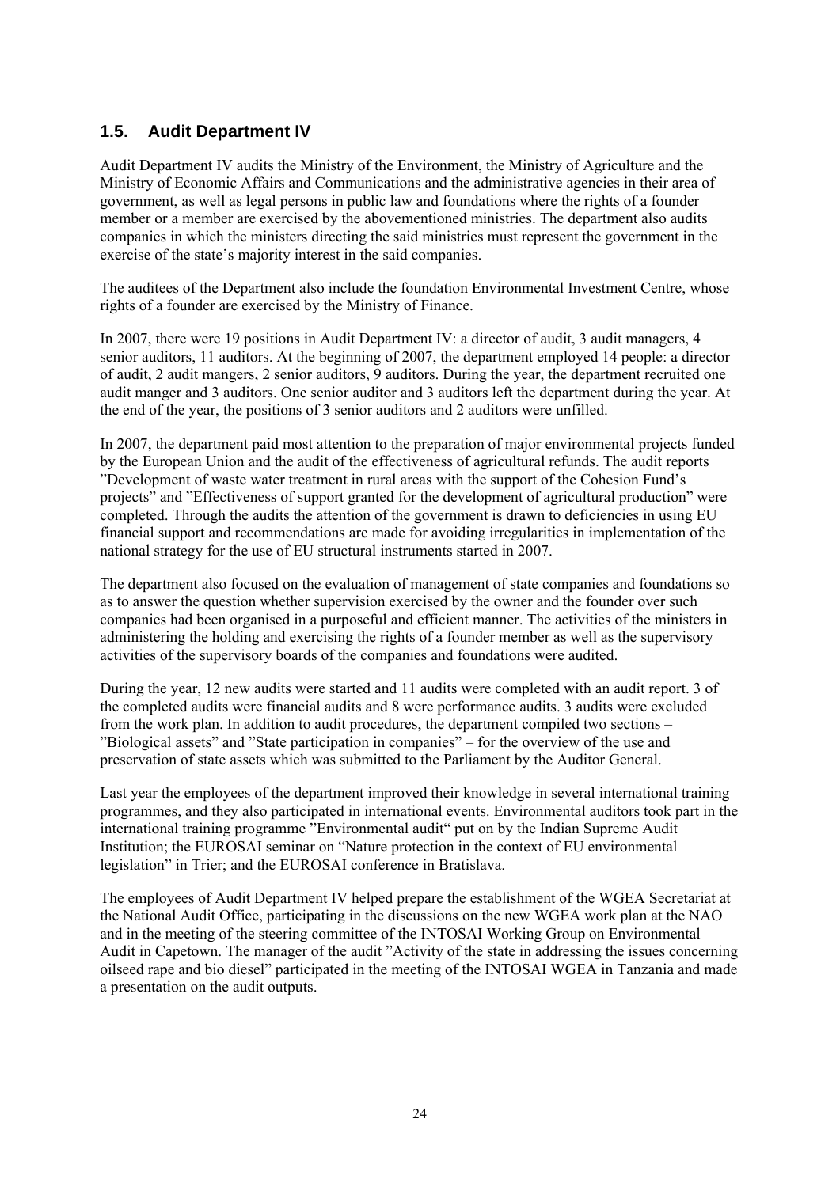## 1.5. Audit Department IV

Audit Department IV audits the Ministry of the Environment, the Ministry of Agriculture and the Ministry of Economic Affairs and Communications and the administrative agencies in their area of government, as well as legal persons in public law and foundations where the rights of a founder member or a member are exercised by the abovementioned ministries. The department also audits companies in which the ministers directing the said ministries must represent the government in the exercise of the state's majority interest in the said companies.

The auditees of the Department also include the foundation Environmental Investment Centre, whose rights of a founder are exercised by the Ministry of Finance.

In 2007, there were 19 positions in Audit Department IV: a director of audit, 3 audit managers, 4 senior auditors, 11 auditors. At the beginning of 2007, the department employed 14 people: a director of audit, 2 audit mangers, 2 senior auditors, 9 auditors. During the year, the department recruited one audit manger and 3 auditors. One senior auditor and 3 auditors left the department during the year. At the end of the year, the positions of 3 senior auditors and 2 auditors were unfilled.

In 2007, the department paid most attention to the preparation of major environmental projects funded by the European Union and the audit of the effectiveness of agricultural refunds. The audit reports "Development of waste water treatment in rural areas with the support of the Cohesion Fund's projects" and "Effectiveness of support granted for the development of agricultural production" were completed. Through the audits the attention of the government is drawn to deficiencies in using EU financial support and recommendations are made for avoiding irregularities in implementation of the national strategy for the use of EU structural instruments started in 2007.

The department also focused on the evaluation of management of state companies and foundations so as to answer the question whether supervision exercised by the owner and the founder over such companies had been organised in a purposeful and efficient manner. The activities of the ministers in administering the holding and exercising the rights of a founder member as well as the supervisory activities of the supervisory boards of the companies and foundations were audited.

During the year, 12 new audits were started and 11 audits were completed with an audit report. 3 of the completed audits were financial audits and 8 were performance audits. 3 audits were excluded from the work plan. In addition to audit procedures, the department compiled two sections – "Biological assets" and "State participation in companies" – for the overview of the use and preservation of state assets which was submitted to the Parliament by the Auditor General.

Last year the employees of the department improved their knowledge in several international training programmes, and they also participated in international events. Environmental auditors took part in the international training programme "Environmental audit" put on by the Indian Supreme Audit Institution; the EUROSAI seminar on "Nature protection in the context of EU environmental legislation" in Trier; and the EUROSAI conference in Bratislava.

The employees of Audit Department IV helped prepare the establishment of the WGEA Secretariat at the National Audit Office, participating in the discussions on the new WGEA work plan at the NAO and in the meeting of the steering committee of the INTOSAI Working Group on Environmental Audit in Capetown. The manager of the audit "Activity of the state in addressing the issues concerning oilseed rape and bio diesel" participated in the meeting of the INTOSAI WGEA in Tanzania and made a presentation on the audit outputs.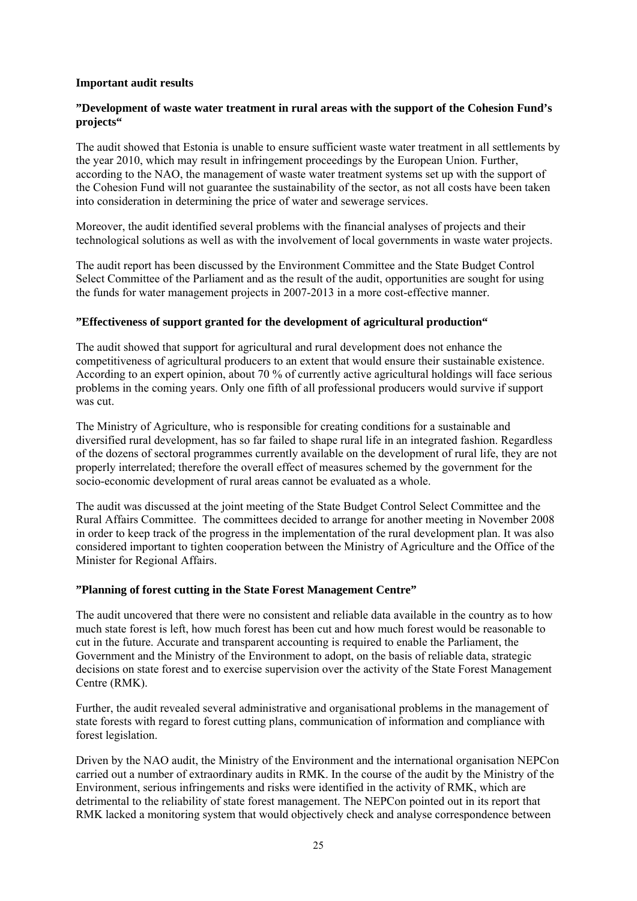**Important audit results**

**”Development of waste water treatment in rural areas with the support of the Cohesion Fund’s projects“**

The audit showed that Estonia is unable to ensure sufficient waste water treatment in all settlements by the year 2010, which may result in infringement proceedings by the European Union. Further, according to the NAO, the management of waste water treatment systems set up with the support of the Cohesion Fund will not guarantee the sustainability of the sector, as not all costs have been taken into consideration in determining the price of water and sewerage services.

Moreover, the audit identified several problems with the financial analyses of projects and their technological solutions as well as with the involvement of local governments in waste water projects.

The audit report has been discussed by the Environment Committee and the State Budget Control Select Committee of the Parliament and as the result of the audit, opportunities are sought for using the funds for water management projects in 2007-2013 in a more cost-effective manner.

**”Effectiveness of support granted for the development of agricultural production“**

The audit showed that support for agricultural and rural development does not enhance the competitiveness of agricultural producers to an extent that would ensure their sustainable existence. According to an expert opinion, about 70 % of currently active agricultural holdings will face serious problems in the coming years. Only one fifth of all professional producers would survive if support was cut.

The Ministry of Agriculture, who is responsible for creating conditions for a sustainable and diversified rural development, has so far failed to shape rural life in an integrated fashion. Regardless of the dozens of sectoral programmes currently available on the development of rural life, they are not properly interrelated; therefore the overall effect of measures schemed by the government for the socio-economic development of rural areas cannot be evaluated as a whole.

The audit was discussed at the joint meeting of the State Budget Control Select Committee and the Rural Affairs Committee. The committees decided to arrange for another meeting in November 2008 in order to keep track of the progress in the implementation of the rural development plan. It was also considered important to tighten cooperation between the Ministry of Agriculture and the Office of the Minister for Regional Affairs.

**”Planning of forest cutting in the State Forest Management Centre”**

The audit uncovered that there were no consistent and reliable data available in the country as to how much state forest is left, how much forest has been cut and how much forest would be reasonable to cut in the future. Accurate and transparent accounting is required to enable the Parliament, the Government and the Ministry of the Environment to adopt, on the basis of reliable data, strategic decisions on state forest and to exercise supervision over the activity of the State Forest Management Centre (RMK).

Further, the audit revealed several administrative and organisational problems in the management of state forests with regard to forest cutting plans, communication of information and compliance with forest legislation.

Driven by the NAO audit, the Ministry of the Environment and the international organisation NEPCon carried out a number of extraordinary audits in RMK. In the course of the audit by the Ministry of the Environment, serious infringements and risks were identified in the activity of RMK, which are detrimental to the reliability of state forest management. The NEPCon pointed out in its report that RMK lacked a monitoring system that would objectively check and analyse correspondence between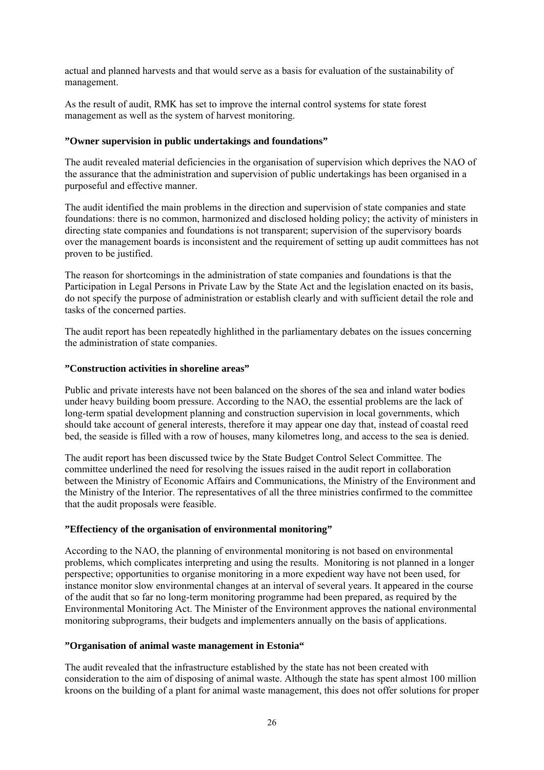actual and planned harvests and that would serve as a basis for evaluation of the sustainability of management.

As the result of audit, RMK has set to improve the internal control systems for state forest management as well as the system of harvest monitoring.

**"Owner supervision in public undertakings and foundations"**

The audit revealed material deficiencies in the organisation of supervision which deprives the NAO of the assurance that the administration and supervision of public undertakings has been organised in a purposeful and effective manner.

The audit identified the main problems in the direction and supervision of state companies and state foundations: there is no common, harmonized and disclosed holding policy; the activity of ministers in directing state companies and foundations is not transparent; supervision of the supervisory boards over the management boards is inconsistent and the requirement of setting up audit committees has not proven to be justified.

The reason for shortcomings in the administration of state companies and foundations is that the Participation in Legal Persons in Private Law by the State Act and the legislation enacted on its basis, do not specify the purpose of administration or establish clearly and with sufficient detail the role and tasks of the concerned parties.

The audit report has been repeatedly highlithed in the parliamentary debates on the issues concerning the administration of state companies.

**"Construction activities in shoreline areas"**

Public and private interests have not been balanced on the shores of the sea and inland water bodies under heavy building boom pressure. According to the NAO, the essential problems are the lack of long-term spatial development planning and construction supervision in local governments, which should take account of general interests, therefore it may appear one day that, instead of coastal reed bed, the seaside is filled with a row of houses, many kilometres long, and access to the sea is denied.

The audit report has been discussed twice by the State Budget Control Select Committee. The committee underlined the need for resolving the issues raised in the audit report in collaboration between the Ministry of Economic Affairs and Communications, the Ministry of the Environment and the Ministry of the Interior. The representatives of all the three ministries confirmed to the committee that the audit proposals were feasible.

**"Effectency of the organisation of environmental monitoring"**

According to the NAO, the planning of environmental monitoring is not based on environmental problems, which complicates interpreting and using the results. Monitoring is not planned in a longer perspective; opportunities to organise monitoring in a more expedient way have not been used, for instance monitor slow environmental changes at an interval of several years. It appeared in the course of the audit that so far no long-term monitoring programme had been prepared, as required by the Environmental Monitoring Act. The Minister of the Environment approves the national environmental monitoring subprograms, their budgets and implementers annually on the basis of applications.

**"Organisation of animal waste management in Estonia"**

The audit revealed that the infrastructure established by the state has not been created with consideration to the aim of disposing of animal waste. Although the state has spent almost 100 million kroons on the building of a plant for animal waste management, this does not offer solutions for proper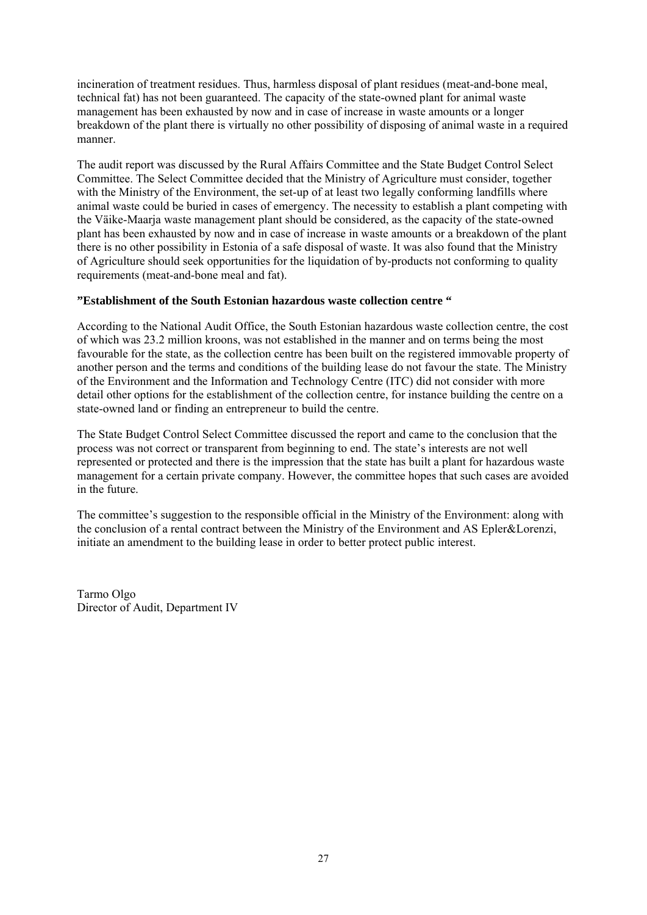incineration of treatment residues. Thus, harmless disposal of plant residues (meat-and-bone meal, technical fat) has not been guaranteed. The capacity of the state-owned plant for animal waste management has been exhausted by now and in case of increase in waste amounts or a longer breakdown of the plant there is virtually no other possibility of disposing of animal waste in a required manner.

The audit report was discussed by the Rural Affairs Committee and the State Budget Control Select Committee. The Select Committee decided that the Ministry of Agriculture must consider, together with the Ministry of the Environment, the set-up of at least two legally conforming landfills where animal waste could be buried in cases of emergency. The necessity to establish a plant competing with the Väike-Maarja waste management plant should be considered, as the capacity of the state-owned plant has been exhausted by now and in case of increase in waste amounts or a breakdown of the plant there is no other possibility in Estonia of a safe disposal of waste. It was also found that the Ministry of Agriculture should seek opportunities for the liquidation of by-products not conforming to quality requirements (meat-and-bone meal and fat).

**"Establishment of the South Estonian hazardous waste collection centre "**

According to the National Audit Office, the South Estonian hazardous waste collection centre, the cost of which was 23.2 million kroons, was not established in the manner and on terms being the most favourable for the state, as the collection centre has been built on the registered immovable property of another person and the terms and conditions of the building lease do not favour the state. The Ministry of the Environment and the Information and Technology Centre (ITC) did not consider with more detail other options for the establishment of the collection centre, for instance building the centre on a state-owned land or finding an entrepreneur to build the centre.

The State Budget Control Select Committee discussed the report and came to the conclusion that the process was not correct or transparent from beginning to end. The state's interests are not well represented or protected and there is the impression that the state has built a plant for hazardous waste management for a certain private company. However, the committee hopes that such cases are avoided in the future.

The committee's suggestion to the responsible official in the Ministry of the Environment: along with the conclusion of a rental contract between the Ministry of the Environment and AS Epler&Lorenzi, initiate an amendment to the building lease in order to better protect public interest.

Tarmo Olgo
Director of Audit, Department IV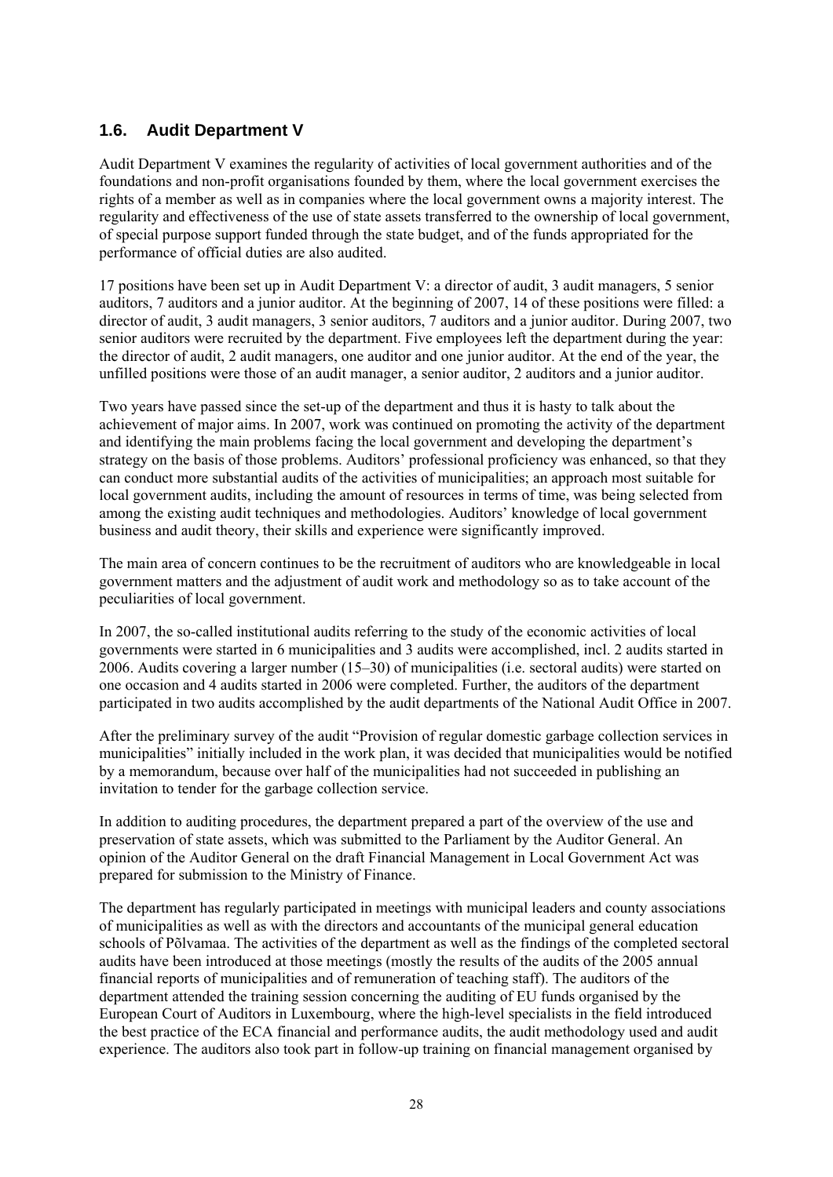## 1.6. Audit Department V

Audit Department V examines the regularity of activities of local government authorities and of the foundations and non-profit organisations founded by them, where the local government exercises the rights of a member as well as in companies where the local government owns a majority interest. The regularity and effectiveness of the use of state assets transferred to the ownership of local government, of special purpose support funded through the state budget, and of the funds appropriated for the performance of official duties are also audited.

17 positions have been set up in Audit Department V: a director of audit, 3 audit managers, 5 senior auditors, 7 auditors and a junior auditor. At the beginning of 2007, 14 of these positions were filled: a director of audit, 3 audit managers, 3 senior auditors, 7 auditors and a junior auditor. During 2007, two senior auditors were recruited by the department. Five employees left the department during the year: the director of audit, 2 audit managers, one auditor and one junior auditor. At the end of the year, the unfilled positions were those of an audit manager, a senior auditor, 2 auditors and a junior auditor.

Two years have passed since the set-up of the department and thus it is hasty to talk about the achievement of major aims. In 2007, work was continued on promoting the activity of the department and identifying the main problems facing the local government and developing the department's strategy on the basis of those problems. Auditors' professional proficiency was enhanced, so that they can conduct more substantial audits of the activities of municipalities; an approach most suitable for local government audits, including the amount of resources in terms of time, was being selected from among the existing audit techniques and methodologies. Auditors' knowledge of local government business and audit theory, their skills and experience were significantly improved.

The main area of concern continues to be the recruitment of auditors who are knowledgeable in local government matters and the adjustment of audit work and methodology so as to take account of the peculiarities of local government.

In 2007, the so-called institutional audits referring to the study of the economic activities of local governments were started in 6 municipalities and 3 audits were accomplished, incl. 2 audits started in 2006. Audits covering a larger number (15–30) of municipalities (i.e. sectoral audits) were started on one occasion and 4 audits started in 2006 were completed. Further, the auditors of the department participated in two audits accomplished by the audit departments of the National Audit Office in 2007.

After the preliminary survey of the audit "Provision of regular domestic garbage collection services in municipalities" initially included in the work plan, it was decided that municipalities would be notified by a memorandum, because over half of the municipalities had not succeeded in publishing an invitation to tender for the garbage collection service.

In addition to auditing procedures, the department prepared a part of the overview of the use and preservation of state assets, which was submitted to the Parliament by the Auditor General. An opinion of the Auditor General on the draft Financial Management in Local Government Act was prepared for submission to the Ministry of Finance.

The department has regularly participated in meetings with municipal leaders and county associations of municipalities as well as with the directors and accountants of the municipal general education schools of Põlvamaa. The activities of the department as well as the findings of the completed sectoral audits have been introduced at those meetings (mostly the results of the audits of the 2005 annual financial reports of municipalities and of remuneration of teaching staff). The auditors of the department attended the training session concerning the auditing of EU funds organised by the European Court of Auditors in Luxembourg, where the high-level specialists in the field introduced the best practice of the ECA financial and performance audits, the audit methodology used and audit experience. The auditors also took part in follow-up training on financial management organised by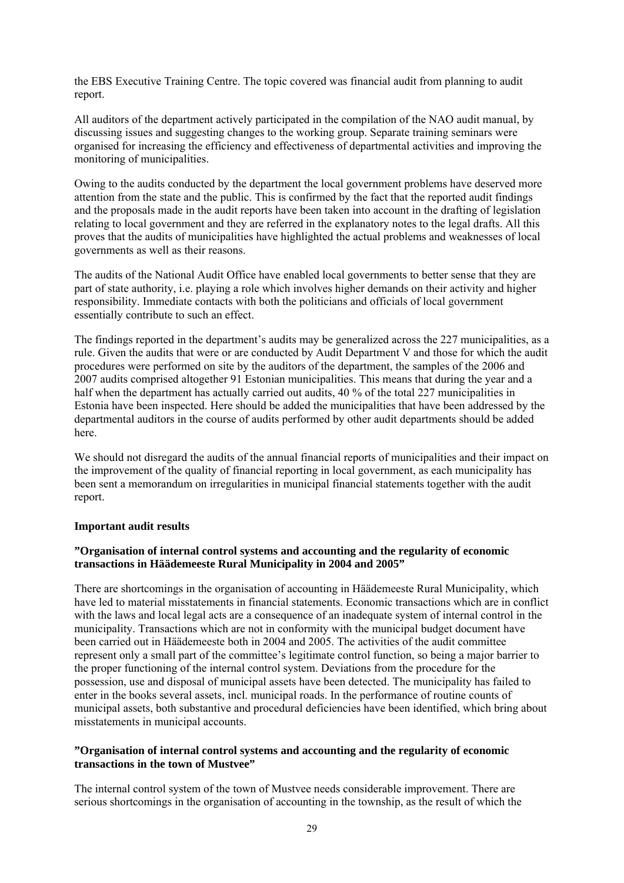the EBS Executive Training Centre. The topic covered was financial audit from planning to audit report.

All auditors of the department actively participated in the compilation of the NAO audit manual, by discussing issues and suggesting changes to the working group. Separate training seminars were organised for increasing the efficiency and effectiveness of departmental activities and improving the monitoring of municipalities.

Owing to the audits conducted by the department the local government problems have deserved more attention from the state and the public. This is confirmed by the fact that the reported audit findings and the proposals made in the audit reports have been taken into account in the drafting of legislation relating to local government and they are referred in the explanatory notes to the legal drafts. All this proves that the audits of municipalities have highlighted the actual problems and weaknesses of local governments as well as their reasons.

The audits of the National Audit Office have enabled local governments to better sense that they are part of state authority, i.e. playing a role which involves higher demands on their activity and higher responsibility. Immediate contacts with both the politicians and officials of local government essentially contribute to such an effect.

The findings reported in the department's audits may be generalized across the 227 municipalities, as a rule. Given the audits that were or are conducted by Audit Department V and those for which the audit procedures were performed on site by the auditors of the department, the samples of the 2006 and 2007 audits comprised altogether 91 Estonian municipalities. This means that during the year and a half when the department has actually carried out audits, 40 % of the total 227 municipalities in Estonia have been inspected. Here should be added the municipalities that have been addressed by the departmental auditors in the course of audits performed by other audit departments should be added here.

We should not disregard the audits of the annual financial reports of municipalities and their impact on the improvement of the quality of financial reporting in local government, as each municipality has been sent a memorandum on irregularities in municipal financial statements together with the audit report.

**Important audit results**

**"Organisation of internal control systems and accounting and the regularity of economic transactions in Häädemeeste Rural Municipality in 2004 and 2005"**

There are shortcomings in the organisation of accounting in Häädemeeste Rural Municipality, which have led to material misstatements in financial statements. Economic transactions which are in conflict with the laws and local legal acts are a consequence of an inadequate system of internal control in the municipality. Transactions which are not in conformity with the municipal budget document have been carried out in Häädemeeste both in 2004 and 2005. The activities of the audit committee represent only a small part of the committee's legitimate control function, so being a major barrier to the proper functioning of the internal control system. Deviations from the procedure for the possession, use and disposal of municipal assets have been detected. The municipality has failed to enter in the books several assets, incl. municipal roads. In the performance of routine counts of municipal assets, both substantive and procedural deficiencies have been identified, which bring about misstatements in municipal accounts.

**"Organisation of internal control systems and accounting and the regularity of economic transactions in the town of Mustvee"**

The internal control system of the town of Mustvee needs considerable improvement. There are serious shortcomings in the organisation of accounting in the township, as the result of which the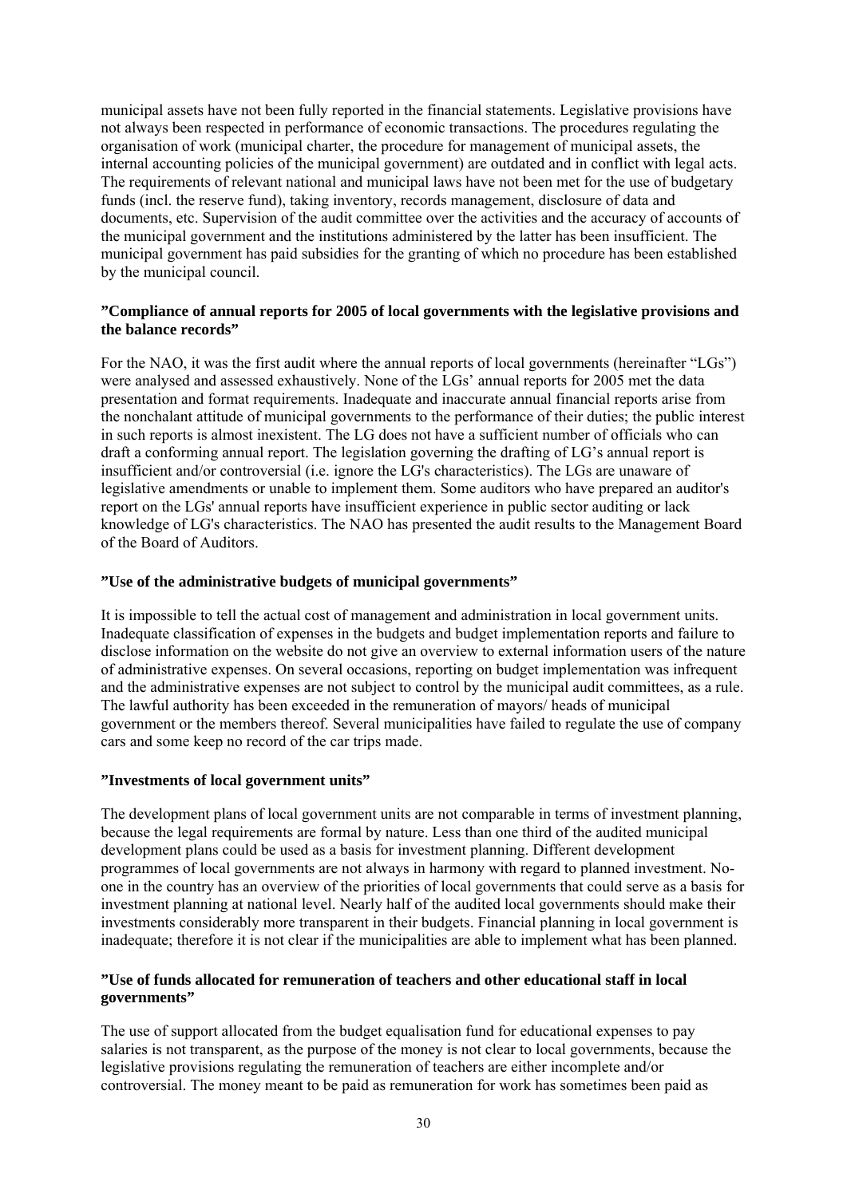municipal assets have not been fully reported in the financial statements. Legislative provisions have not always been respected in performance of economic transactions. The procedures regulating the organisation of work (municipal charter, the procedure for management of municipal assets, the internal accounting policies of the municipal government) are outdated and in conflict with legal acts. The requirements of relevant national and municipal laws have not been met for the use of budgetary funds (incl. the reserve fund), taking inventory, records management, disclosure of data and documents, etc. Supervision of the audit committee over the activities and the accuracy of accounts of the municipal government and the institutions administered by the latter has been insufficient. The municipal government has paid subsidies for the granting of which no procedure has been established by the municipal council.

**”Compliance of annual reports for 2005 of local governments with the legislative provisions and the balance records”**

For the NAO, it was the first audit where the annual reports of local governments (hereinafter “LGs”) were analysed and assessed exhaustively. None of the LGs’ annual reports for 2005 met the data presentation and format requirements. Inadequate and inaccurate annual financial reports arise from the nonchalant attitude of municipal governments to the performance of their duties; the public interest in such reports is almost inexistent. The LG does not have a sufficient number of officials who can draft a conforming annual report. The legislation governing the drafting of LG’s annual report is insufficient and/or controversial (i.e. ignore the LG's characteristics). The LGs are unaware of legislative amendments or unable to implement them. Some auditors who have prepared an auditor's report on the LGs' annual reports have insufficient experience in public sector auditing or lack knowledge of LG's characteristics. The NAO has presented the audit results to the Management Board of the Board of Auditors.

**”Use of the administrative budgets of municipal governments”**

It is impossible to tell the actual cost of management and administration in local government units. Inadequate classification of expenses in the budgets and budget implementation reports and failure to disclose information on the website do not give an overview to external information users of the nature of administrative expenses. On several occasions, reporting on budget implementation was infrequent and the administrative expenses are not subject to control by the municipal audit committees, as a rule. The lawful authority has been exceeded in the remuneration of mayors/ heads of municipal government or the members thereof. Several municipalities have failed to regulate the use of company cars and some keep no record of the car trips made.

**”Investments of local government units”**

The development plans of local government units are not comparable in terms of investment planning, because the legal requirements are formal by nature. Less than one third of the audited municipal development plans could be used as a basis for investment planning. Different development programmes of local governments are not always in harmony with regard to planned investment. No-one in the country has an overview of the priorities of local governments that could serve as a basis for investment planning at national level. Nearly half of the audited local governments should make their investments considerably more transparent in their budgets. Financial planning in local government is inadequate; therefore it is not clear if the municipalities are able to implement what has been planned.

**”Use of funds allocated for remuneration of teachers and other educational staff in local governments”**

The use of support allocated from the budget equalisation fund for educational expenses to pay salaries is not transparent, as the purpose of the money is not clear to local governments, because the legislative provisions regulating the remuneration of teachers are either incomplete and/or controversial. The money meant to be paid as remuneration for work has sometimes been paid as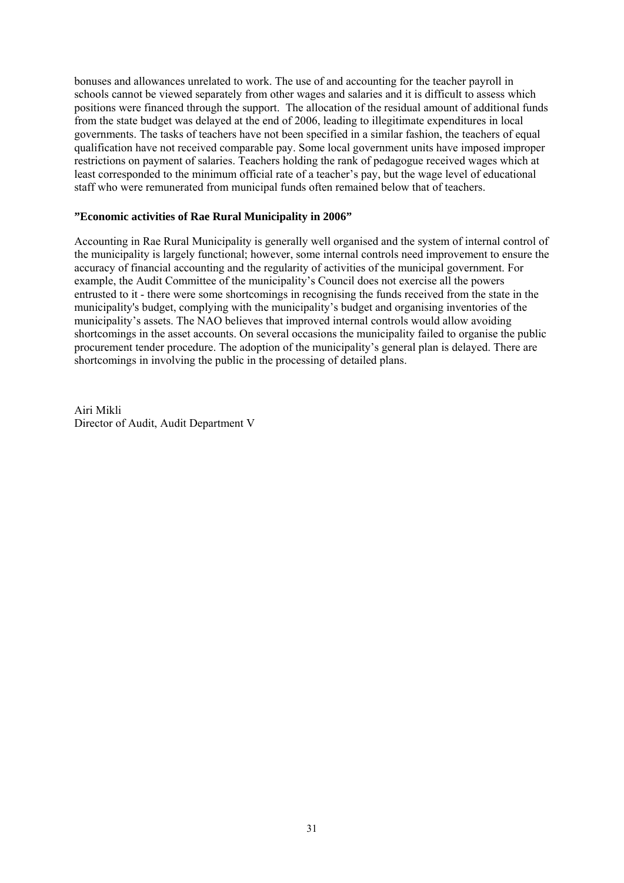bonuses and allowances unrelated to work. The use of and accounting for the teacher payroll in schools cannot be viewed separately from other wages and salaries and it is difficult to assess which positions were financed through the support. The allocation of the residual amount of additional funds from the state budget was delayed at the end of 2006, leading to illegitimate expenditures in local governments. The tasks of teachers have not been specified in a similar fashion, the teachers of equal qualification have not received comparable pay. Some local government units have imposed improper restrictions on payment of salaries. Teachers holding the rank of pedagogue received wages which at least corresponded to the minimum official rate of a teacher's pay, but the wage level of educational staff who were remunerated from municipal funds often remained below that of teachers.

**"Economic activities of Rae Rural Municipality in 2006"**

Accounting in Rae Rural Municipality is generally well organised and the system of internal control of the municipality is largely functional; however, some internal controls need improvement to ensure the accuracy of financial accounting and the regularity of activities of the municipal government. For example, the Audit Committee of the municipality's Council does not exercise all the powers entrusted to it - there were some shortcomings in recognising the funds received from the state in the municipality's budget, complying with the municipality's budget and organising inventories of the municipality's assets. The NAO believes that improved internal controls would allow avoiding shortcomings in the asset accounts. On several occasions the municipality failed to organise the public procurement tender procedure. The adoption of the municipality's general plan is delayed. There are shortcomings in involving the public in the processing of detailed plans.

Airi Mikli
Director of Audit, Audit Department V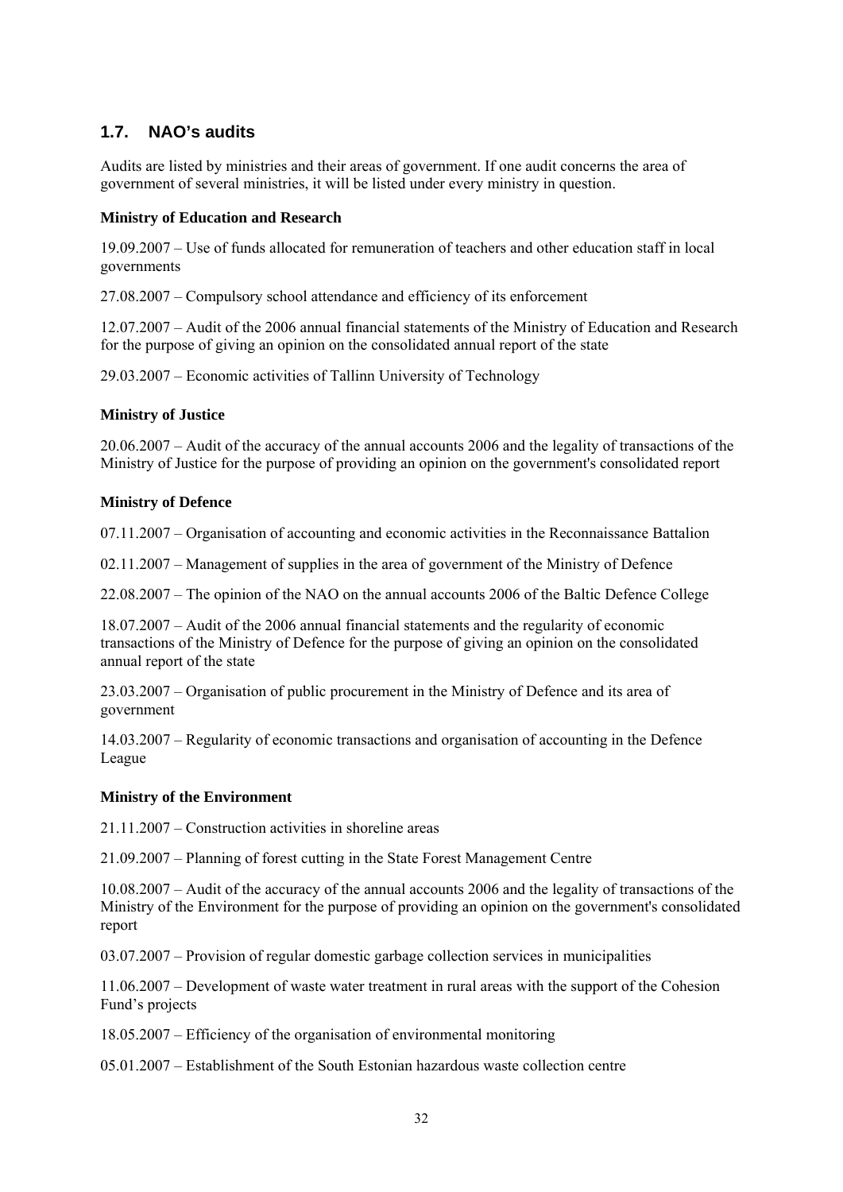## 1.7. NAO's audits

Audits are listed by ministries and their areas of government. If one audit concerns the area of government of several ministries, it will be listed under every ministry in question.

**Ministry of Education and Research**

19.09.2007 – Use of funds allocated for remuneration of teachers and other education staff in local governments

27.08.2007 – Compulsory school attendance and efficiency of its enforcement

12.07.2007 – Audit of the 2006 annual financial statements of the Ministry of Education and Research for the purpose of giving an opinion on the consolidated annual report of the state

29.03.2007 – Economic activities of Tallinn University of Technology

**Ministry of Justice**

20.06.2007 – Audit of the accuracy of the annual accounts 2006 and the legality of transactions of the Ministry of Justice for the purpose of providing an opinion on the government's consolidated report

**Ministry of Defence**

07.11.2007 – Organisation of accounting and economic activities in the Reconnaissance Battalion

02.11.2007 – Management of supplies in the area of government of the Ministry of Defence

22.08.2007 – The opinion of the NAO on the annual accounts 2006 of the Baltic Defence College

18.07.2007 – Audit of the 2006 annual financial statements and the regularity of economic transactions of the Ministry of Defence for the purpose of giving an opinion on the consolidated annual report of the state

23.03.2007 – Organisation of public procurement in the Ministry of Defence and its area of government

14.03.2007 – Regularity of economic transactions and organisation of accounting in the Defence League

**Ministry of the Environment**

21.11.2007 – Construction activities in shoreline areas

21.09.2007 – Planning of forest cutting in the State Forest Management Centre

10.08.2007 – Audit of the accuracy of the annual accounts 2006 and the legality of transactions of the Ministry of the Environment for the purpose of providing an opinion on the government's consolidated report

03.07.2007 – Provision of regular domestic garbage collection services in municipalities

11.06.2007 – Development of waste water treatment in rural areas with the support of the Cohesion Fund's projects

18.05.2007 – Efficiency of the organisation of environmental monitoring

05.01.2007 – Establishment of the South Estonian hazardous waste collection centre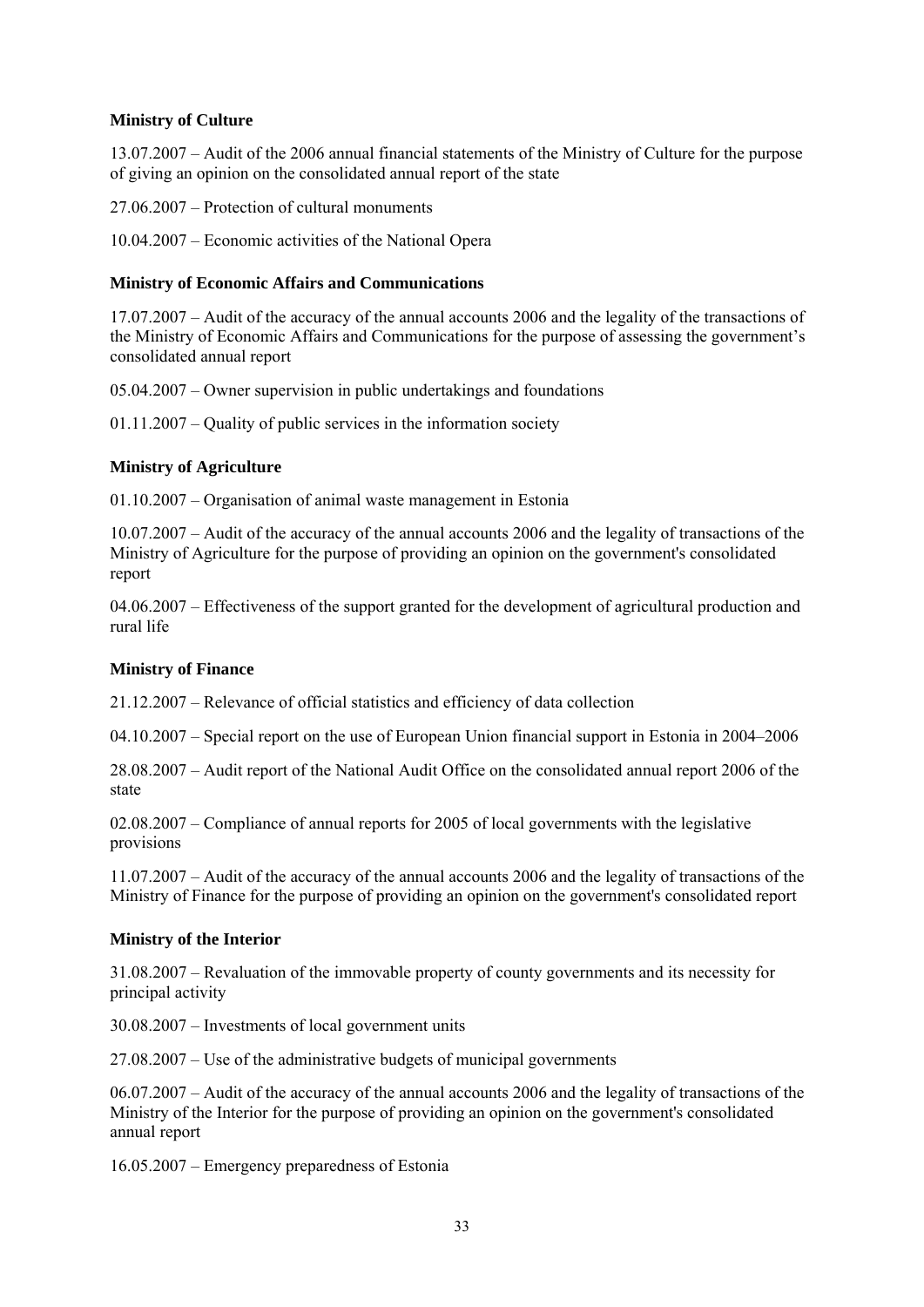**Ministry of Culture**

13.07.2007 – Audit of the 2006 annual financial statements of the Ministry of Culture for the purpose of giving an opinion on the consolidated annual report of the state

27.06.2007 – Protection of cultural monuments

10.04.2007 – Economic activities of the National Opera

**Ministry of Economic Affairs and Communications**

17.07.2007 – Audit of the accuracy of the annual accounts 2006 and the legality of the transactions of the Ministry of Economic Affairs and Communications for the purpose of assessing the government's consolidated annual report

05.04.2007 – Owner supervision in public undertakings and foundations

01.11.2007 – Quality of public services in the information society

**Ministry of Agriculture**

01.10.2007 – Organisation of animal waste management in Estonia

10.07.2007 – Audit of the accuracy of the annual accounts 2006 and the legality of transactions of the Ministry of Agriculture for the purpose of providing an opinion on the government's consolidated report

04.06.2007 – Effectiveness of the support granted for the development of agricultural production and rural life

**Ministry of Finance**

21.12.2007 – Relevance of official statistics and efficiency of data collection

04.10.2007 – Special report on the use of European Union financial support in Estonia in 2004–2006

28.08.2007 – Audit report of the National Audit Office on the consolidated annual report 2006 of the state

02.08.2007 – Compliance of annual reports for 2005 of local governments with the legislative provisions

11.07.2007 – Audit of the accuracy of the annual accounts 2006 and the legality of transactions of the Ministry of Finance for the purpose of providing an opinion on the government's consolidated report

**Ministry of the Interior**

31.08.2007 – Revaluation of the immovable property of county governments and its necessity for principal activity

30.08.2007 – Investments of local government units

27.08.2007 – Use of the administrative budgets of municipal governments

06.07.2007 – Audit of the accuracy of the annual accounts 2006 and the legality of transactions of the Ministry of the Interior for the purpose of providing an opinion on the government's consolidated annual report

16.05.2007 – Emergency preparedness of Estonia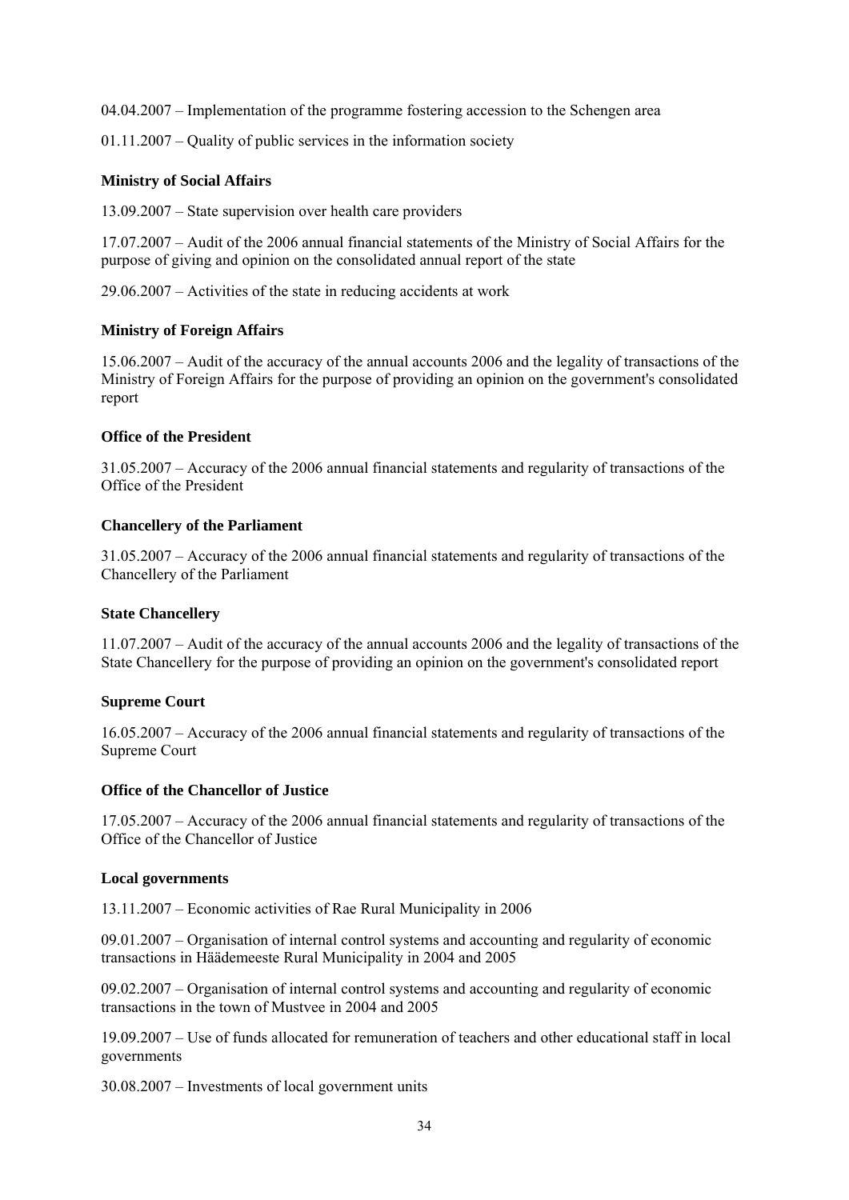04.04.2007 – Implementation of the programme fostering accession to the Schengen area

01.11.2007 – Quality of public services in the information society

**Ministry of Social Affairs**

13.09.2007 – State supervision over health care providers

17.07.2007 – Audit of the 2006 annual financial statements of the Ministry of Social Affairs for the purpose of giving and opinion on the consolidated annual report of the state

29.06.2007 – Activities of the state in reducing accidents at work

**Ministry of Foreign Affairs**

15.06.2007 – Audit of the accuracy of the annual accounts 2006 and the legality of transactions of the Ministry of Foreign Affairs for the purpose of providing an opinion on the government's consolidated report

**Office of the President**

31.05.2007 – Accuracy of the 2006 annual financial statements and regularity of transactions of the Office of the President

**Chancellery of the Parliament**

31.05.2007 – Accuracy of the 2006 annual financial statements and regularity of transactions of the Chancellery of the Parliament

**State Chancellery**

11.07.2007 – Audit of the accuracy of the annual accounts 2006 and the legality of transactions of the State Chancellery for the purpose of providing an opinion on the government's consolidated report

**Supreme Court**

16.05.2007 – Accuracy of the 2006 annual financial statements and regularity of transactions of the Supreme Court

**Office of the Chancellor of Justice**

17.05.2007 – Accuracy of the 2006 annual financial statements and regularity of transactions of the Office of the Chancellor of Justice

**Local governments**

13.11.2007 – Economic activities of Rae Rural Municipality in 2006

09.01.2007 – Organisation of internal control systems and accounting and regularity of economic transactions in Häädemeeste Rural Municipality in 2004 and 2005

09.02.2007 – Organisation of internal control systems and accounting and regularity of economic transactions in the town of Mustvee in 2004 and 2005

19.09.2007 – Use of funds allocated for remuneration of teachers and other educational staff in local governments

30.08.2007 – Investments of local government units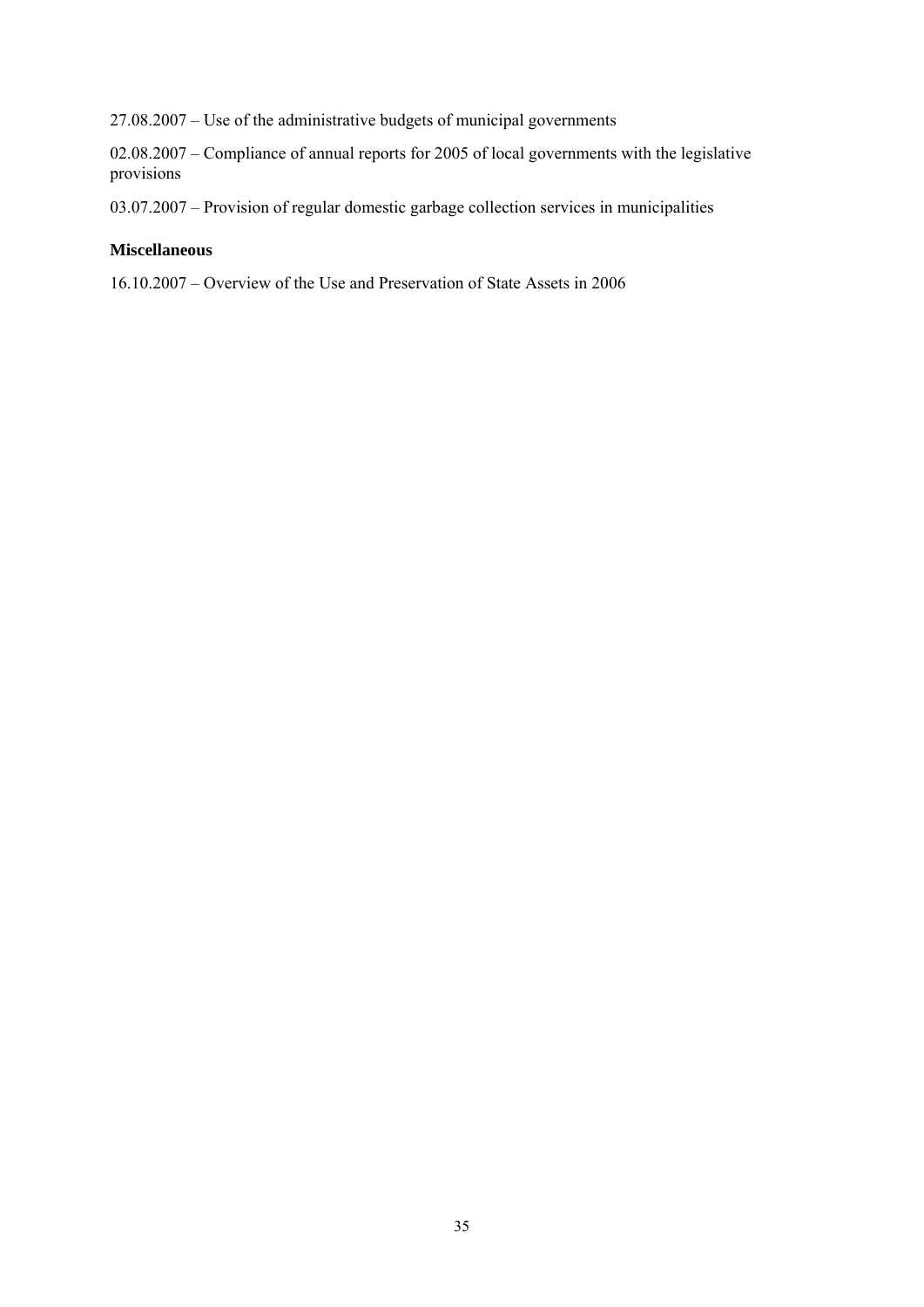27.08.2007 – Use of the administrative budgets of municipal governments

02.08.2007 – Compliance of annual reports for 2005 of local governments with the legislative provisions

03.07.2007 – Provision of regular domestic garbage collection services in municipalities

**Miscellaneous**

16.10.2007 – Overview of the Use and Preservation of State Assets in 2006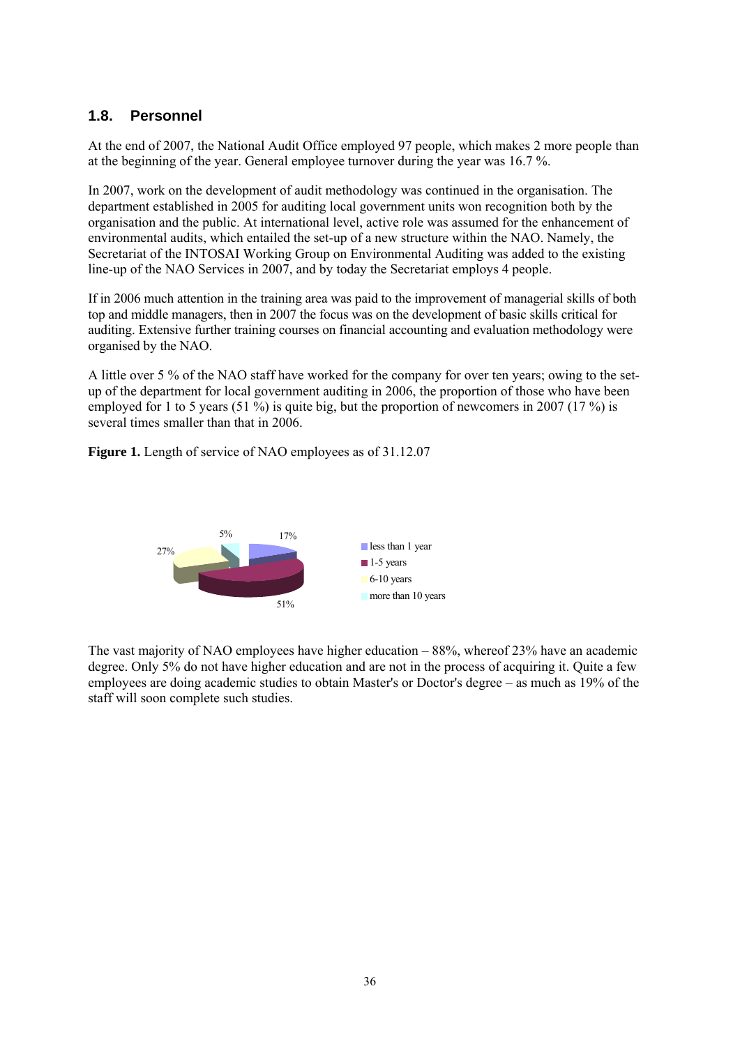## 1.8. Personnel

At the end of 2007, the National Audit Office employed 97 people, which makes 2 more people than at the beginning of the year. General employee turnover during the year was 16.7 %.

In 2007, work on the development of audit methodology was continued in the organisation. The department established in 2005 for auditing local government units won recognition both by the organisation and the public. At international level, active role was assumed for the enhancement of environmental audits, which entailed the set-up of a new structure within the NAO. Namely, the Secretariat of the INTOSAI Working Group on Environmental Auditing was added to the existing line-up of the NAO Services in 2007, and by today the Secretariat employs 4 people.

If in 2006 much attention in the training area was paid to the improvement of managerial skills of both top and middle managers, then in 2007 the focus was on the development of basic skills critical for auditing. Extensive further training courses on financial accounting and evaluation methodology were organised by the NAO.

A little over 5 % of the NAO staff have worked for the company for over ten years; owing to the set-up of the department for local government auditing in 2006, the proportion of those who have been employed for 1 to 5 years (51 %) is quite big, but the proportion of newcomers in 2007 (17 %) is several times smaller than that in 2006.

**Figure 1.** Length of service of NAO employees as of 31.12.07

| Length of service | Share |
|---|---|
| less than 1 year | 17% |
| 1-5 years | 51% |
| 6-10 years | 27% |
| more than 10 years | 5% |

The vast majority of NAO employees have higher education – 88%, whereof 23% have an academic degree. Only 5% do not have higher education and are not in the process of acquiring it. Quite a few employees are doing academic studies to obtain Master's or Doctor's degree – as much as 19% of the staff will soon complete such studies.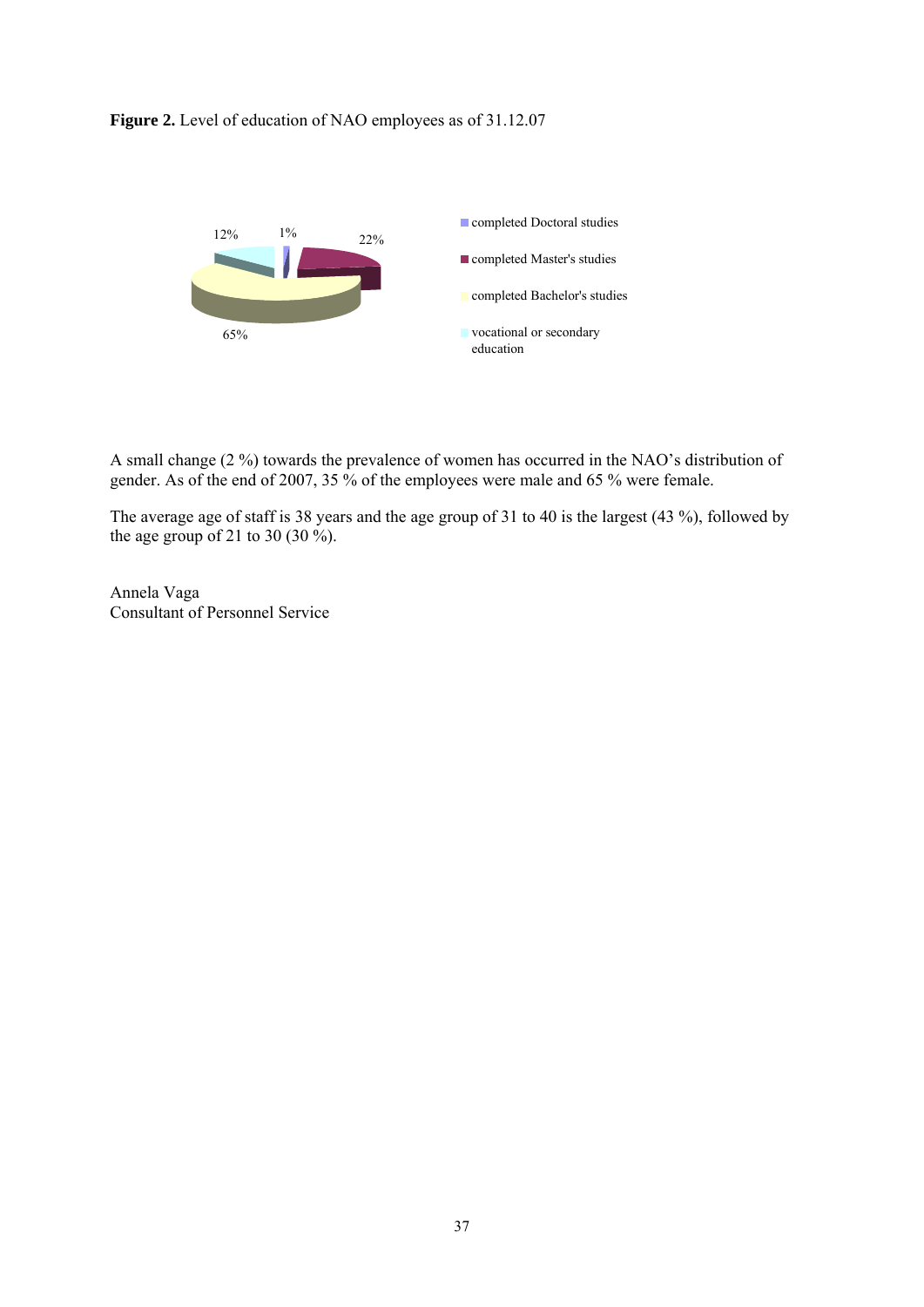**Figure 2.** Level of education of NAO employees as of 31.12.07

- completed Doctoral studies: 1%
- completed Master's studies: 22%
- completed Bachelor's studies: 65%
- vocational or secondary education: 12%

A small change (2 %) towards the prevalence of women has occurred in the NAO's distribution of gender. As of the end of 2007, 35 % of the employees were male and 65 % were female.

The average age of staff is 38 years and the age group of 31 to 40 is the largest (43 %), followed by the age group of 21 to 30 (30 %).

Annela Vaga
Consultant of Personnel Service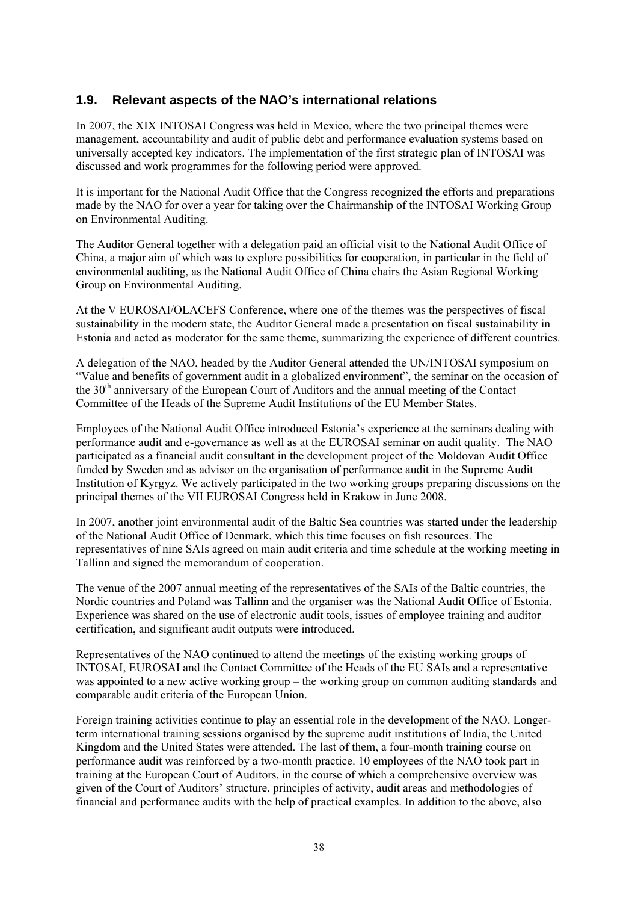## 1.9. Relevant aspects of the NAO's international relations

In 2007, the XIX INTOSAI Congress was held in Mexico, where the two principal themes were management, accountability and audit of public debt and performance evaluation systems based on universally accepted key indicators. The implementation of the first strategic plan of INTOSAI was discussed and work programmes for the following period were approved.

It is important for the National Audit Office that the Congress recognized the efforts and preparations made by the NAO for over a year for taking over the Chairmanship of the INTOSAI Working Group on Environmental Auditing.

The Auditor General together with a delegation paid an official visit to the National Audit Office of China, a major aim of which was to explore possibilities for cooperation, in particular in the field of environmental auditing, as the National Audit Office of China chairs the Asian Regional Working Group on Environmental Auditing.

At the V EUROSAI/OLACEFS Conference, where one of the themes was the perspectives of fiscal sustainability in the modern state, the Auditor General made a presentation on fiscal sustainability in Estonia and acted as moderator for the same theme, summarizing the experience of different countries.

A delegation of the NAO, headed by the Auditor General attended the UN/INTOSAI symposium on "Value and benefits of government audit in a globalized environment", the seminar on the occasion of the 30th anniversary of the European Court of Auditors and the annual meeting of the Contact Committee of the Heads of the Supreme Audit Institutions of the EU Member States.

Employees of the National Audit Office introduced Estonia's experience at the seminars dealing with performance audit and e-governance as well as at the EUROSAI seminar on audit quality. The NAO participated as a financial audit consultant in the development project of the Moldovan Audit Office funded by Sweden and as advisor on the organisation of performance audit in the Supreme Audit Institution of Kyrgyz. We actively participated in the two working groups preparing discussions on the principal themes of the VII EUROSAI Congress held in Krakow in June 2008.

In 2007, another joint environmental audit of the Baltic Sea countries was started under the leadership of the National Audit Office of Denmark, which this time focuses on fish resources. The representatives of nine SAIs agreed on main audit criteria and time schedule at the working meeting in Tallinn and signed the memorandum of cooperation.

The venue of the 2007 annual meeting of the representatives of the SAIs of the Baltic countries, the Nordic countries and Poland was Tallinn and the organiser was the National Audit Office of Estonia. Experience was shared on the use of electronic audit tools, issues of employee training and auditor certification, and significant audit outputs were introduced.

Representatives of the NAO continued to attend the meetings of the existing working groups of INTOSAI, EUROSAI and the Contact Committee of the Heads of the EU SAIs and a representative was appointed to a new active working group – the working group on common auditing standards and comparable audit criteria of the European Union.

Foreign training activities continue to play an essential role in the development of the NAO. Longer-term international training sessions organised by the supreme audit institutions of India, the United Kingdom and the United States were attended. The last of them, a four-month training course on performance audit was reinforced by a two-month practice. 10 employees of the NAO took part in training at the European Court of Auditors, in the course of which a comprehensive overview was given of the Court of Auditors' structure, principles of activity, audit areas and methodologies of financial and performance audits with the help of practical examples. In addition to the above, also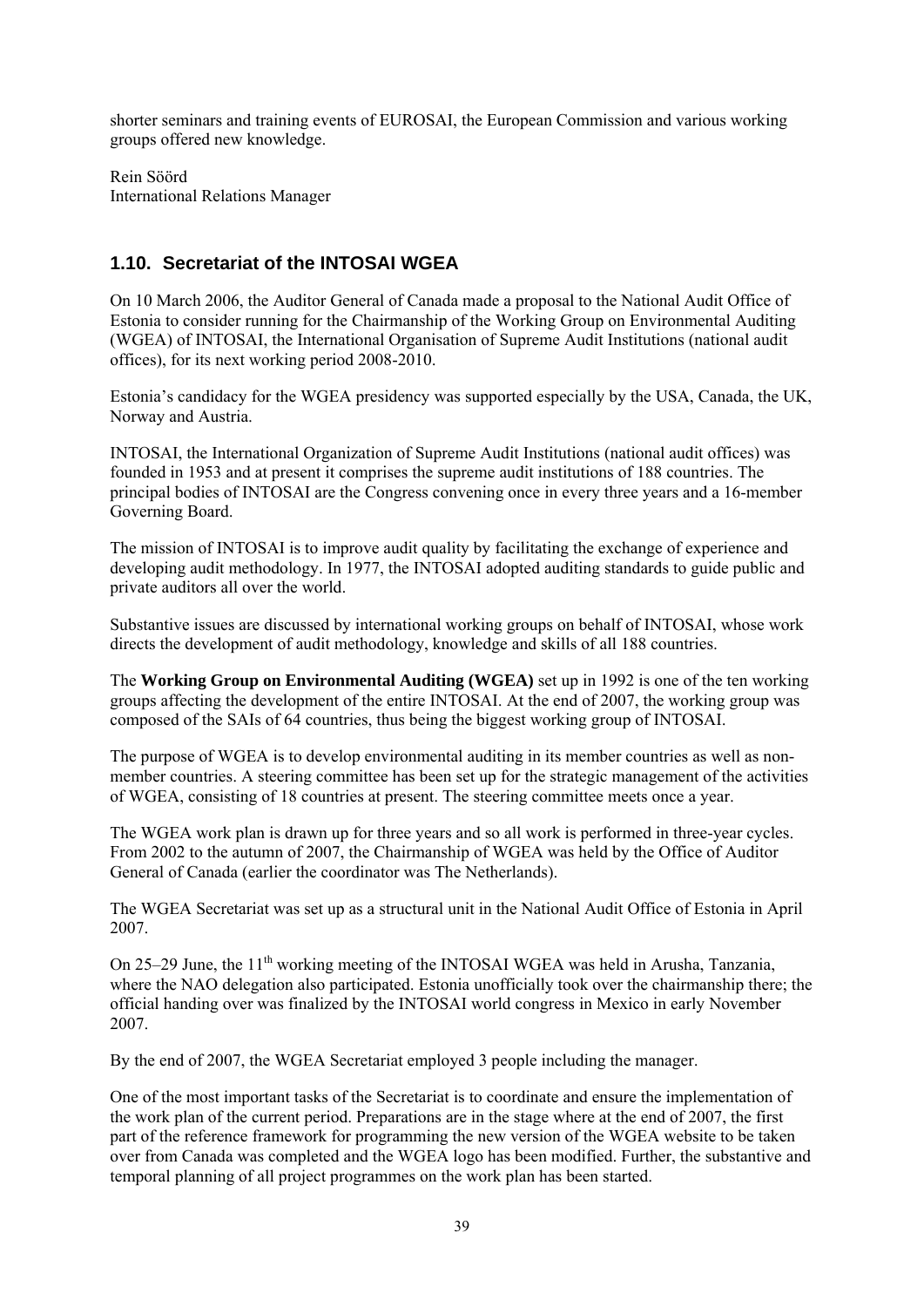shorter seminars and training events of EUROSAI, the European Commission and various working groups offered new knowledge.

Rein Söörd
International Relations Manager

## 1.10. Secretariat of the INTOSAI WGEA

On 10 March 2006, the Auditor General of Canada made a proposal to the National Audit Office of Estonia to consider running for the Chairmanship of the Working Group on Environmental Auditing (WGEA) of INTOSAI, the International Organisation of Supreme Audit Institutions (national audit offices), for its next working period 2008-2010.

Estonia's candidacy for the WGEA presidency was supported especially by the USA, Canada, the UK, Norway and Austria.

INTOSAI, the International Organization of Supreme Audit Institutions (national audit offices) was founded in 1953 and at present it comprises the supreme audit institutions of 188 countries. The principal bodies of INTOSAI are the Congress convening once in every three years and a 16-member Governing Board.

The mission of INTOSAI is to improve audit quality by facilitating the exchange of experience and developing audit methodology. In 1977, the INTOSAI adopted auditing standards to guide public and private auditors all over the world.

Substantive issues are discussed by international working groups on behalf of INTOSAI, whose work directs the development of audit methodology, knowledge and skills of all 188 countries.

The **Working Group on Environmental Auditing (WGEA)** set up in 1992 is one of the ten working groups affecting the development of the entire INTOSAI. At the end of 2007, the working group was composed of the SAIs of 64 countries, thus being the biggest working group of INTOSAI.

The purpose of WGEA is to develop environmental auditing in its member countries as well as non-member countries. A steering committee has been set up for the strategic management of the activities of WGEA, consisting of 18 countries at present. The steering committee meets once a year.

The WGEA work plan is drawn up for three years and so all work is performed in three-year cycles. From 2002 to the autumn of 2007, the Chairmanship of WGEA was held by the Office of Auditor General of Canada (earlier the coordinator was The Netherlands).

The WGEA Secretariat was set up as a structural unit in the National Audit Office of Estonia in April 2007.

On 25–29 June, the 11th working meeting of the INTOSAI WGEA was held in Arusha, Tanzania, where the NAO delegation also participated. Estonia unofficially took over the chairmanship there; the official handing over was finalized by the INTOSAI world congress in Mexico in early November 2007.

By the end of 2007, the WGEA Secretariat employed 3 people including the manager.

One of the most important tasks of the Secretariat is to coordinate and ensure the implementation of the work plan of the current period. Preparations are in the stage where at the end of 2007, the first part of the reference framework for programming the new version of the WGEA website to be taken over from Canada was completed and the WGEA logo has been modified. Further, the substantive and temporal planning of all project programmes on the work plan has been started.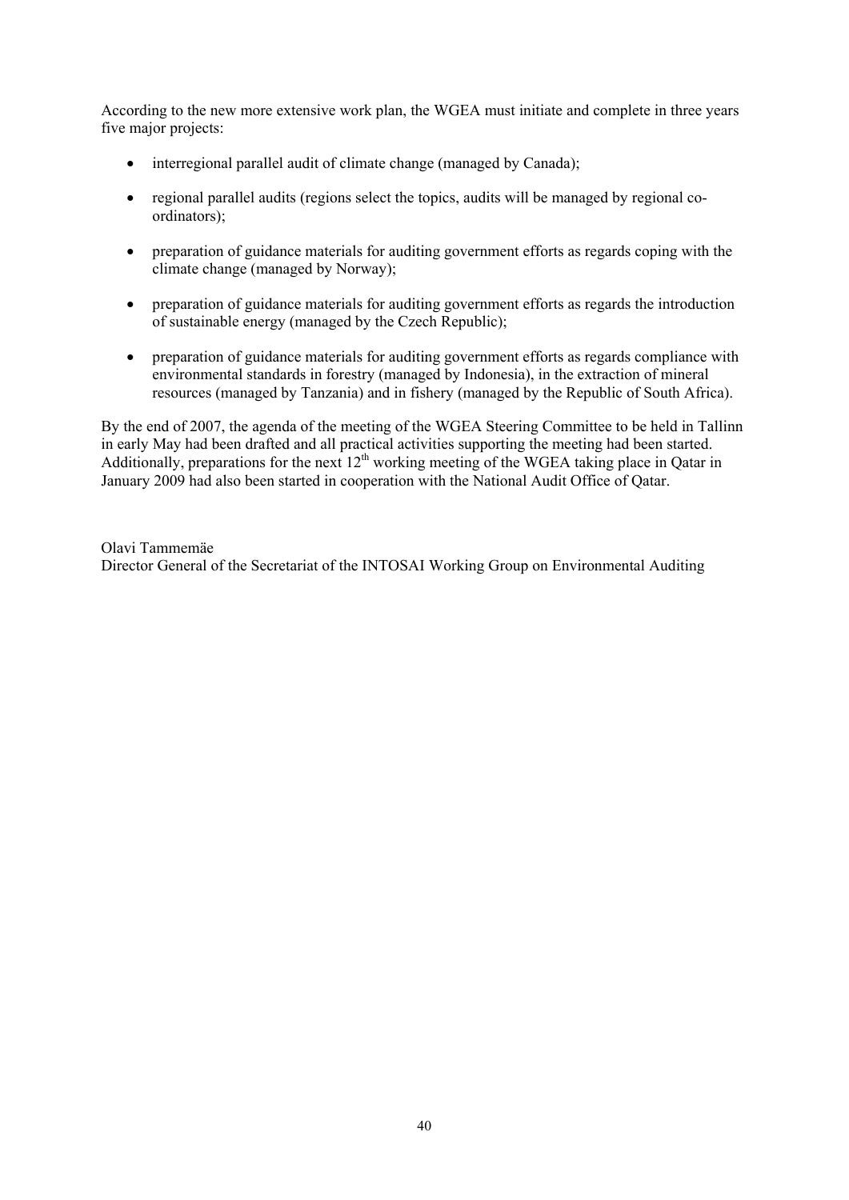According to the new more extensive work plan, the WGEA must initiate and complete in three years five major projects:

- interregional parallel audit of climate change (managed by Canada);
- regional parallel audits (regions select the topics, audits will be managed by regional co-ordinators);
- preparation of guidance materials for auditing government efforts as regards coping with the climate change (managed by Norway);
- preparation of guidance materials for auditing government efforts as regards the introduction of sustainable energy (managed by the Czech Republic);
- preparation of guidance materials for auditing government efforts as regards compliance with environmental standards in forestry (managed by Indonesia), in the extraction of mineral resources (managed by Tanzania) and in fishery (managed by the Republic of South Africa).

By the end of 2007, the agenda of the meeting of the WGEA Steering Committee to be held in Tallinn in early May had been drafted and all practical activities supporting the meeting had been started. Additionally, preparations for the next 12th working meeting of the WGEA taking place in Qatar in January 2009 had also been started in cooperation with the National Audit Office of Qatar.

Olavi Tammemäe
Director General of the Secretariat of the INTOSAI Working Group on Environmental Auditing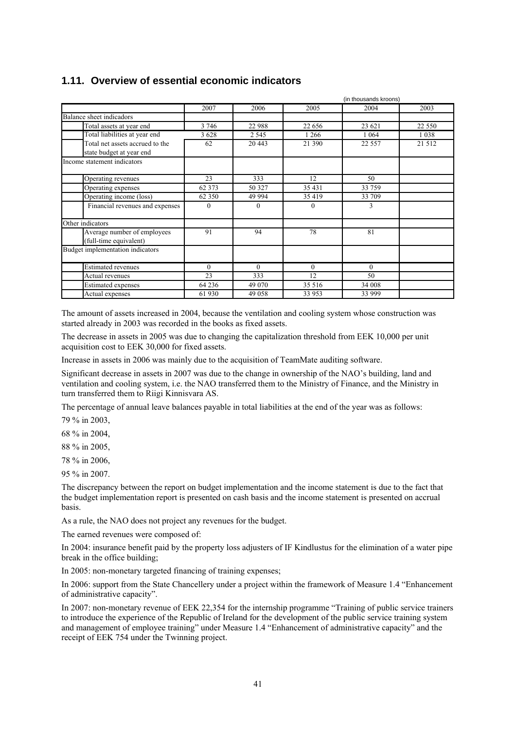## 1.11. Overview of essential economic indicators

(in thousands kroons)

| | 2007 | 2006 | 2005 | 2004 | 2003 |
|---|---|---|---|---|---|
| Balance sheet indicadors | | | | | |
| Total assets at year end | 3 746 | 22 988 | 22 656 | 23 621 | 22 550 |
| Total liabilities at year end | 3 628 | 2 545 | 1 266 | 1 064 | 1 038 |
| Total net assets accrued to the state budget at year end | 62 | 20 443 | 21 390 | 22 557 | 21 512 |
| Income statement indicators | | | | | |
| Operating revenues | 23 | 333 | 12 | 50 | |
| Operating expenses | 62 373 | 50 327 | 35 431 | 33 759 | |
| Operating income (loss) | 62 350 | 49 994 | 35 419 | 33 709 | |
| Financial revenues and expenses | 0 | 0 | 0 | 3 | |
| Other indicators | | | | | |
| Average number of employees (full-time equivalent) | 91 | 94 | 78 | 81 | |
| Budget implementation indicators | | | | | |
| Estimated revenues | 0 | 0 | 0 | 0 | |
| Actual revenues | 23 | 333 | 12 | 50 | |
| Estimated expenses | 64 236 | 49 070 | 35 516 | 34 008 | |
| Actual expenses | 61 930 | 49 058 | 33 953 | 33 999 | |

The amount of assets increased in 2004, because the ventilation and cooling system whose construction was started already in 2003 was recorded in the books as fixed assets.

The decrease in assets in 2005 was due to changing the capitalization threshold from EEK 10,000 per unit acquisition cost to EEK 30,000 for fixed assets.

Increase in assets in 2006 was mainly due to the acquisition of TeamMate auditing software.

Significant decrease in assets in 2007 was due to the change in ownership of the NAO's building, land and ventilation and cooling system, i.e. the NAO transferred them to the Ministry of Finance, and the Ministry in turn transferred them to Riigi Kinnisvara AS.

The percentage of annual leave balances payable in total liabilities at the end of the year was as follows:

79 % in 2003,

68 % in 2004,

88 % in 2005,

78 % in 2006,

95 % in 2007.

The discrepancy between the report on budget implementation and the income statement is due to the fact that the budget implementation report is presented on cash basis and the income statement is presented on accrual basis.

As a rule, the NAO does not project any revenues for the budget.

The earned revenues were composed of:

In 2004: insurance benefit paid by the property loss adjusters of IF Kindlustus for the elimination of a water pipe break in the office building;

In 2005: non-monetary targeted financing of training expenses;

In 2006: support from the State Chancellery under a project within the framework of Measure 1.4 "Enhancement of administrative capacity".

In 2007: non-monetary revenue of EEK 22,354 for the internship programme "Training of public service trainers to introduce the experience of the Republic of Ireland for the development of the public service training system and management of employee training" under Measure 1.4 "Enhancement of administrative capacity" and the receipt of EEK 754 under the Twinning project.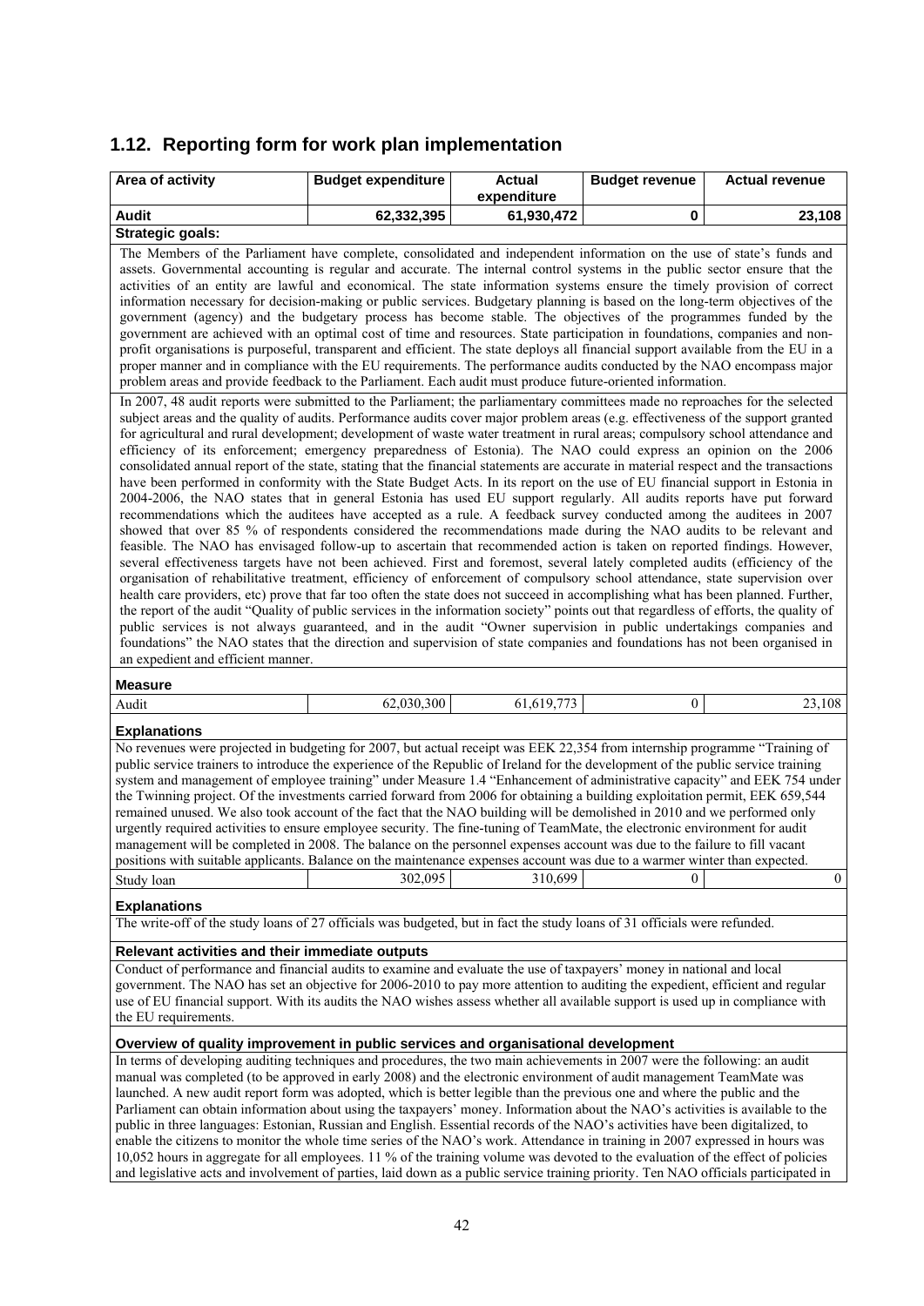## 1.12. Reporting form for work plan implementation

| Area of activity | Budget expenditure | Actual expenditure | Budget revenue | Actual revenue |
|---|---|---|---|---|
| **Audit** | **62,332,395** | **61,930,472** | **0** | **23,108** |

**Strategic goals:**

The Members of the Parliament have complete, consolidated and independent information on the use of state's funds and assets. Governmental accounting is regular and accurate. The internal control systems in the public sector ensure that the activities of an entity are lawful and economical. The state information systems ensure the timely provision of correct information necessary for decision-making or public services. Budgetary planning is based on the long-term objectives of the government (agency) and the budgetary process has become stable. The objectives of the programmes funded by the government are achieved with an optimal cost of time and resources. State participation in foundations, companies and non-profit organisations is purposeful, transparent and efficient. The state deploys all financial support available from the EU in a proper manner and in compliance with the EU requirements. The performance audits conducted by the NAO encompass major problem areas and provide feedback to the Parliament. Each audit must produce future-oriented information.

In 2007, 48 audit reports were submitted to the Parliament; the parliamentary committees made no reproaches for the selected subject areas and the quality of audits. Performance audits cover major problem areas (e.g. effectiveness of the support granted for agricultural and rural development; development of waste water treatment in rural areas; compulsory school attendance and efficiency of its enforcement; emergency preparedness of Estonia). The NAO could express an opinion on the 2006 consolidated annual report of the state, stating that the financial statements are accurate in material respect and the transactions have been performed in conformity with the State Budget Acts. In its report on the use of EU financial support in Estonia in 2004-2006, the NAO states that in general Estonia has used EU support regularly. All audits reports have put forward recommendations which the auditees have accepted as a rule. A feedback survey conducted among the auditees in 2007 showed that over 85 % of respondents considered the recommendations made during the NAO audits to be relevant and feasible. The NAO has envisaged follow-up to ascertain that recommended action is taken on reported findings. However, several effectiveness targets have not been achieved. First and foremost, several lately completed audits (efficiency of the organisation of rehabilitative treatment, efficiency of enforcement of compulsory school attendance, state supervision over health care providers, etc) prove that far too often the state does not succeed in accomplishing what has been planned. Further, the report of the audit "Quality of public services in the information society" points out that regardless of efforts, the quality of public services is not always guaranteed, and in the audit "Owner supervision in public undertakings companies and foundations" the NAO states that the direction and supervision of state companies and foundations has not been organised in an expedient and efficient manner.

**Measure**

| Measure | Budget expenditure | Actual expenditure | Budget revenue | Actual revenue |
|---|---|---|---|---|
| Audit | 62,030,300 | 61,619,773 | 0 | 23,108 |

**Explanations**

No revenues were projected in budgeting for 2007, but actual receipt was EEK 22,354 from internship programme "Training of public service trainers to introduce the experience of the Republic of Ireland for the development of the public service training system and management of employee training" under Measure 1.4 "Enhancement of administrative capacity" and EEK 754 under the Twinning project. Of the investments carried forward from 2006 for obtaining a building exploitation permit, EEK 659,544 remained unused. We also took account of the fact that the NAO building will be demolished in 2010 and we performed only urgently required activities to ensure employee security. The fine-tuning of TeamMate, the electronic environment for audit management will be completed in 2008. The balance on the personnel expenses account was due to the failure to fill vacant positions with suitable applicants. Balance on the maintenance expenses account was due to a warmer winter than expected.

| Measure | Budget expenditure | Actual expenditure | Budget revenue | Actual revenue |
|---|---|---|---|---|
| Study loan | 302,095 | 310,699 | 0 | 0 |

**Explanations**

The write-off of the study loans of 27 officials was budgeted, but in fact the study loans of 31 officials were refunded.

**Relevant activities and their immediate outputs**

Conduct of performance and financial audits to examine and evaluate the use of taxpayers' money in national and local government. The NAO has set an objective for 2006-2010 to pay more attention to auditing the expedient, efficient and regular use of EU financial support. With its audits the NAO wishes assess whether all available support is used up in compliance with the EU requirements.

**Overview of quality improvement in public services and organisational development**

In terms of developing auditing techniques and procedures, the two main achievements in 2007 were the following: an audit manual was completed (to be approved in early 2008) and the electronic environment of audit management TeamMate was launched. A new audit report form was adopted, which is better legible than the previous one and where the public and the Parliament can obtain information about using the taxpayers' money. Information about the NAO's activities is available to the public in three languages: Estonian, Russian and English. Essential records of the NAO's activities have been digitalized, to enable the citizens to monitor the whole time series of the NAO's work. Attendance in training in 2007 expressed in hours was 10,052 hours in aggregate for all employees. 11 % of the training volume was devoted to the evaluation of the effect of policies and legislative acts and involvement of parties, laid down as a public service training priority. Ten NAO officials participated in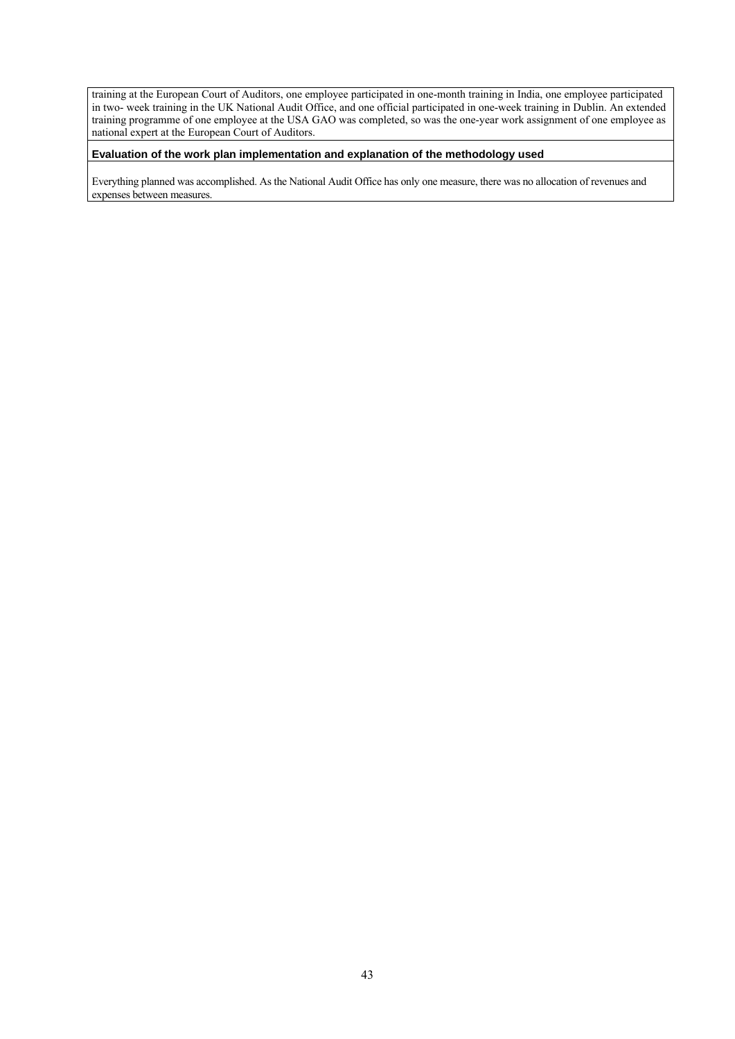training at the European Court of Auditors, one employee participated in one-month training in India, one employee participated in two- week training in the UK National Audit Office, and one official participated in one-week training in Dublin. An extended training programme of one employee at the USA GAO was completed, so was the one-year work assignment of one employee as national expert at the European Court of Auditors.

**Evaluation of the work plan implementation and explanation of the methodology used**

Everything planned was accomplished. As the National Audit Office has only one measure, there was no allocation of revenues and expenses between measures.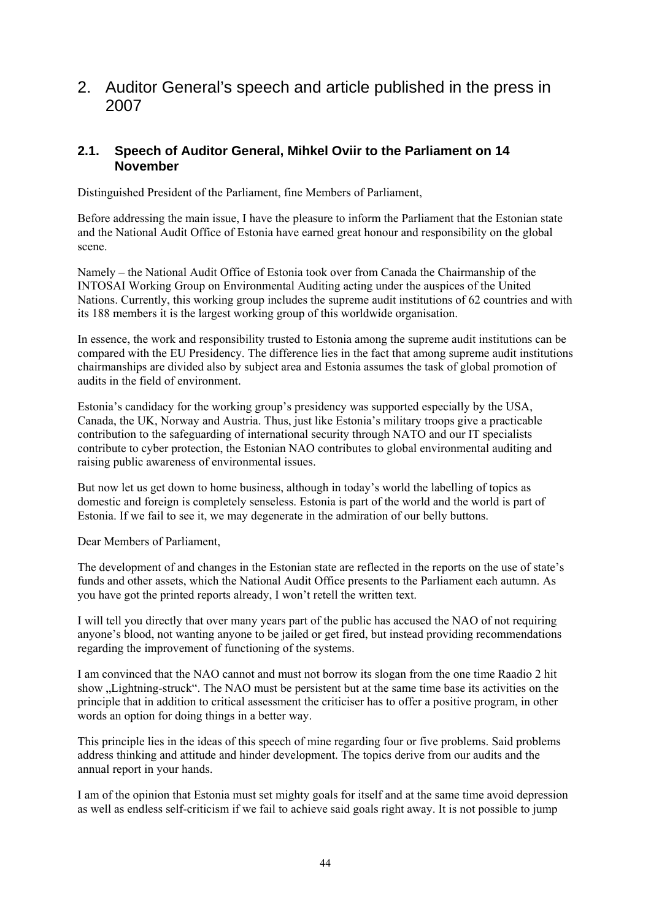# 2. Auditor General's speech and article published in the press in 2007

## 2.1. Speech of Auditor General, Mihkel Oviir to the Parliament on 14 November

Distinguished President of the Parliament, fine Members of Parliament,

Before addressing the main issue, I have the pleasure to inform the Parliament that the Estonian state and the National Audit Office of Estonia have earned great honour and responsibility on the global scene.

Namely – the National Audit Office of Estonia took over from Canada the Chairmanship of the INTOSAI Working Group on Environmental Auditing acting under the auspices of the United Nations. Currently, this working group includes the supreme audit institutions of 62 countries and with its 188 members it is the largest working group of this worldwide organisation.

In essence, the work and responsibility trusted to Estonia among the supreme audit institutions can be compared with the EU Presidency. The difference lies in the fact that among supreme audit institutions chairmanships are divided also by subject area and Estonia assumes the task of global promotion of audits in the field of environment.

Estonia's candidacy for the working group's presidency was supported especially by the USA, Canada, the UK, Norway and Austria. Thus, just like Estonia's military troops give a practicable contribution to the safeguarding of international security through NATO and our IT specialists contribute to cyber protection, the Estonian NAO contributes to global environmental auditing and raising public awareness of environmental issues.

But now let us get down to home business, although in today's world the labelling of topics as domestic and foreign is completely senseless. Estonia is part of the world and the world is part of Estonia. If we fail to see it, we may degenerate in the admiration of our belly buttons.

Dear Members of Parliament,

The development of and changes in the Estonian state are reflected in the reports on the use of state's funds and other assets, which the National Audit Office presents to the Parliament each autumn. As you have got the printed reports already, I won't retell the written text.

I will tell you directly that over many years part of the public has accused the NAO of not requiring anyone's blood, not wanting anyone to be jailed or get fired, but instead providing recommendations regarding the improvement of functioning of the systems.

I am convinced that the NAO cannot and must not borrow its slogan from the one time Raadio 2 hit show „Lightning-struck". The NAO must be persistent but at the same time base its activities on the principle that in addition to critical assessment the criticiser has to offer a positive program, in other words an option for doing things in a better way.

This principle lies in the ideas of this speech of mine regarding four or five problems. Said problems address thinking and attitude and hinder development. The topics derive from our audits and the annual report in your hands.

I am of the opinion that Estonia must set mighty goals for itself and at the same time avoid depression as well as endless self-criticism if we fail to achieve said goals right away. It is not possible to jump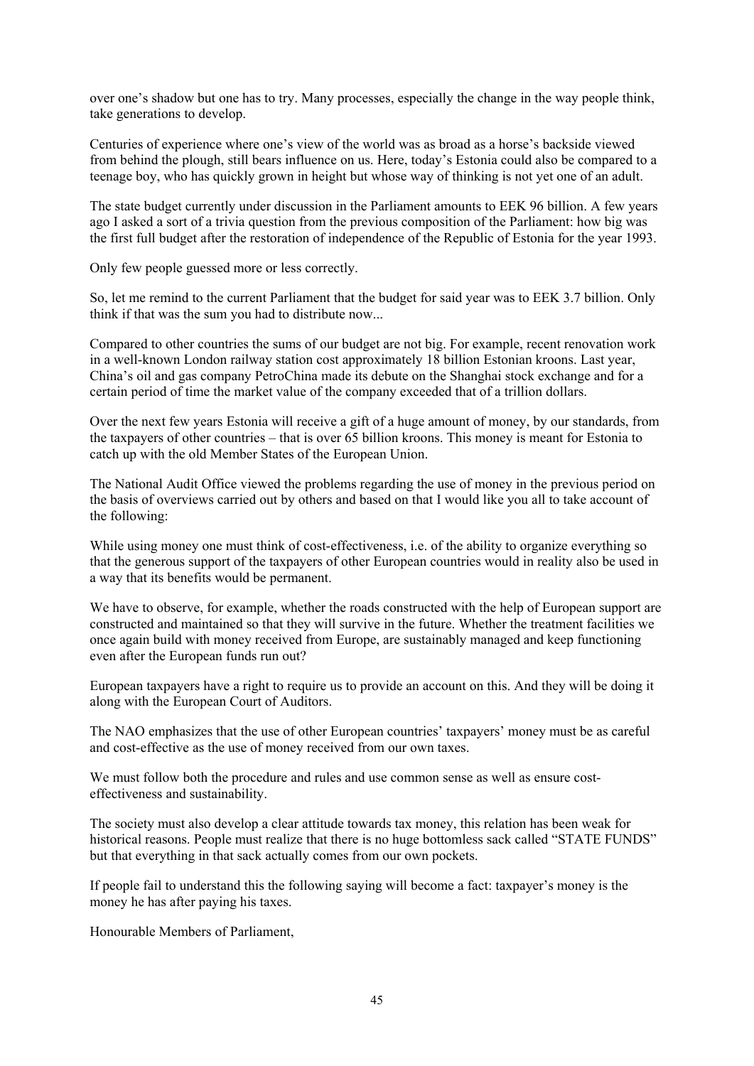over one's shadow but one has to try. Many processes, especially the change in the way people think, take generations to develop.

Centuries of experience where one's view of the world was as broad as a horse's backside viewed from behind the plough, still bears influence on us. Here, today's Estonia could also be compared to a teenage boy, who has quickly grown in height but whose way of thinking is not yet one of an adult.

The state budget currently under discussion in the Parliament amounts to EEK 96 billion. A few years ago I asked a sort of a trivia question from the previous composition of the Parliament: how big was the first full budget after the restoration of independence of the Republic of Estonia for the year 1993.

Only few people guessed more or less correctly.

So, let me remind to the current Parliament that the budget for said year was to EEK 3.7 billion. Only think if that was the sum you had to distribute now...

Compared to other countries the sums of our budget are not big. For example, recent renovation work in a well-known London railway station cost approximately 18 billion Estonian kroons. Last year, China's oil and gas company PetroChina made its debute on the Shanghai stock exchange and for a certain period of time the market value of the company exceeded that of a trillion dollars.

Over the next few years Estonia will receive a gift of a huge amount of money, by our standards, from the taxpayers of other countries – that is over 65 billion kroons. This money is meant for Estonia to catch up with the old Member States of the European Union.

The National Audit Office viewed the problems regarding the use of money in the previous period on the basis of overviews carried out by others and based on that I would like you all to take account of the following:

While using money one must think of cost-effectiveness, i.e. of the ability to organize everything so that the generous support of the taxpayers of other European countries would in reality also be used in a way that its benefits would be permanent.

We have to observe, for example, whether the roads constructed with the help of European support are constructed and maintained so that they will survive in the future. Whether the treatment facilities we once again build with money received from Europe, are sustainably managed and keep functioning even after the European funds run out?

European taxpayers have a right to require us to provide an account on this. And they will be doing it along with the European Court of Auditors.

The NAO emphasizes that the use of other European countries' taxpayers' money must be as careful and cost-effective as the use of money received from our own taxes.

We must follow both the procedure and rules and use common sense as well as ensure cost-effectiveness and sustainability.

The society must also develop a clear attitude towards tax money, this relation has been weak for historical reasons. People must realize that there is no huge bottomless sack called "STATE FUNDS" but that everything in that sack actually comes from our own pockets.

If people fail to understand this the following saying will become a fact: taxpayer's money is the money he has after paying his taxes.

Honourable Members of Parliament,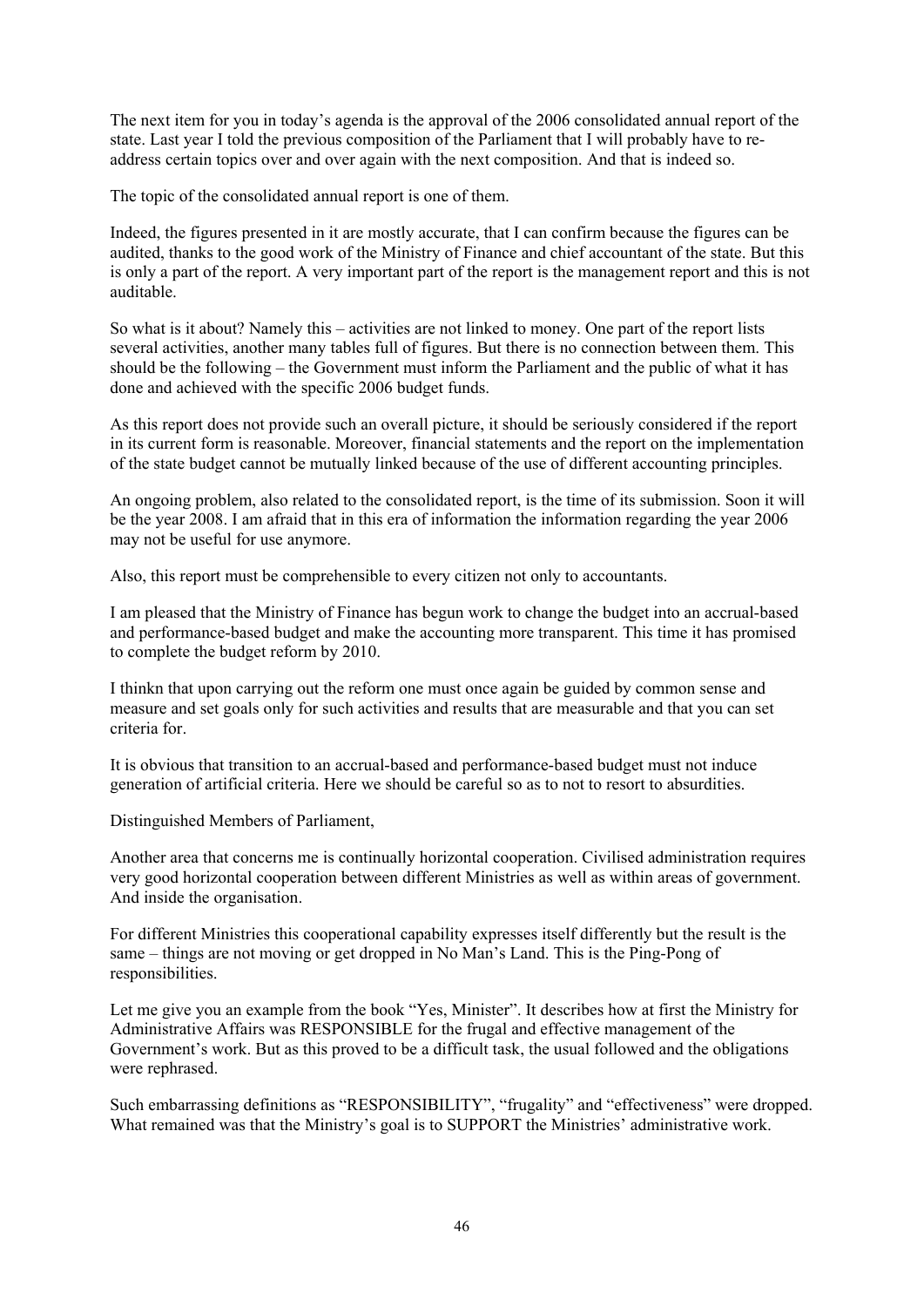The next item for you in today's agenda is the approval of the 2006 consolidated annual report of the state. Last year I told the previous composition of the Parliament that I will probably have to re-address certain topics over and over again with the next composition. And that is indeed so.

The topic of the consolidated annual report is one of them.

Indeed, the figures presented in it are mostly accurate, that I can confirm because the figures can be audited, thanks to the good work of the Ministry of Finance and chief accountant of the state. But this is only a part of the report. A very important part of the report is the management report and this is not auditable.

So what is it about? Namely this – activities are not linked to money. One part of the report lists several activities, another many tables full of figures. But there is no connection between them. This should be the following – the Government must inform the Parliament and the public of what it has done and achieved with the specific 2006 budget funds.

As this report does not provide such an overall picture, it should be seriously considered if the report in its current form is reasonable. Moreover, financial statements and the report on the implementation of the state budget cannot be mutually linked because of the use of different accounting principles.

An ongoing problem, also related to the consolidated report, is the time of its submission. Soon it will be the year 2008. I am afraid that in this era of information the information regarding the year 2006 may not be useful for use anymore.

Also, this report must be comprehensible to every citizen not only to accountants.

I am pleased that the Ministry of Finance has begun work to change the budget into an accrual-based and performance-based budget and make the accounting more transparent. This time it has promised to complete the budget reform by 2010.

I thinkn that upon carrying out the reform one must once again be guided by common sense and measure and set goals only for such activities and results that are measurable and that you can set criteria for.

It is obvious that transition to an accrual-based and performance-based budget must not induce generation of artificial criteria. Here we should be careful so as to not to resort to absurdities.

Distinguished Members of Parliament,

Another area that concerns me is continually horizontal cooperation. Civilised administration requires very good horizontal cooperation between different Ministries as well as within areas of government. And inside the organisation.

For different Ministries this cooperational capability expresses itself differently but the result is the same – things are not moving or get dropped in No Man's Land. This is the Ping-Pong of responsibilities.

Let me give you an example from the book "Yes, Minister". It describes how at first the Ministry for Administrative Affairs was RESPONSIBLE for the frugal and effective management of the Government's work. But as this proved to be a difficult task, the usual followed and the obligations were rephrased.

Such embarrassing definitions as "RESPONSIBILITY", "frugality" and "effectiveness" were dropped. What remained was that the Ministry's goal is to SUPPORT the Ministries' administrative work.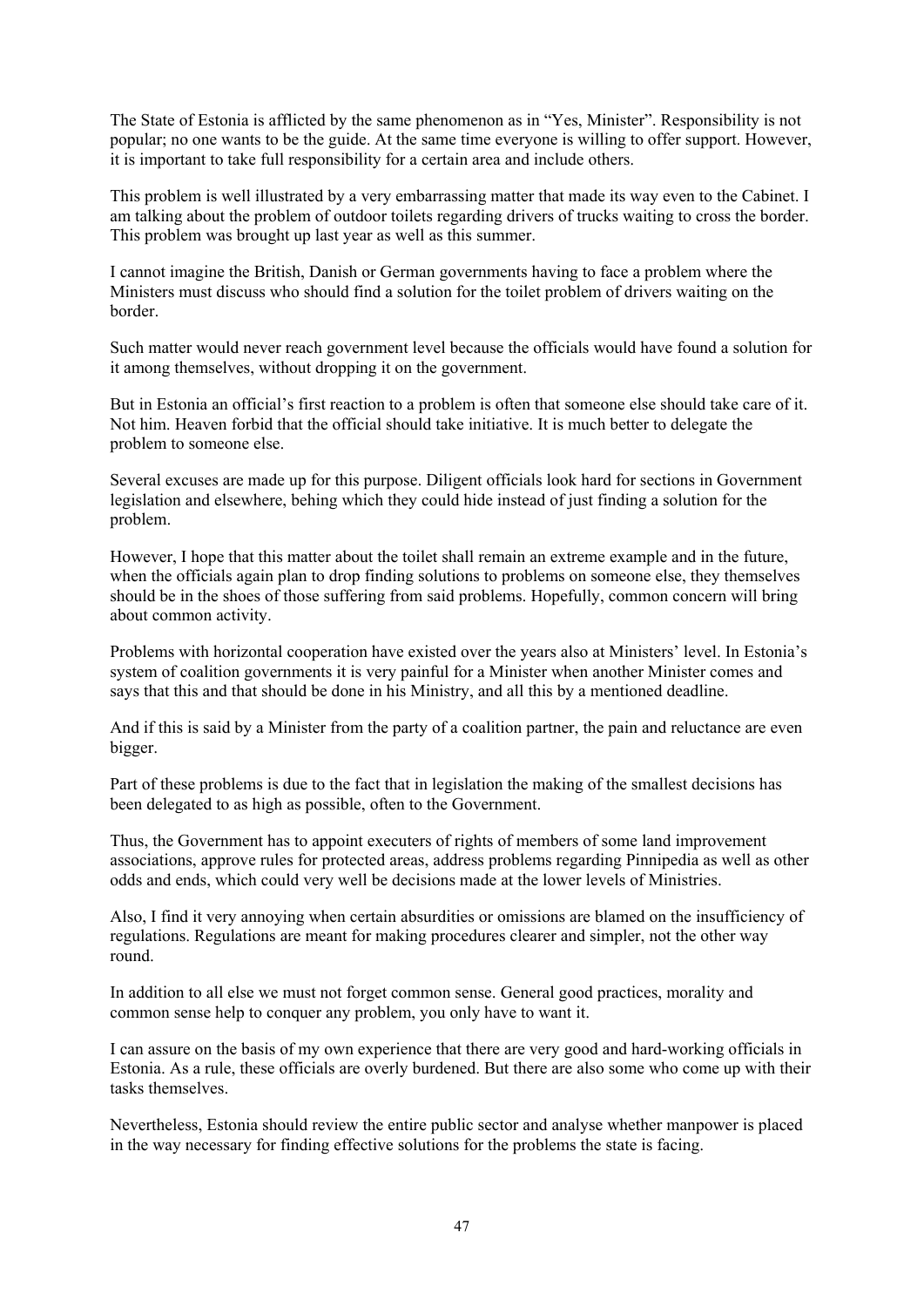The State of Estonia is afflicted by the same phenomenon as in "Yes, Minister". Responsibility is not popular; no one wants to be the guide. At the same time everyone is willing to offer support. However, it is important to take full responsibility for a certain area and include others.

This problem is well illustrated by a very embarrassing matter that made its way even to the Cabinet. I am talking about the problem of outdoor toilets regarding drivers of trucks waiting to cross the border. This problem was brought up last year as well as this summer.

I cannot imagine the British, Danish or German governments having to face a problem where the Ministers must discuss who should find a solution for the toilet problem of drivers waiting on the border.

Such matter would never reach government level because the officials would have found a solution for it among themselves, without dropping it on the government.

But in Estonia an official's first reaction to a problem is often that someone else should take care of it. Not him. Heaven forbid that the official should take initiative. It is much better to delegate the problem to someone else.

Several excuses are made up for this purpose. Diligent officials look hard for sections in Government legislation and elsewhere, behing which they could hide instead of just finding a solution for the problem.

However, I hope that this matter about the toilet shall remain an extreme example and in the future, when the officials again plan to drop finding solutions to problems on someone else, they themselves should be in the shoes of those suffering from said problems. Hopefully, common concern will bring about common activity.

Problems with horizontal cooperation have existed over the years also at Ministers' level. In Estonia's system of coalition governments it is very painful for a Minister when another Minister comes and says that this and that should be done in his Ministry, and all this by a mentioned deadline.

And if this is said by a Minister from the party of a coalition partner, the pain and reluctance are even bigger.

Part of these problems is due to the fact that in legislation the making of the smallest decisions has been delegated to as high as possible, often to the Government.

Thus, the Government has to appoint executers of rights of members of some land improvement associations, approve rules for protected areas, address problems regarding Pinnipedia as well as other odds and ends, which could very well be decisions made at the lower levels of Ministries.

Also, I find it very annoying when certain absurdities or omissions are blamed on the insufficiency of regulations. Regulations are meant for making procedures clearer and simpler, not the other way round.

In addition to all else we must not forget common sense. General good practices, morality and common sense help to conquer any problem, you only have to want it.

I can assure on the basis of my own experience that there are very good and hard-working officials in Estonia. As a rule, these officials are overly burdened. But there are also some who come up with their tasks themselves.

Nevertheless, Estonia should review the entire public sector and analyse whether manpower is placed in the way necessary for finding effective solutions for the problems the state is facing.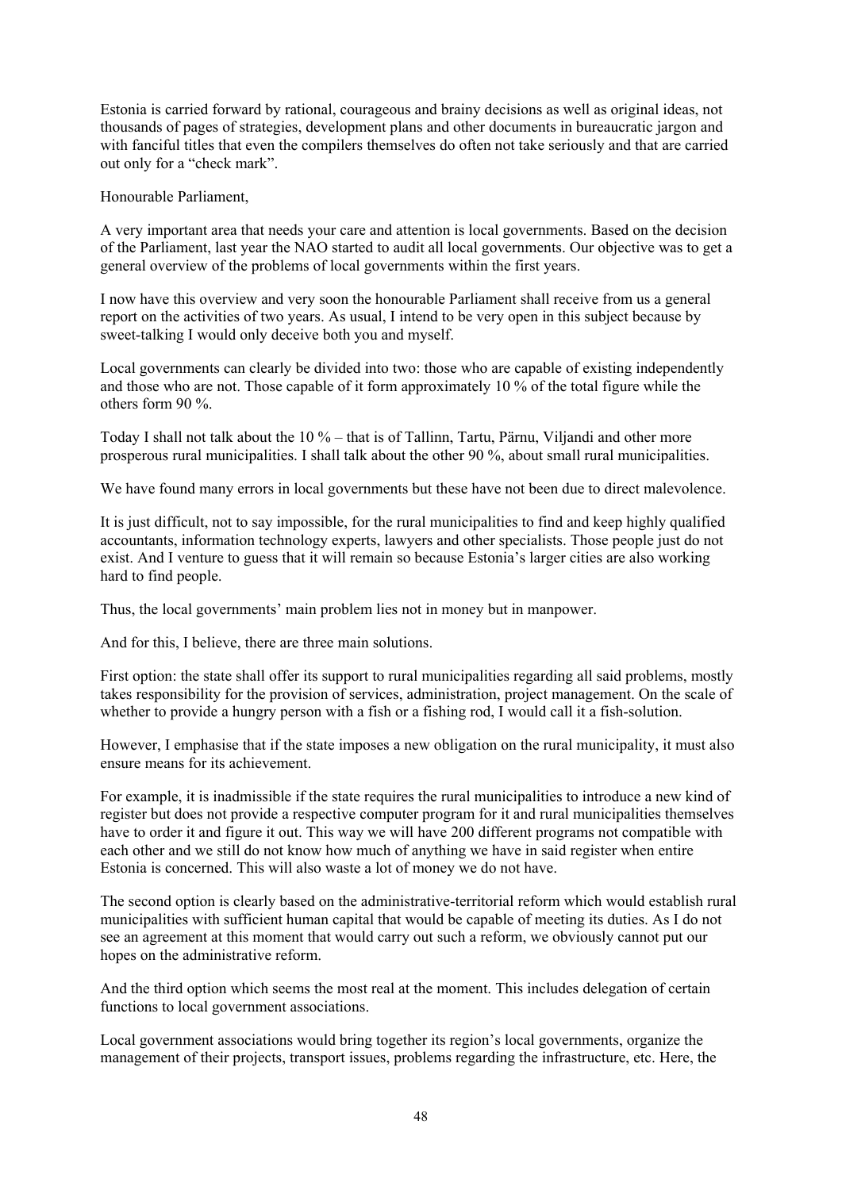Estonia is carried forward by rational, courageous and brainy decisions as well as original ideas, not thousands of pages of strategies, development plans and other documents in bureaucratic jargon and with fanciful titles that even the compilers themselves do often not take seriously and that are carried out only for a "check mark".

Honourable Parliament,

A very important area that needs your care and attention is local governments. Based on the decision of the Parliament, last year the NAO started to audit all local governments. Our objective was to get a general overview of the problems of local governments within the first years.

I now have this overview and very soon the honourable Parliament shall receive from us a general report on the activities of two years. As usual, I intend to be very open in this subject because by sweet-talking I would only deceive both you and myself.

Local governments can clearly be divided into two: those who are capable of existing independently and those who are not. Those capable of it form approximately 10 % of the total figure while the others form 90 %.

Today I shall not talk about the 10 % – that is of Tallinn, Tartu, Pärnu, Viljandi and other more prosperous rural municipalities. I shall talk about the other 90 %, about small rural municipalities.

We have found many errors in local governments but these have not been due to direct malevolence.

It is just difficult, not to say impossible, for the rural municipalities to find and keep highly qualified accountants, information technology experts, lawyers and other specialists. Those people just do not exist. And I venture to guess that it will remain so because Estonia's larger cities are also working hard to find people.

Thus, the local governments' main problem lies not in money but in manpower.

And for this, I believe, there are three main solutions.

First option: the state shall offer its support to rural municipalities regarding all said problems, mostly takes responsibility for the provision of services, administration, project management. On the scale of whether to provide a hungry person with a fish or a fishing rod, I would call it a fish-solution.

However, I emphasise that if the state imposes a new obligation on the rural municipality, it must also ensure means for its achievement.

For example, it is inadmissible if the state requires the rural municipalities to introduce a new kind of register but does not provide a respective computer program for it and rural municipalities themselves have to order it and figure it out. This way we will have 200 different programs not compatible with each other and we still do not know how much of anything we have in said register when entire Estonia is concerned. This will also waste a lot of money we do not have.

The second option is clearly based on the administrative-territorial reform which would establish rural municipalities with sufficient human capital that would be capable of meeting its duties. As I do not see an agreement at this moment that would carry out such a reform, we obviously cannot put our hopes on the administrative reform.

And the third option which seems the most real at the moment. This includes delegation of certain functions to local government associations.

Local government associations would bring together its region's local governments, organize the management of their projects, transport issues, problems regarding the infrastructure, etc. Here, the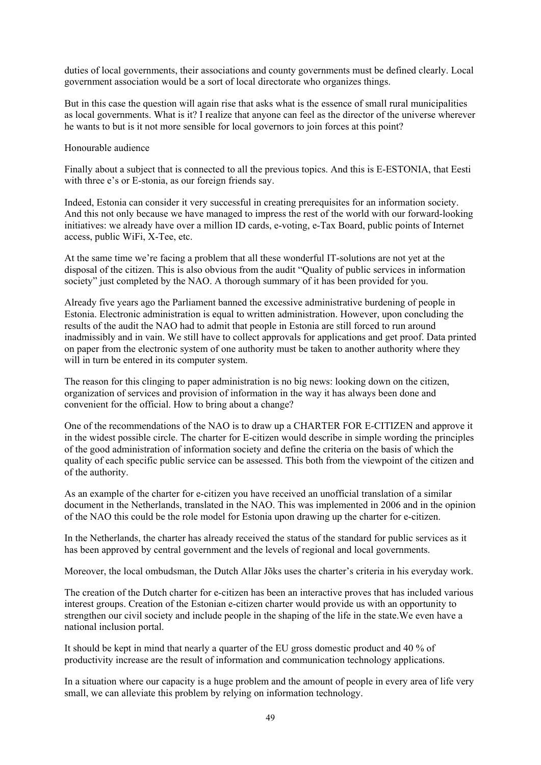duties of local governments, their associations and county governments must be defined clearly. Local government association would be a sort of local directorate who organizes things.

But in this case the question will again rise that asks what is the essence of small rural municipalities as local governments. What is it? I realize that anyone can feel as the director of the universe wherever he wants to but is it not more sensible for local governors to join forces at this point?

Honourable audience

Finally about a subject that is connected to all the previous topics. And this is E-ESTONIA, that Eesti with three e's or E-stonia, as our foreign friends say.

Indeed, Estonia can consider it very successful in creating prerequisites for an information society. And this not only because we have managed to impress the rest of the world with our forward-looking initiatives: we already have over a million ID cards, e-voting, e-Tax Board, public points of Internet access, public WiFi, X-Tee, etc.

At the same time we're facing a problem that all these wonderful IT-solutions are not yet at the disposal of the citizen. This is also obvious from the audit "Quality of public services in information society" just completed by the NAO. A thorough summary of it has been provided for you.

Already five years ago the Parliament banned the excessive administrative burdening of people in Estonia. Electronic administration is equal to written administration. However, upon concluding the results of the audit the NAO had to admit that people in Estonia are still forced to run around inadmissibly and in vain. We still have to collect approvals for applications and get proof. Data printed on paper from the electronic system of one authority must be taken to another authority where they will in turn be entered in its computer system.

The reason for this clinging to paper administration is no big news: looking down on the citizen, organization of services and provision of information in the way it has always been done and convenient for the official. How to bring about a change?

One of the recommendations of the NAO is to draw up a CHARTER FOR E-CITIZEN and approve it in the widest possible circle. The charter for E-citizen would describe in simple wording the principles of the good administration of information society and define the criteria on the basis of which the quality of each specific public service can be assessed. This both from the viewpoint of the citizen and of the authority.

As an example of the charter for e-citizen you have received an unofficial translation of a similar document in the Netherlands, translated in the NAO. This was implemented in 2006 and in the opinion of the NAO this could be the role model for Estonia upon drawing up the charter for e-citizen.

In the Netherlands, the charter has already received the status of the standard for public services as it has been approved by central government and the levels of regional and local governments.

Moreover, the local ombudsman, the Dutch Allar Jõks uses the charter's criteria in his everyday work.

The creation of the Dutch charter for e-citizen has been an interactive proves that has included various interest groups. Creation of the Estonian e-citizen charter would provide us with an opportunity to strengthen our civil society and include people in the shaping of the life in the state.We even have a national inclusion portal.

It should be kept in mind that nearly a quarter of the EU gross domestic product and 40 % of productivity increase are the result of information and communication technology applications.

In a situation where our capacity is a huge problem and the amount of people in every area of life very small, we can alleviate this problem by relying on information technology.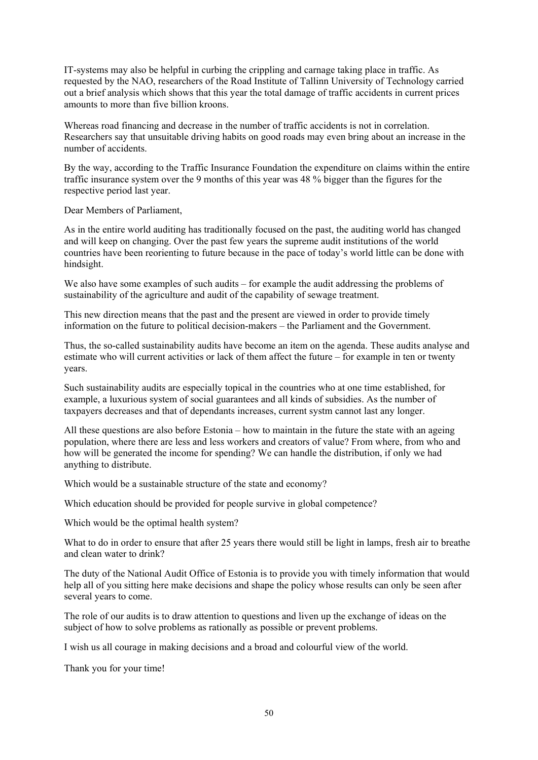IT-systems may also be helpful in curbing the crippling and carnage taking place in traffic. As requested by the NAO, researchers of the Road Institute of Tallinn University of Technology carried out a brief analysis which shows that this year the total damage of traffic accidents in current prices amounts to more than five billion kroons.

Whereas road financing and decrease in the number of traffic accidents is not in correlation. Researchers say that unsuitable driving habits on good roads may even bring about an increase in the number of accidents.

By the way, according to the Traffic Insurance Foundation the expenditure on claims within the entire traffic insurance system over the 9 months of this year was 48 % bigger than the figures for the respective period last year.

Dear Members of Parliament,

As in the entire world auditing has traditionally focused on the past, the auditing world has changed and will keep on changing. Over the past few years the supreme audit institutions of the world countries have been reorienting to future because in the pace of today's world little can be done with hindsight.

We also have some examples of such audits – for example the audit addressing the problems of sustainability of the agriculture and audit of the capability of sewage treatment.

This new direction means that the past and the present are viewed in order to provide timely information on the future to political decision-makers – the Parliament and the Government.

Thus, the so-called sustainability audits have become an item on the agenda. These audits analyse and estimate who will current activities or lack of them affect the future – for example in ten or twenty years.

Such sustainability audits are especially topical in the countries who at one time established, for example, a luxurious system of social guarantees and all kinds of subsidies. As the number of taxpayers decreases and that of dependants increases, current systm cannot last any longer.

All these questions are also before Estonia – how to maintain in the future the state with an ageing population, where there are less and less workers and creators of value? From where, from who and how will be generated the income for spending? We can handle the distribution, if only we had anything to distribute.

Which would be a sustainable structure of the state and economy?

Which education should be provided for people survive in global competence?

Which would be the optimal health system?

What to do in order to ensure that after 25 years there would still be light in lamps, fresh air to breathe and clean water to drink?

The duty of the National Audit Office of Estonia is to provide you with timely information that would help all of you sitting here make decisions and shape the policy whose results can only be seen after several years to come.

The role of our audits is to draw attention to questions and liven up the exchange of ideas on the subject of how to solve problems as rationally as possible or prevent problems.

I wish us all courage in making decisions and a broad and colourful view of the world.

Thank you for your time!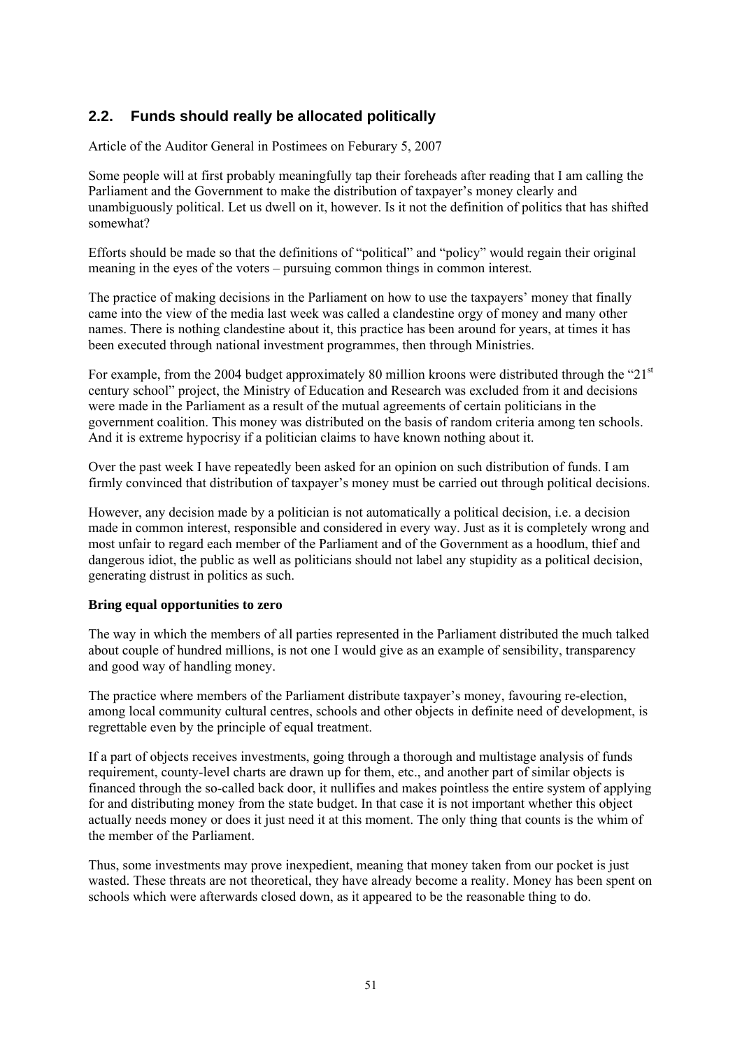## 2.2. Funds should really be allocated politically

Article of the Auditor General in Postimees on Feburary 5, 2007

Some people will at first probably meaningfully tap their foreheads after reading that I am calling the Parliament and the Government to make the distribution of taxpayer's money clearly and unambiguously political. Let us dwell on it, however. Is it not the definition of politics that has shifted somewhat?

Efforts should be made so that the definitions of "political" and "policy" would regain their original meaning in the eyes of the voters – pursuing common things in common interest.

The practice of making decisions in the Parliament on how to use the taxpayers' money that finally came into the view of the media last week was called a clandestine orgy of money and many other names. There is nothing clandestine about it, this practice has been around for years, at times it has been executed through national investment programmes, then through Ministries.

For example, from the 2004 budget approximately 80 million kroons were distributed through the "21st century school" project, the Ministry of Education and Research was excluded from it and decisions were made in the Parliament as a result of the mutual agreements of certain politicians in the government coalition. This money was distributed on the basis of random criteria among ten schools. And it is extreme hypocrisy if a politician claims to have known nothing about it.

Over the past week I have repeatedly been asked for an opinion on such distribution of funds. I am firmly convinced that distribution of taxpayer's money must be carried out through political decisions.

However, any decision made by a politician is not automatically a political decision, i.e. a decision made in common interest, responsible and considered in every way. Just as it is completely wrong and most unfair to regard each member of the Parliament and of the Government as a hoodlum, thief and dangerous idiot, the public as well as politicians should not label any stupidity as a political decision, generating distrust in politics as such.

**Bring equal opportunities to zero**

The way in which the members of all parties represented in the Parliament distributed the much talked about couple of hundred millions, is not one I would give as an example of sensibility, transparency and good way of handling money.

The practice where members of the Parliament distribute taxpayer's money, favouring re-election, among local community cultural centres, schools and other objects in definite need of development, is regrettable even by the principle of equal treatment.

If a part of objects receives investments, going through a thorough and multistage analysis of funds requirement, county-level charts are drawn up for them, etc., and another part of similar objects is financed through the so-called back door, it nullifies and makes pointless the entire system of applying for and distributing money from the state budget. In that case it is not important whether this object actually needs money or does it just need it at this moment. The only thing that counts is the whim of the member of the Parliament.

Thus, some investments may prove inexpedient, meaning that money taken from our pocket is just wasted. These threats are not theoretical, they have already become a reality. Money has been spent on schools which were afterwards closed down, as it appeared to be the reasonable thing to do.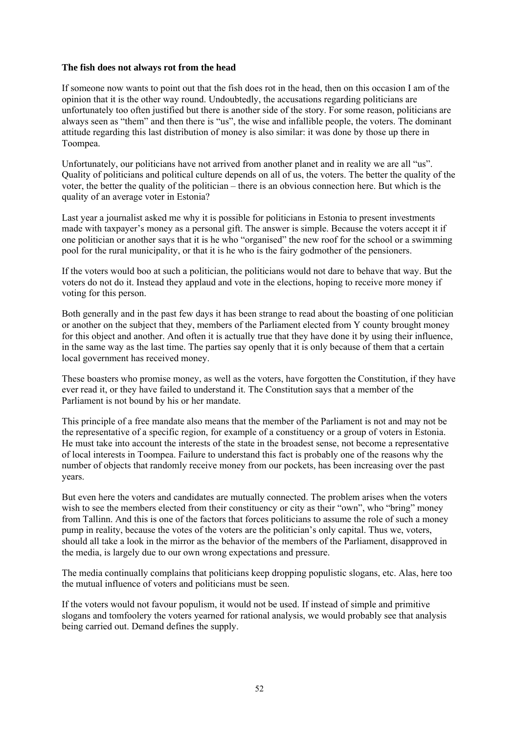**The fish does not always rot from the head**

If someone now wants to point out that the fish does rot in the head, then on this occasion I am of the opinion that it is the other way round. Undoubtedly, the accusations regarding politicians are unfortunately too often justified but there is another side of the story. For some reason, politicians are always seen as "them" and then there is "us", the wise and infallible people, the voters. The dominant attitude regarding this last distribution of money is also similar: it was done by those up there in Toompea.

Unfortunately, our politicians have not arrived from another planet and in reality we are all "us". Quality of politicians and political culture depends on all of us, the voters. The better the quality of the voter, the better the quality of the politician – there is an obvious connection here. But which is the quality of an average voter in Estonia?

Last year a journalist asked me why it is possible for politicians in Estonia to present investments made with taxpayer's money as a personal gift. The answer is simple. Because the voters accept it if one politician or another says that it is he who "organised" the new roof for the school or a swimming pool for the rural municipality, or that it is he who is the fairy godmother of the pensioners.

If the voters would boo at such a politician, the politicians would not dare to behave that way. But the voters do not do it. Instead they applaud and vote in the elections, hoping to receive more money if voting for this person.

Both generally and in the past few days it has been strange to read about the boasting of one politician or another on the subject that they, members of the Parliament elected from Y county brought money for this object and another. And often it is actually true that they have done it by using their influence, in the same way as the last time. The parties say openly that it is only because of them that a certain local government has received money.

These boasters who promise money, as well as the voters, have forgotten the Constitution, if they have ever read it, or they have failed to understand it. The Constitution says that a member of the Parliament is not bound by his or her mandate.

This principle of a free mandate also means that the member of the Parliament is not and may not be the representative of a specific region, for example of a constituency or a group of voters in Estonia. He must take into account the interests of the state in the broadest sense, not become a representative of local interests in Toompea. Failure to understand this fact is probably one of the reasons why the number of objects that randomly receive money from our pockets, has been increasing over the past years.

But even here the voters and candidates are mutually connected. The problem arises when the voters wish to see the members elected from their constituency or city as their "own", who "bring" money from Tallinn. And this is one of the factors that forces politicians to assume the role of such a money pump in reality, because the votes of the voters are the politician's only capital. Thus we, voters, should all take a look in the mirror as the behavior of the members of the Parliament, disapproved in the media, is largely due to our own wrong expectations and pressure.

The media continually complains that politicians keep dropping populistic slogans, etc. Alas, here too the mutual influence of voters and politicians must be seen.

If the voters would not favour populism, it would not be used. If instead of simple and primitive slogans and tomfoolery the voters yearned for rational analysis, we would probably see that analysis being carried out. Demand defines the supply.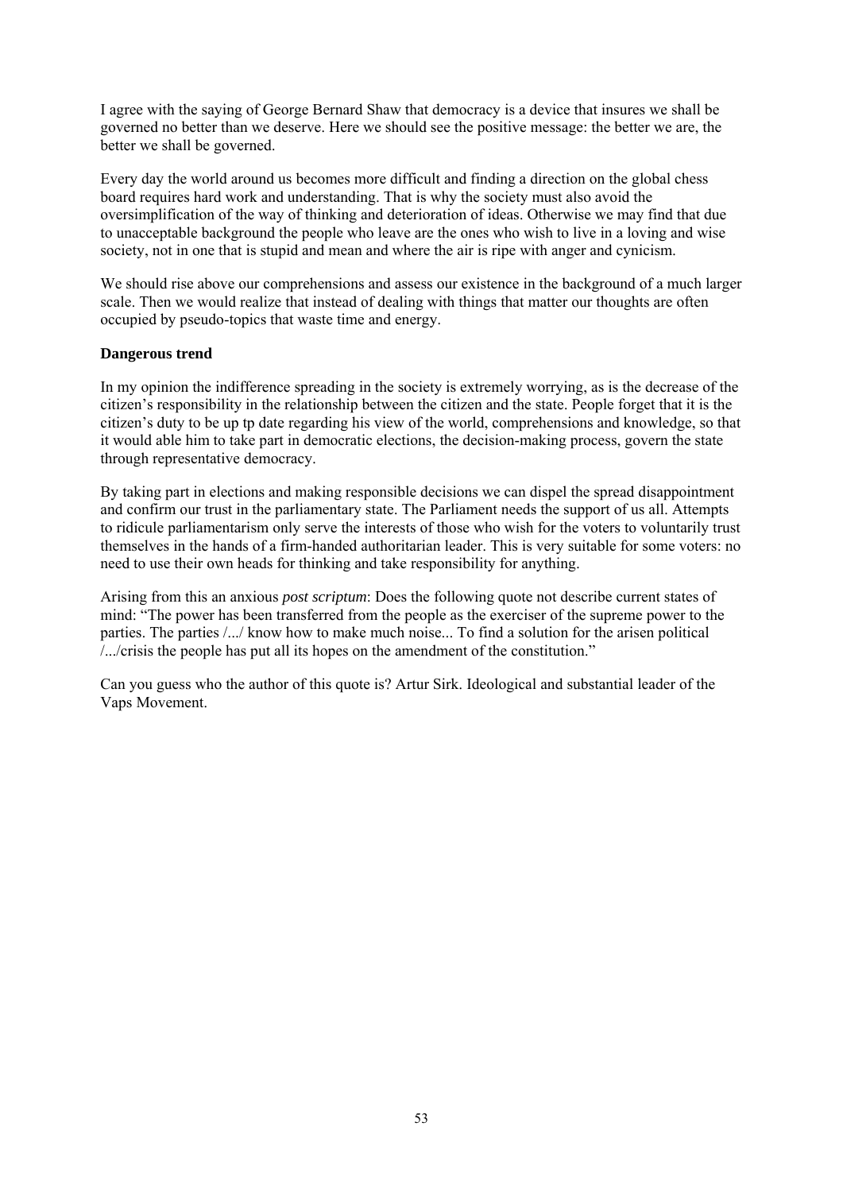I agree with the saying of George Bernard Shaw that democracy is a device that insures we shall be governed no better than we deserve. Here we should see the positive message: the better we are, the better we shall be governed.

Every day the world around us becomes more difficult and finding a direction on the global chess board requires hard work and understanding. That is why the society must also avoid the oversimplification of the way of thinking and deterioration of ideas. Otherwise we may find that due to unacceptable background the people who leave are the ones who wish to live in a loving and wise society, not in one that is stupid and mean and where the air is ripe with anger and cynicism.

We should rise above our comprehensions and assess our existence in the background of a much larger scale. Then we would realize that instead of dealing with things that matter our thoughts are often occupied by pseudo-topics that waste time and energy.

**Dangerous trend**

In my opinion the indifference spreading in the society is extremely worrying, as is the decrease of the citizen's responsibility in the relationship between the citizen and the state. People forget that it is the citizen's duty to be up tp date regarding his view of the world, comprehensions and knowledge, so that it would able him to take part in democratic elections, the decision-making process, govern the state through representative democracy.

By taking part in elections and making responsible decisions we can dispel the spread disappointment and confirm our trust in the parliamentary state. The Parliament needs the support of us all. Attempts to ridicule parliamentarism only serve the interests of those who wish for the voters to voluntarily trust themselves in the hands of a firm-handed authoritarian leader. This is very suitable for some voters: no need to use their own heads for thinking and take responsibility for anything.

Arising from this an anxious *post scriptum*: Does the following quote not describe current states of mind: "The power has been transferred from the people as the exerciser of the supreme power to the parties. The parties /.../ know how to make much noise... To find a solution for the arisen political /.../crisis the people has put all its hopes on the amendment of the constitution."

Can you guess who the author of this quote is? Artur Sirk. Ideological and substantial leader of the Vaps Movement.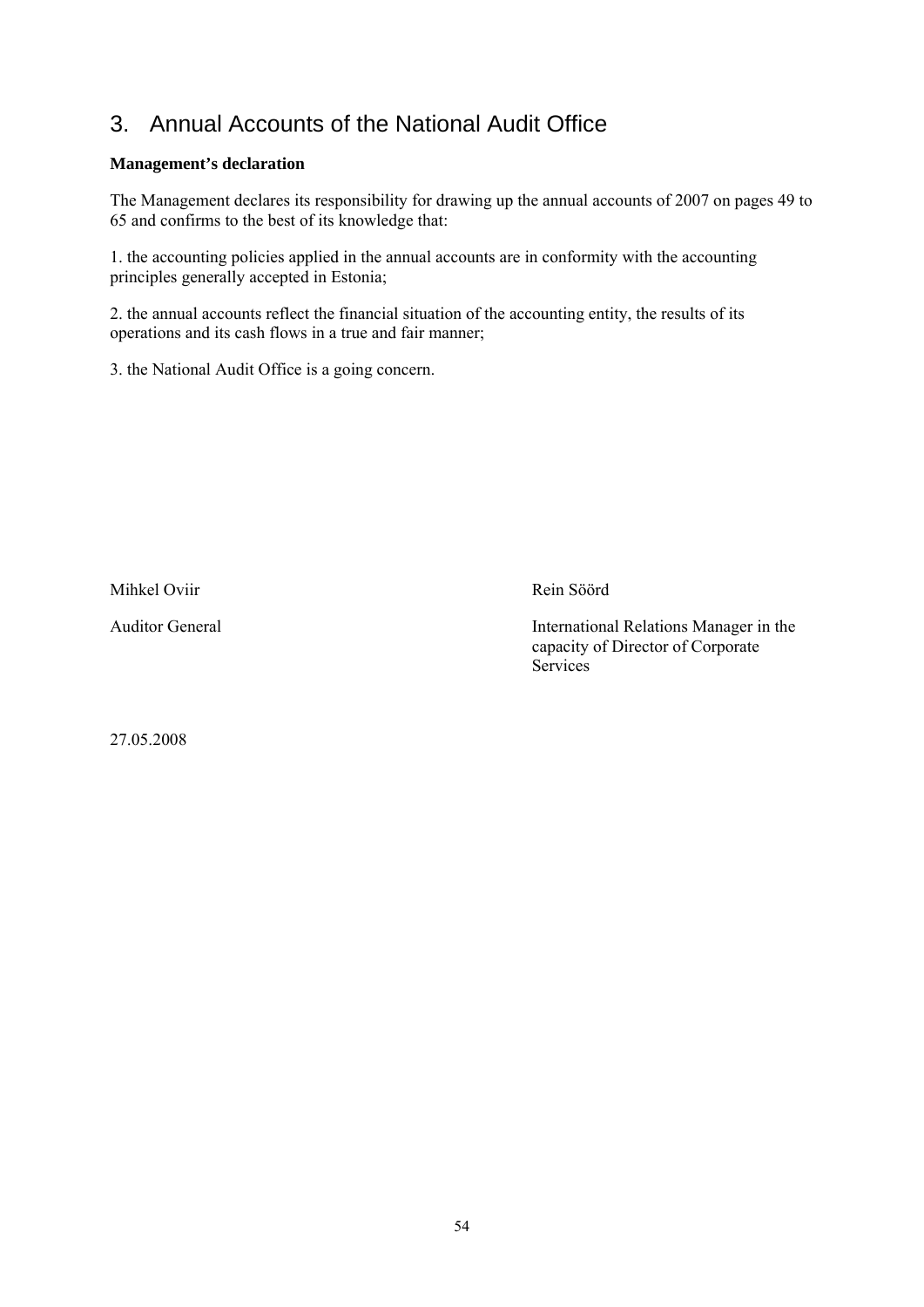# 3. Annual Accounts of the National Audit Office

**Management's declaration**

The Management declares its responsibility for drawing up the annual accounts of 2007 on pages 49 to 65 and confirms to the best of its knowledge that:

1. the accounting policies applied in the annual accounts are in conformity with the accounting principles generally accepted in Estonia;

2. the annual accounts reflect the financial situation of the accounting entity, the results of its operations and its cash flows in a true and fair manner;

3. the National Audit Office is a going concern.

Mihkel Oviir

Auditor General

Rein Söörd

International Relations Manager in the capacity of Director of Corporate Services

27.05.2008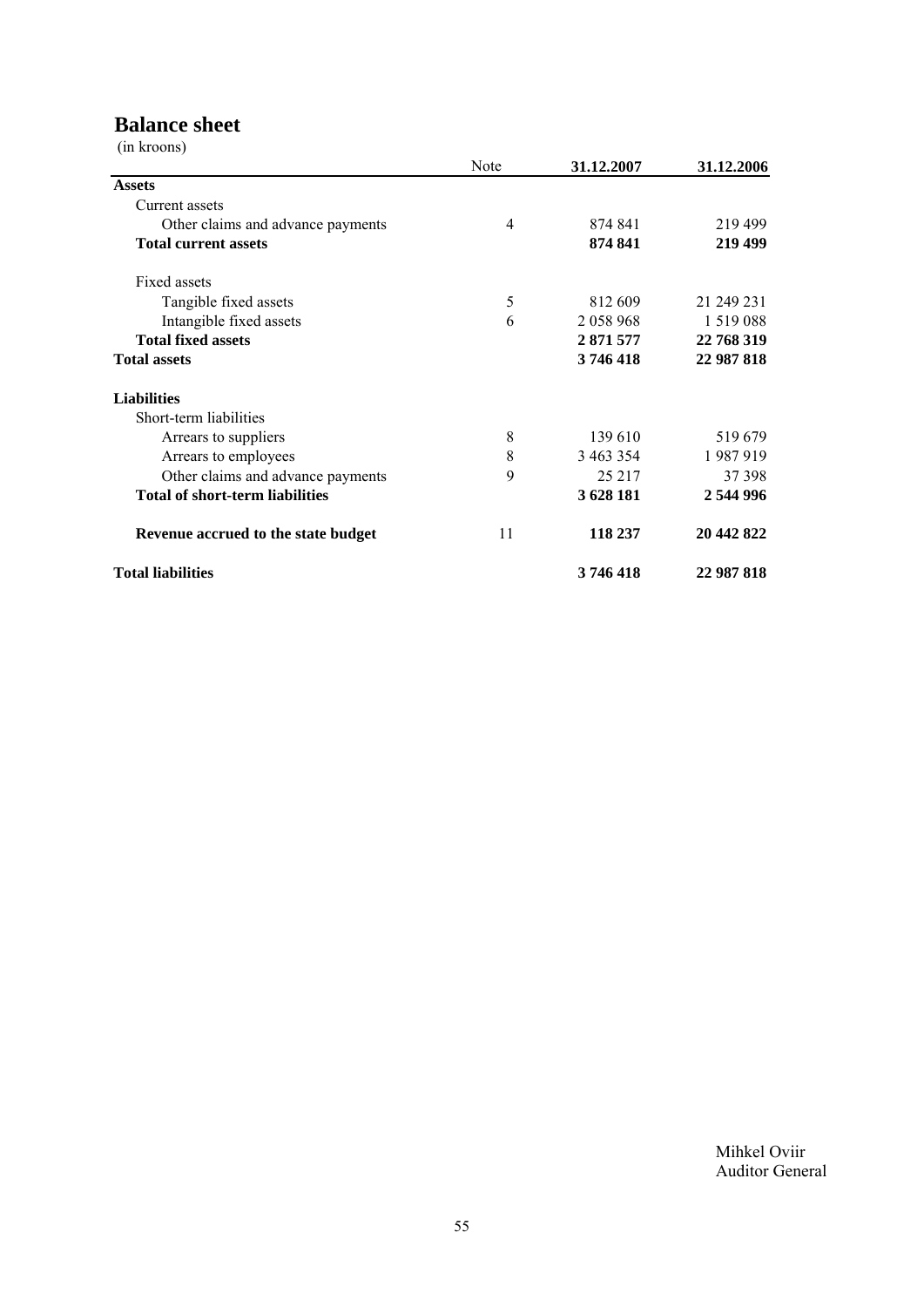# Balance sheet

(in kroons)

| | Note | **31.12.2007** | **31.12.2006** |
|---|---|---|---|
| **Assets** | | | |
| Current assets | | | |
| Other claims and advance payments | 4 | 874 841 | 219 499 |
| **Total current assets** | | **874 841** | **219 499** |
| Fixed assets | | | |
| Tangible fixed assets | 5 | 812 609 | 21 249 231 |
| Intangible fixed assets | 6 | 2 058 968 | 1 519 088 |
| **Total fixed assets** | | **2 871 577** | **22 768 319** |
| **Total assets** | | **3 746 418** | **22 987 818** |
| **Liabilities** | | | |
| Short-term liabilities | | | |
| Arrears to suppliers | 8 | 139 610 | 519 679 |
| Arrears to employees | 8 | 3 463 354 | 1 987 919 |
| Other claims and advance payments | 9 | 25 217 | 37 398 |
| **Total of short-term liabilities** | | **3 628 181** | **2 544 996** |
| **Revenue accrued to the state budget** | 11 | **118 237** | **20 442 822** |
| **Total liabilities** | | **3 746 418** | **22 987 818** |

Mihkel Oviir
Auditor General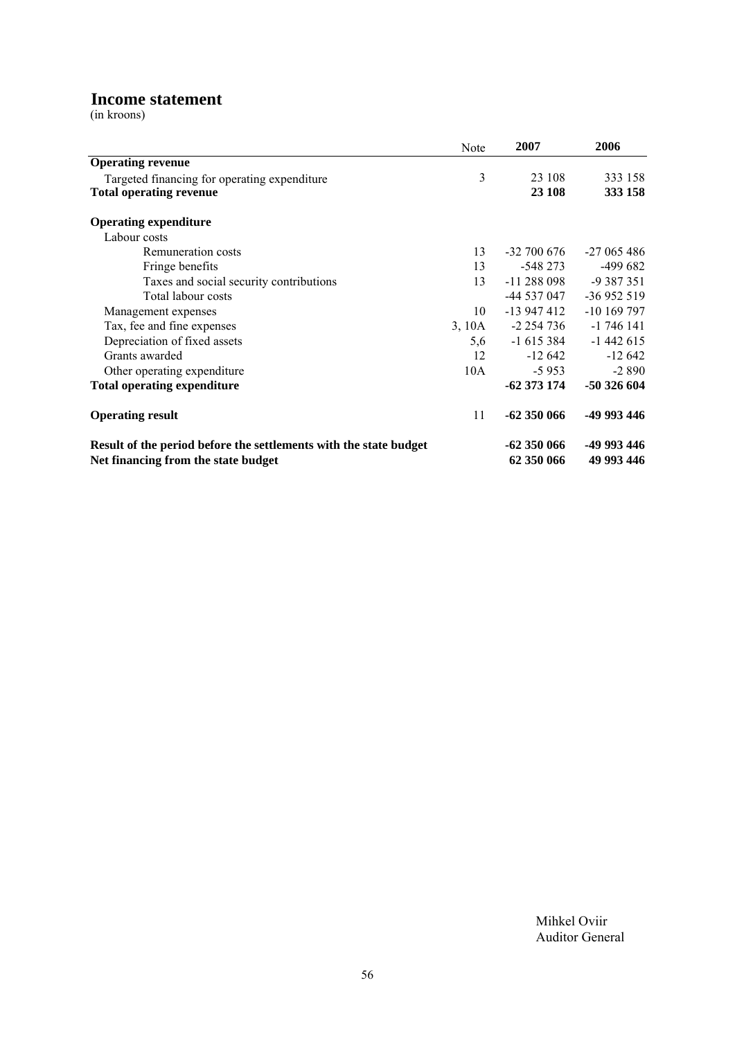## Income statement

(in kroons)

| | Note | 2007 | 2006 |
|---|---|---|---|
| **Operating revenue** | | | |
| Targeted financing for operating expenditure | 3 | 23 108 | 333 158 |
| **Total operating revenue** | | **23 108** | **333 158** |
| | | | |
| **Operating expenditure** | | | |
| Labour costs | | | |
| Remuneration costs | 13 | -32 700 676 | -27 065 486 |
| Fringe benefits | 13 | -548 273 | -499 682 |
| Taxes and social security contributions | 13 | -11 288 098 | -9 387 351 |
| Total labour costs | | -44 537 047 | -36 952 519 |
| Management expenses | 10 | -13 947 412 | -10 169 797 |
| Tax, fee and fine expenses | 3, 10A | -2 254 736 | -1 746 141 |
| Depreciation of fixed assets | 5,6 | -1 615 384 | -1 442 615 |
| Grants awarded | 12 | -12 642 | -12 642 |
| Other operating expenditure | 10A | -5 953 | -2 890 |
| **Total operating expenditure** | | **-62 373 174** | **-50 326 604** |
| | | | |
| **Operating result** | 11 | **-62 350 066** | **-49 993 446** |
| | | | |
| **Result of the period before the settlements with the state budget** | | **-62 350 066** | **-49 993 446** |
| **Net financing from the state budget** | | **62 350 066** | **49 993 446** |

Mihkel Oviir
Auditor General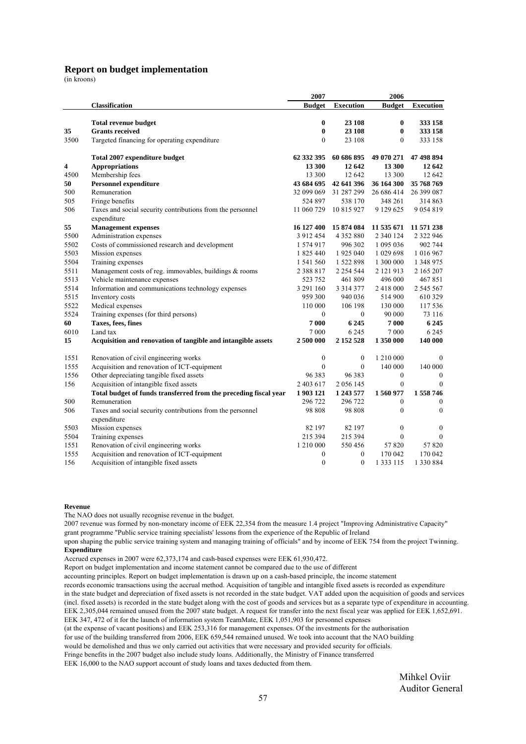## Report on budget implementation

(in kroons)

| | Classification | 2007 Budget | 2007 Execution | 2006 Budget | 2006 Execution |
|---|---|---|---|---|---|
| | **Total revenue budget** | **0** | **23 108** | **0** | **333 158** |
| **35** | **Grants received** | **0** | **23 108** | **0** | **333 158** |
| 3500 | Targeted financing for operating expenditure | 0 | 23 108 | 0 | 333 158 |
| | **Total 2007 expenditure budget** | **62 332 395** | **60 686 895** | **49 070 271** | **47 498 894** |
| **4** | **Appropriations** | **13 300** | **12 642** | **13 300** | **12 642** |
| 4500 | Membership fees | 13 300 | 12 642 | 13 300 | 12 642 |
| **50** | **Personnel expenditure** | **43 684 695** | **42 641 396** | **36 164 300** | **35 768 769** |
| 500 | Remuneration | 32 099 069 | 31 287 299 | 26 686 414 | 26 399 087 |
| 505 | Fringe benefits | 524 897 | 538 170 | 348 261 | 314 863 |
| 506 | Taxes and social security contributions from the personnel expenditure | 11 060 729 | 10 815 927 | 9 129 625 | 9 054 819 |
| **55** | **Management expenses** | **16 127 400** | **15 874 084** | **11 535 671** | **11 571 238** |
| 5500 | Administration expenses | 3 912 454 | 4 352 880 | 2 340 124 | 2 322 946 |
| 5502 | Costs of commissioned research and development | 1 574 917 | 996 302 | 1 095 036 | 902 744 |
| 5503 | Mission expenses | 1 825 440 | 1 925 040 | 1 029 698 | 1 016 967 |
| 5504 | Training expenses | 1 541 560 | 1 522 898 | 1 300 000 | 1 348 975 |
| 5511 | Management costs of reg. immovables, buildings & rooms | 2 388 817 | 2 254 544 | 2 121 913 | 2 165 207 |
| 5513 | Vehicle maintenance expenses | 523 752 | 461 809 | 496 000 | 467 851 |
| 5514 | Information and communications technology expenses | 3 291 160 | 3 314 377 | 2 418 000 | 2 545 567 |
| 5515 | Inventory costs | 959 300 | 940 036 | 514 900 | 610 329 |
| 5522 | Medical expenses | 110 000 | 106 198 | 130 000 | 117 536 |
| 5524 | Training expenses (for third persons) | 0 | 0 | 90 000 | 73 116 |
| **60** | **Taxes, fees, fines** | **7 000** | **6 245** | **7 000** | **6 245** |
| 6010 | Land tax | 7 000 | 6 245 | 7 000 | 6 245 |
| **15** | **Acquisition and renovation of tangible and intangible assets** | **2 500 000** | **2 152 528** | **1 350 000** | **140 000** |
| 1551 | Renovation of civil engineering works | 0 | 0 | 1 210 000 | 0 |
| 1555 | Acquisition and renovation of ICT-equipment | 0 | 0 | 140 000 | 140 000 |
| 1556 | Other depreciating tangible fixed assets | 96 383 | 96 383 | 0 | 0 |
| 156 | Acquisition of intangible fixed assets | 2 403 617 | 2 056 145 | 0 | 0 |
| | **Total budget of funds transferred from the preceding fiscal year** | **1 903 121** | **1 243 577** | **1 560 977** | **1 558 746** |
| 500 | Remuneration | 296 722 | 296 722 | 0 | 0 |
| 506 | Taxes and social security contributions from the personnel expenditure | 98 808 | 98 808 | 0 | 0 |
| 5503 | Mission expenses | 82 197 | 82 197 | 0 | 0 |
| 5504 | Training expenses | 215 394 | 215 394 | 0 | 0 |
| 1551 | Renovation of civil engineering works | 1 210 000 | 550 456 | 57 820 | 57 820 |
| 1555 | Acquisition and renovation of ICT-equipment | 0 | 0 | 170 042 | 170 042 |
| 156 | Acquisition of intangible fixed assets | 0 | 0 | 1 333 115 | 1 330 884 |

**Revenue**

The NAO does not usually recognise revenue in the budget.

2007 revenue was formed by non-monetary income of EEK 22,354 from the measure 1.4 project "Improving Administrative Capacity" grant programme "Public service training specialists' lessons from the experience of the Republic of Ireland upon shaping the public service training system and managing training of officials" and by income of EEK 754 from the project Twinning.

**Expenditure**

Accrued expenses in 2007 were 62,373,174 and cash-based expenses were EEK 61,930,472.

Report on budget implementation and income statement cannot be compared due to the use of different accounting principles. Report on budget implementation is drawn up on a cash-based principle, the income statement records economic transactions using the accrual method. Acquisition of tangible and intangible fixed assets is recorded as expenditure in the state budget and depreciation of fixed assets is not recorded in the state budget. VAT added upon the acquisition of goods and services (incl. fixed assets) is recorded in the state budget along with the cost of goods and services but as a separate type of expenditure in accounting. EEK 2,305,044 remained unused from the 2007 state budget. A request for transfer into the next fiscal year was applied for EEK 1,652,691. EEK 347, 472 of it for the launch of information system TeamMate, EEK 1,051,903 for personnel expenses (at the expense of vacant positions) and EEK 253,316 for management expenses. Of the investments for the authorisation for use of the building transferred from 2006, EEK 659,544 remained unused. We took into account that the NAO building would be demolished and thus we only carried out activities that were necessary and provided security for officials. Fringe benefits in the 2007 budget also include study loans. Additionally, the Ministry of Finance transferred EEK 16,000 to the NAO support account of study loans and taxes deducted from them.

Mihkel Oviir
Auditor General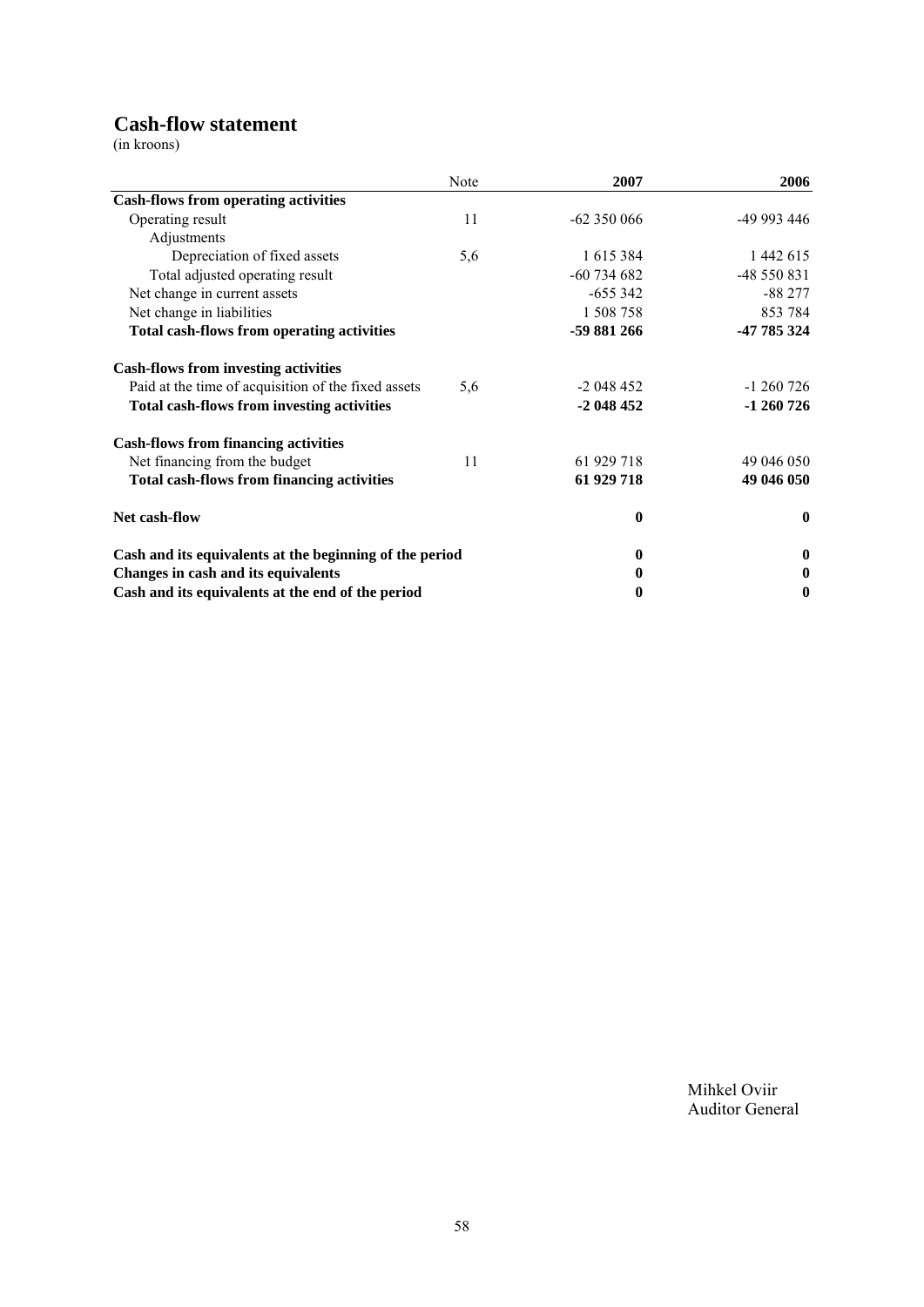# Cash-flow statement

(in kroons)

| | Note | 2007 | 2006 |
|---|---|---|---|
| **Cash-flows from operating activities** | | | |
| Operating result | 11 | -62 350 066 | -49 993 446 |
| Adjustments | | | |
| Depreciation of fixed assets | 5,6 | 1 615 384 | 1 442 615 |
| Total adjusted operating result | | -60 734 682 | -48 550 831 |
| Net change in current assets | | -655 342 | -88 277 |
| Net change in liabilities | | 1 508 758 | 853 784 |
| **Total cash-flows from operating activities** | | **-59 881 266** | **-47 785 324** |
| **Cash-flows from investing activities** | | | |
| Paid at the time of acquisition of the fixed assets | 5,6 | -2 048 452 | -1 260 726 |
| **Total cash-flows from investing activities** | | **-2 048 452** | **-1 260 726** |
| **Cash-flows from financing activities** | | | |
| Net financing from the budget | 11 | 61 929 718 | 49 046 050 |
| **Total cash-flows from financing activities** | | **61 929 718** | **49 046 050** |
| **Net cash-flow** | | **0** | **0** |
| **Cash and its equivalents at the beginning of the period** | | **0** | **0** |
| **Changes in cash and its equivalents** | | **0** | **0** |
| **Cash and its equivalents at the end of the period** | | **0** | **0** |

Mihkel Oviir
Auditor General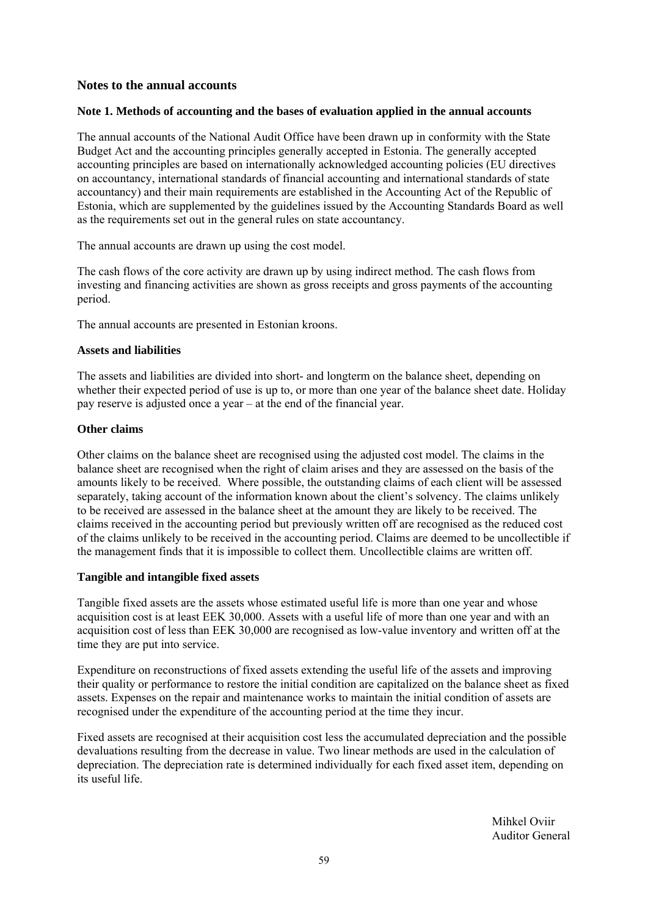## Notes to the annual accounts

### Note 1. Methods of accounting and the bases of evaluation applied in the annual accounts

The annual accounts of the National Audit Office have been drawn up in conformity with the State Budget Act and the accounting principles generally accepted in Estonia. The generally accepted accounting principles are based on internationally acknowledged accounting policies (EU directives on accountancy, international standards of financial accounting and international standards of state accountancy) and their main requirements are established in the Accounting Act of the Republic of Estonia, which are supplemented by the guidelines issued by the Accounting Standards Board as well as the requirements set out in the general rules on state accountancy.

The annual accounts are drawn up using the cost model.

The cash flows of the core activity are drawn up by using indirect method. The cash flows from investing and financing activities are shown as gross receipts and gross payments of the accounting period.

The annual accounts are presented in Estonian kroons.

**Assets and liabilities**

The assets and liabilities are divided into short- and longterm on the balance sheet, depending on whether their expected period of use is up to, or more than one year of the balance sheet date. Holiday pay reserve is adjusted once a year – at the end of the financial year.

**Other claims**

Other claims on the balance sheet are recognised using the adjusted cost model. The claims in the balance sheet are recognised when the right of claim arises and they are assessed on the basis of the amounts likely to be received. Where possible, the outstanding claims of each client will be assessed separately, taking account of the information known about the client's solvency. The claims unlikely to be received are assessed in the balance sheet at the amount they are likely to be received. The claims received in the accounting period but previously written off are recognised as the reduced cost of the claims unlikely to be received in the accounting period. Claims are deemed to be uncollectible if the management finds that it is impossible to collect them. Uncollectible claims are written off.

**Tangible and intangible fixed assets**

Tangible fixed assets are the assets whose estimated useful life is more than one year and whose acquisition cost is at least EEK 30,000. Assets with a useful life of more than one year and with an acquisition cost of less than EEK 30,000 are recognised as low-value inventory and written off at the time they are put into service.

Expenditure on reconstructions of fixed assets extending the useful life of the assets and improving their quality or performance to restore the initial condition are capitalized on the balance sheet as fixed assets. Expenses on the repair and maintenance works to maintain the initial condition of assets are recognised under the expenditure of the accounting period at the time they incur.

Fixed assets are recognised at their acquisition cost less the accumulated depreciation and the possible devaluations resulting from the decrease in value. Two linear methods are used in the calculation of depreciation. The depreciation rate is determined individually for each fixed asset item, depending on its useful life.

Mihkel Oviir
Auditor General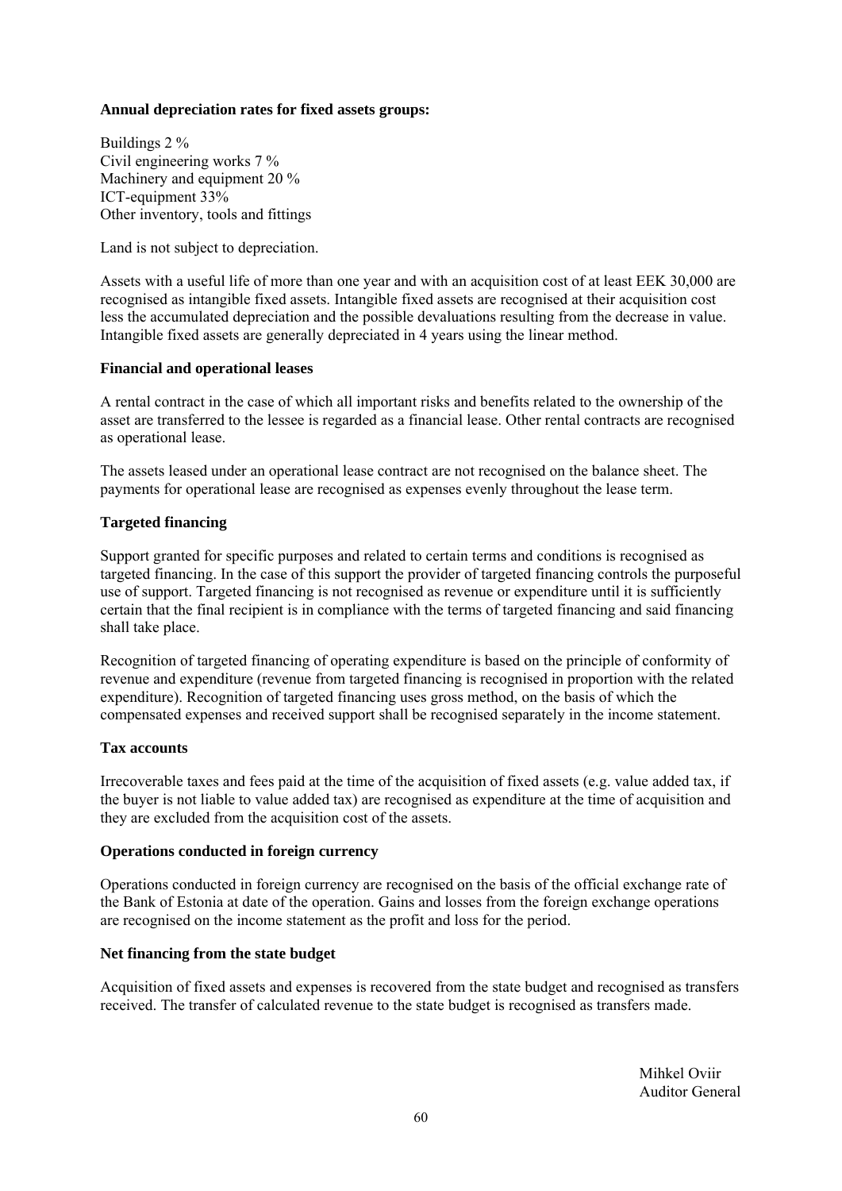**Annual depreciation rates for fixed assets groups:**

Buildings 2 %
Civil engineering works 7 %
Machinery and equipment 20 %
ICT-equipment 33%
Other inventory, tools and fittings

Land is not subject to depreciation.

Assets with a useful life of more than one year and with an acquisition cost of at least EEK 30,000 are recognised as intangible fixed assets. Intangible fixed assets are recognised at their acquisition cost less the accumulated depreciation and the possible devaluations resulting from the decrease in value. Intangible fixed assets are generally depreciated in 4 years using the linear method.

**Financial and operational leases**

A rental contract in the case of which all important risks and benefits related to the ownership of the asset are transferred to the lessee is regarded as a financial lease. Other rental contracts are recognised as operational lease.

The assets leased under an operational lease contract are not recognised on the balance sheet. The payments for operational lease are recognised as expenses evenly throughout the lease term.

**Targeted financing**

Support granted for specific purposes and related to certain terms and conditions is recognised as targeted financing. In the case of this support the provider of targeted financing controls the purposeful use of support. Targeted financing is not recognised as revenue or expenditure until it is sufficiently certain that the final recipient is in compliance with the terms of targeted financing and said financing shall take place.

Recognition of targeted financing of operating expenditure is based on the principle of conformity of revenue and expenditure (revenue from targeted financing is recognised in proportion with the related expenditure). Recognition of targeted financing uses gross method, on the basis of which the compensated expenses and received support shall be recognised separately in the income statement.

**Tax accounts**

Irrecoverable taxes and fees paid at the time of the acquisition of fixed assets (e.g. value added tax, if the buyer is not liable to value added tax) are recognised as expenditure at the time of acquisition and they are excluded from the acquisition cost of the assets.

**Operations conducted in foreign currency**

Operations conducted in foreign currency are recognised on the basis of the official exchange rate of the Bank of Estonia at date of the operation. Gains and losses from the foreign exchange operations are recognised on the income statement as the profit and loss for the period.

**Net financing from the state budget**

Acquisition of fixed assets and expenses is recovered from the state budget and recognised as transfers received. The transfer of calculated revenue to the state budget is recognised as transfers made.

Mihkel Oviir
Auditor General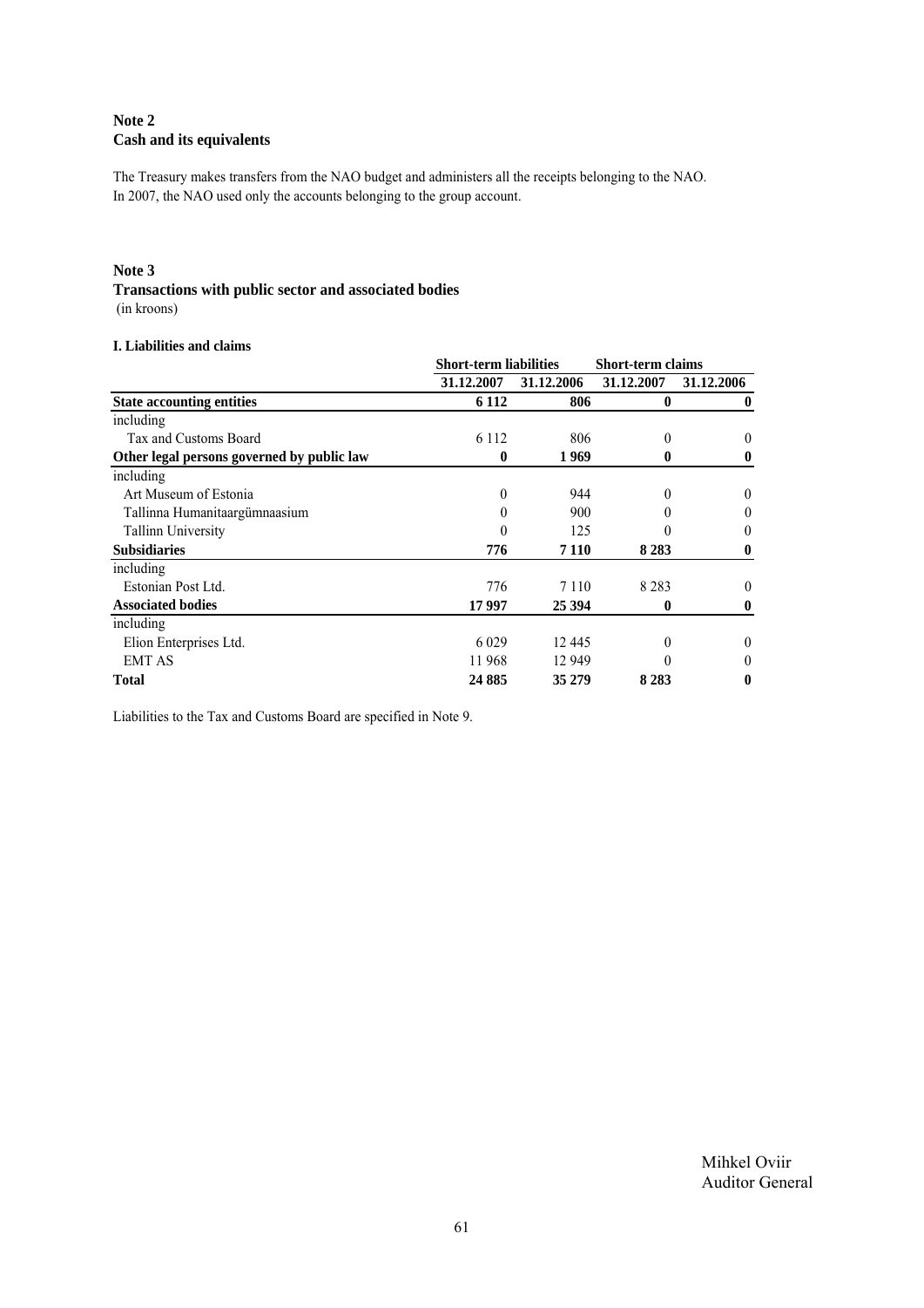## Note 2
## Cash and its equivalents

The Treasury makes transfers from the NAO budget and administers all the receipts belonging to the NAO. In 2007, the NAO used only the accounts belonging to the group account.

## Note 3
## Transactions with public sector and associated bodies

(in kroons)

**I. Liabilities and claims**

| | Short-term liabilities | | Short-term claims | |
|---|---|---|---|---|
| | 31.12.2007 | 31.12.2006 | 31.12.2007 | 31.12.2006 |
| **State accounting entities** | **6 112** | **806** | **0** | **0** |
| including | | | | |
| Tax and Customs Board | 6 112 | 806 | 0 | 0 |
| **Other legal persons governed by public law** | **0** | **1 969** | **0** | **0** |
| including | | | | |
| Art Museum of Estonia | 0 | 944 | 0 | 0 |
| Tallinna Humanitaargümnaasium | 0 | 900 | 0 | 0 |
| Tallinn University | 0 | 125 | 0 | 0 |
| **Subsidiaries** | **776** | **7 110** | **8 283** | **0** |
| including | | | | |
| Estonian Post Ltd. | 776 | 7 110 | 8 283 | 0 |
| **Associated bodies** | **17 997** | **25 394** | **0** | **0** |
| including | | | | |
| Elion Enterprises Ltd. | 6 029 | 12 445 | 0 | 0 |
| EMT AS | 11 968 | 12 949 | 0 | 0 |
| **Total** | **24 885** | **35 279** | **8 283** | **0** |

Liabilities to the Tax and Customs Board are specified in Note 9.

Mihkel Oviir
Auditor General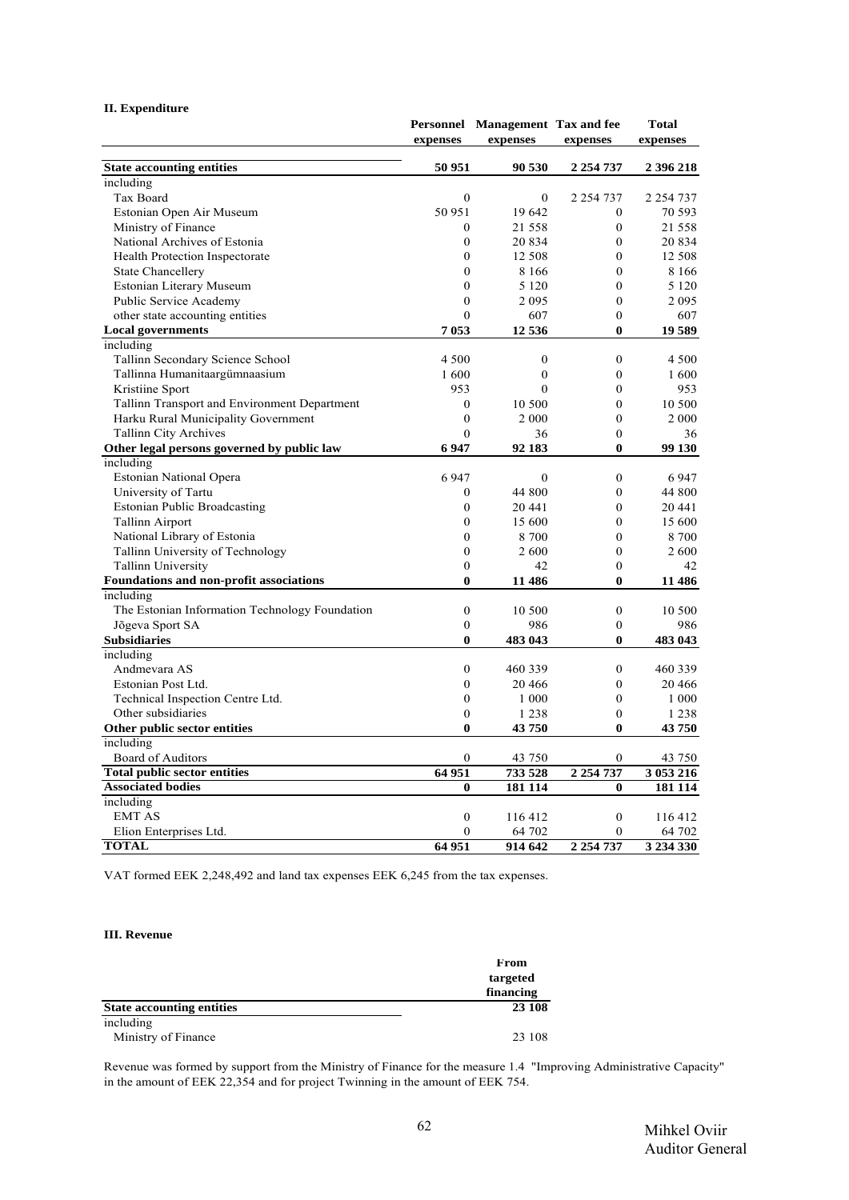**II. Expenditure**

| | Personnel expenses | Management expenses | Tax and fee expenses | Total expenses |
|---|---|---|---|---|
| **State accounting entities** | **50 951** | **90 530** | **2 254 737** | **2 396 218** |
| including | | | | |
| Tax Board | 0 | 0 | 2 254 737 | 2 254 737 |
| Estonian Open Air Museum | 50 951 | 19 642 | 0 | 70 593 |
| Ministry of Finance | 0 | 21 558 | 0 | 21 558 |
| National Archives of Estonia | 0 | 20 834 | 0 | 20 834 |
| Health Protection Inspectorate | 0 | 12 508 | 0 | 12 508 |
| State Chancellery | 0 | 8 166 | 0 | 8 166 |
| Estonian Literary Museum | 0 | 5 120 | 0 | 5 120 |
| Public Service Academy | 0 | 2 095 | 0 | 2 095 |
| other state accounting entities | 0 | 607 | 0 | 607 |
| **Local governments** | **7 053** | **12 536** | **0** | **19 589** |
| including | | | | |
| Tallinn Secondary Science School | 4 500 | 0 | 0 | 4 500 |
| Tallinna Humanitaargümnaasium | 1 600 | 0 | 0 | 1 600 |
| Kristiine Sport | 953 | 0 | 0 | 953 |
| Tallinn Transport and Environment Department | 0 | 10 500 | 0 | 10 500 |
| Harku Rural Municipality Government | 0 | 2 000 | 0 | 2 000 |
| Tallinn City Archives | 0 | 36 | 0 | 36 |
| **Other legal persons governed by public law** | **6 947** | **92 183** | **0** | **99 130** |
| including | | | | |
| Estonian National Opera | 6 947 | 0 | 0 | 6 947 |
| University of Tartu | 0 | 44 800 | 0 | 44 800 |
| Estonian Public Broadcasting | 0 | 20 441 | 0 | 20 441 |
| Tallinn Airport | 0 | 15 600 | 0 | 15 600 |
| National Library of Estonia | 0 | 8 700 | 0 | 8 700 |
| Tallinn University of Technology | 0 | 2 600 | 0 | 2 600 |
| Tallinn University | 0 | 42 | 0 | 42 |
| **Foundations and non-profit associations** | **0** | **11 486** | **0** | **11 486** |
| including | | | | |
| The Estonian Information Technology Foundation | 0 | 10 500 | 0 | 10 500 |
| Jõgeva Sport SA | 0 | 986 | 0 | 986 |
| **Subsidiaries** | **0** | **483 043** | **0** | **483 043** |
| including | | | | |
| Andmevara AS | 0 | 460 339 | 0 | 460 339 |
| Estonian Post Ltd. | 0 | 20 466 | 0 | 20 466 |
| Technical Inspection Centre Ltd. | 0 | 1 000 | 0 | 1 000 |
| Other subsidiaries | 0 | 1 238 | 0 | 1 238 |
| **Other public sector entities** | **0** | **43 750** | **0** | **43 750** |
| including | | | | |
| Board of Auditors | 0 | 43 750 | 0 | 43 750 |
| **Total public sector entities** | **64 951** | **733 528** | **2 254 737** | **3 053 216** |
| **Associated bodies** | **0** | **181 114** | **0** | **181 114** |
| including | | | | |
| EMT AS | 0 | 116 412 | 0 | 116 412 |
| Elion Enterprises Ltd. | 0 | 64 702 | 0 | 64 702 |
| **TOTAL** | **64 951** | **914 642** | **2 254 737** | **3 234 330** |

VAT formed EEK 2,248,492 and land tax expenses EEK 6,245 from the tax expenses.

**III. Revenue**

| | From targeted financing |
|---|---|
| **State accounting entities** | **23 108** |
| including | |
| Ministry of Finance | 23 108 |

Revenue was formed by support from the Ministry of Finance for the measure 1.4 "Improving Administrative Capacity" in the amount of EEK 22,354 and for project Twinning in the amount of EEK 754.

Mihkel Oviir
Auditor General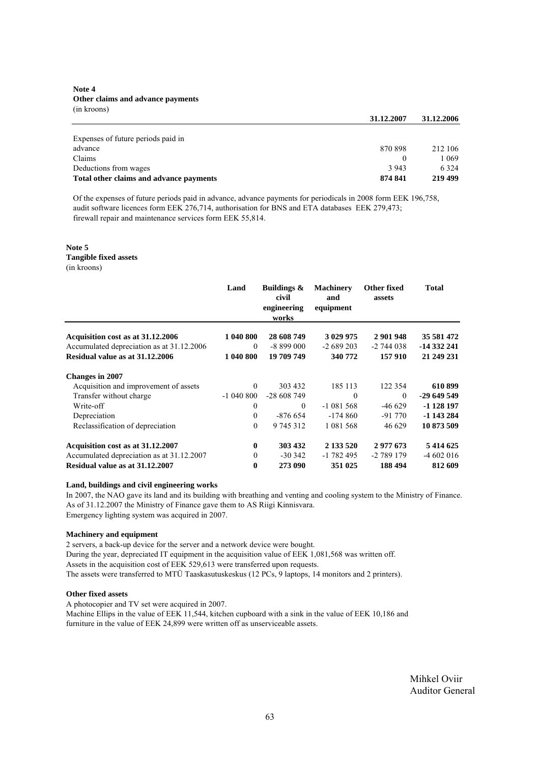**Note 4**
**Other claims and advance payments**
(in kroons)

| | 31.12.2007 | 31.12.2006 |
|---|---|---|
| Expenses of future periods paid in advance | 870 898 | 212 106 |
| Claims | 0 | 1 069 |
| Deductions from wages | 3 943 | 6 324 |
| **Total other claims and advance payments** | **874 841** | **219 499** |

Of the expenses of future periods paid in advance, advance payments for periodicals in 2008 form EEK 196,758, audit software licences form EEK 276,714, authorisation for BNS and ETA databases EEK 279,473; firewall repair and maintenance services form EEK 55,814.

**Note 5**
**Tangible fixed assets**
(in kroons)

| | Land | Buildings & civil engineering works | Machinery and equipment | Other fixed assets | Total |
|---|---|---|---|---|---|
| **Acquisition cost as at 31.12.2006** | **1 040 800** | **28 608 749** | **3 029 975** | **2 901 948** | **35 581 472** |
| Accumulated depreciation as at 31.12.2006 | 0 | -8 899 000 | -2 689 203 | -2 744 038 | **-14 332 241** |
| **Residual value as at 31.12.2006** | **1 040 800** | **19 709 749** | **340 772** | **157 910** | **21 249 231** |
| **Changes in 2007** | | | | | |
| Acquisition and improvement of assets | 0 | 303 432 | 185 113 | 122 354 | **610 899** |
| Transfer without charge | -1 040 800 | -28 608 749 | 0 | 0 | **-29 649 549** |
| Write-off | 0 | 0 | -1 081 568 | -46 629 | **-1 128 197** |
| Depreciation | 0 | -876 654 | -174 860 | -91 770 | **-1 143 284** |
| Reclassification of depreciation | 0 | 9 745 312 | 1 081 568 | 46 629 | **10 873 509** |
| **Acquisition cost as at 31.12.2007** | **0** | **303 432** | **2 133 520** | **2 977 673** | **5 414 625** |
| Accumulated depreciation as at 31.12.2007 | 0 | -30 342 | -1 782 495 | -2 789 179 | -4 602 016 |
| **Residual value as at 31.12.2007** | **0** | **273 090** | **351 025** | **188 494** | **812 609** |

**Land, buildings and civil engineering works**

In 2007, the NAO gave its land and its building with breathing and venting and cooling system to the Ministry of Finance. As of 31.12.2007 the Ministry of Finance gave them to AS Riigi Kinnisvara.
Emergency lighting system was acquired in 2007.

**Machinery and equipment**

2 servers, a back-up device for the server and a network device were bought.
During the year, depreciated IT equipment in the acquisition value of EEK 1,081,568 was written off.
Assets in the acquisition cost of EEK 529,613 were transferred upon requests.
The assets were transferred to MTÜ Taaskasutuskeskus (12 PCs, 9 laptops, 14 monitors and 2 printers).

**Other fixed assets**

A photocopier and TV set were acquired in 2007.
Machine Ellips in the value of EEK 11,544, kitchen cupboard with a sink in the value of EEK 10,186 and furniture in the value of EEK 24,899 were written off as unserviceable assets.

Mihkel Oviir
Auditor General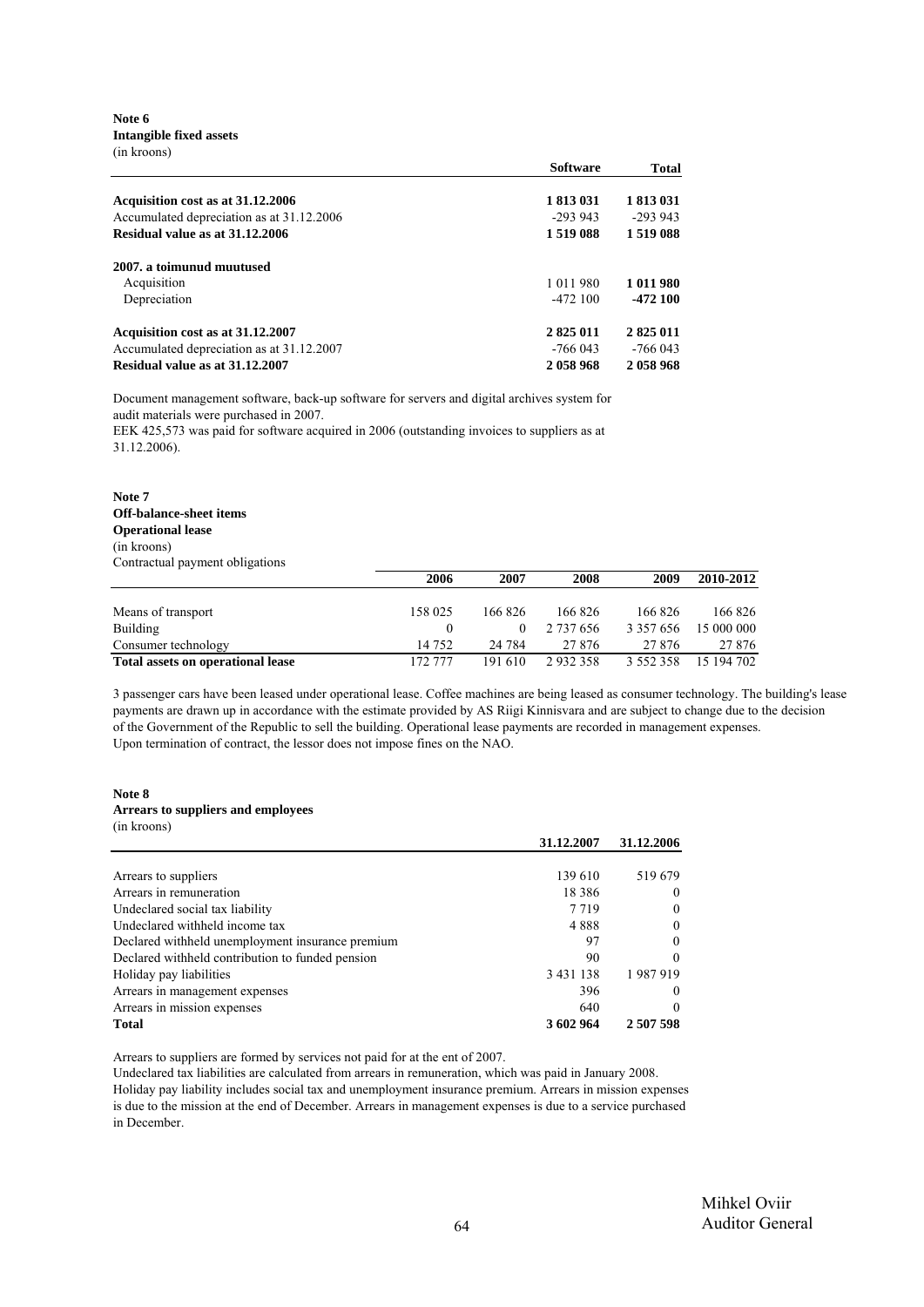**Note 6**
**Intangible fixed assets**
(in kroons)

| | Software | Total |
|---|---|---|
| **Acquisition cost as at 31.12.2006** | **1 813 031** | **1 813 031** |
| Accumulated depreciation as at 31.12.2006 | -293 943 | -293 943 |
| **Residual value as at 31.12.2006** | **1 519 088** | **1 519 088** |
| **2007. a toimunud muutused** | | |
| Acquisition | 1 011 980 | **1 011 980** |
| Depreciation | -472 100 | **-472 100** |
| **Acquisition cost as at 31.12.2007** | **2 825 011** | **2 825 011** |
| Accumulated depreciation as at 31.12.2007 | -766 043 | -766 043 |
| **Residual value as at 31.12.2007** | **2 058 968** | **2 058 968** |

Document management software, back-up software for servers and digital archives system for audit materials were purchased in 2007.
EEK 425,573 was paid for software acquired in 2006 (outstanding invoices to suppliers as at 31.12.2006).

**Note 7**
**Off-balance-sheet items**
**Operational lease**
(in kroons)
Contractual payment obligations

| | 2006 | 2007 | 2008 | 2009 | 2010-2012 |
|---|---|---|---|---|---|
| Means of transport | 158 025 | 166 826 | 166 826 | 166 826 | 166 826 |
| Building | 0 | 0 | 2 737 656 | 3 357 656 | 15 000 000 |
| Consumer technology | 14 752 | 24 784 | 27 876 | 27 876 | 27 876 |
| **Total assets on operational lease** | 172 777 | 191 610 | 2 932 358 | 3 552 358 | 15 194 702 |

3 passenger cars have been leased under operational lease. Coffee machines are being leased as consumer technology. The building's lease payments are drawn up in accordance with the estimate provided by AS Riigi Kinnisvara and are subject to change due to the decision of the Government of the Republic to sell the building. Operational lease payments are recorded in management expenses.
Upon termination of contract, the lessor does not impose fines on the NAO.

**Note 8**
**Arrears to suppliers and employees**
(in kroons)

| | 31.12.2007 | 31.12.2006 |
|---|---|---|
| Arrears to suppliers | 139 610 | 519 679 |
| Arrears in remuneration | 18 386 | 0 |
| Undeclared social tax liability | 7 719 | 0 |
| Undeclared withheld income tax | 4 888 | 0 |
| Declared withheld unemployment insurance premium | 97 | 0 |
| Declared withheld contribution to funded pension | 90 | 0 |
| Holiday pay liabilities | 3 431 138 | 1 987 919 |
| Arrears in management expenses | 396 | 0 |
| Arrears in mission expenses | 640 | 0 |
| **Total** | **3 602 964** | **2 507 598** |

Arrears to suppliers are formed by services not paid for at the ent of 2007.
Undeclared tax liabilities are calculated from arrears in remuneration, which was paid in January 2008.
Holiday pay liability includes social tax and unemployment insurance premium. Arrears in mission expenses is due to the mission at the end of December. Arrears in management expenses is due to a service purchased in December.

Mihkel Oviir
Auditor General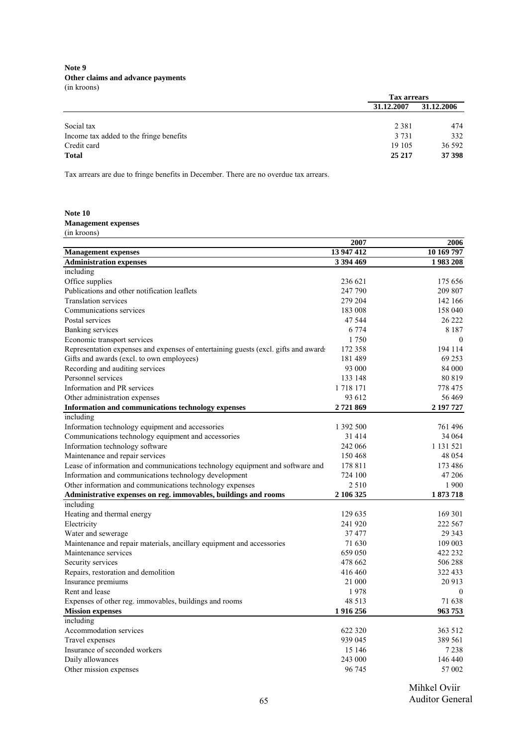**Note 9**
**Other claims and advance payments**
(in kroons)

| | Tax arrears | |
|---|---|---|
| | 31.12.2007 | 31.12.2006 |
| Social tax | 2 381 | 474 |
| Income tax added to the fringe benefits | 3 731 | 332 |
| Credit card | 19 105 | 36 592 |
| **Total** | **25 217** | **37 398** |

Tax arrears are due to fringe benefits in December. There are no overdue tax arrears.

**Note 10**
**Management expenses**
(in kroons)

| | 2007 | 2006 |
|---|---|---|
| **Management expenses** | **13 947 412** | **10 169 797** |
| **Administration expenses** | **3 394 469** | **1 983 208** |
| including | | |
| Office supplies | 236 621 | 175 656 |
| Publications and other notification leaflets | 247 790 | 209 807 |
| Translation services | 279 204 | 142 166 |
| Communications services | 183 008 | 158 040 |
| Postal services | 47 544 | 26 222 |
| Banking services | 6 774 | 8 187 |
| Economic transport services | 1 750 | 0 |
| Representation expenses and expenses of entertaining guests (excl. gifts and award | 172 358 | 194 114 |
| Gifts and awards (excl. to own employees) | 181 489 | 69 253 |
| Recording and auditing services | 93 000 | 84 000 |
| Personnel services | 133 148 | 80 819 |
| Information and PR services | 1 718 171 | 778 475 |
| Other administration expenses | 93 612 | 56 469 |
| **Information and communications technology expenses** | **2 721 869** | **2 197 727** |
| including | | |
| Information technology equipment and accessories | 1 392 500 | 761 496 |
| Communications technology equipment and accessories | 31 414 | 34 064 |
| Information technology software | 242 066 | 1 131 521 |
| Maintenance and repair services | 150 468 | 48 054 |
| Lease of information and communications technology equipment and software and | 178 811 | 173 486 |
| Information and communications technology development | 724 100 | 47 206 |
| Other information and communications technology expenses | 2 510 | 1 900 |
| **Administrative expenses on reg. immovables, buildings and rooms** | **2 106 325** | **1 873 718** |
| including | | |
| Heating and thermal energy | 129 635 | 169 301 |
| Electricity | 241 920 | 222 567 |
| Water and sewerage | 37 477 | 29 343 |
| Maintenance and repair materials, ancillary equipment and accessories | 71 630 | 109 003 |
| Maintenance services | 659 050 | 422 232 |
| Security services | 478 662 | 506 288 |
| Repairs, restoration and demolition | 416 460 | 322 433 |
| Insurance premiums | 21 000 | 20 913 |
| Rent and lease | 1 978 | 0 |
| Expenses of other reg. immovables, buildings and rooms | 48 513 | 71 638 |
| **Mission expenses** | **1 916 256** | **963 753** |
| including | | |
| Accommodation services | 622 320 | 363 512 |
| Travel expenses | 939 045 | 389 561 |
| Insurance of seconded workers | 15 146 | 7 238 |
| Daily allowances | 243 000 | 146 440 |
| Other mission expenses | 96 745 | 57 002 |

Mihkel Oviir
Auditor General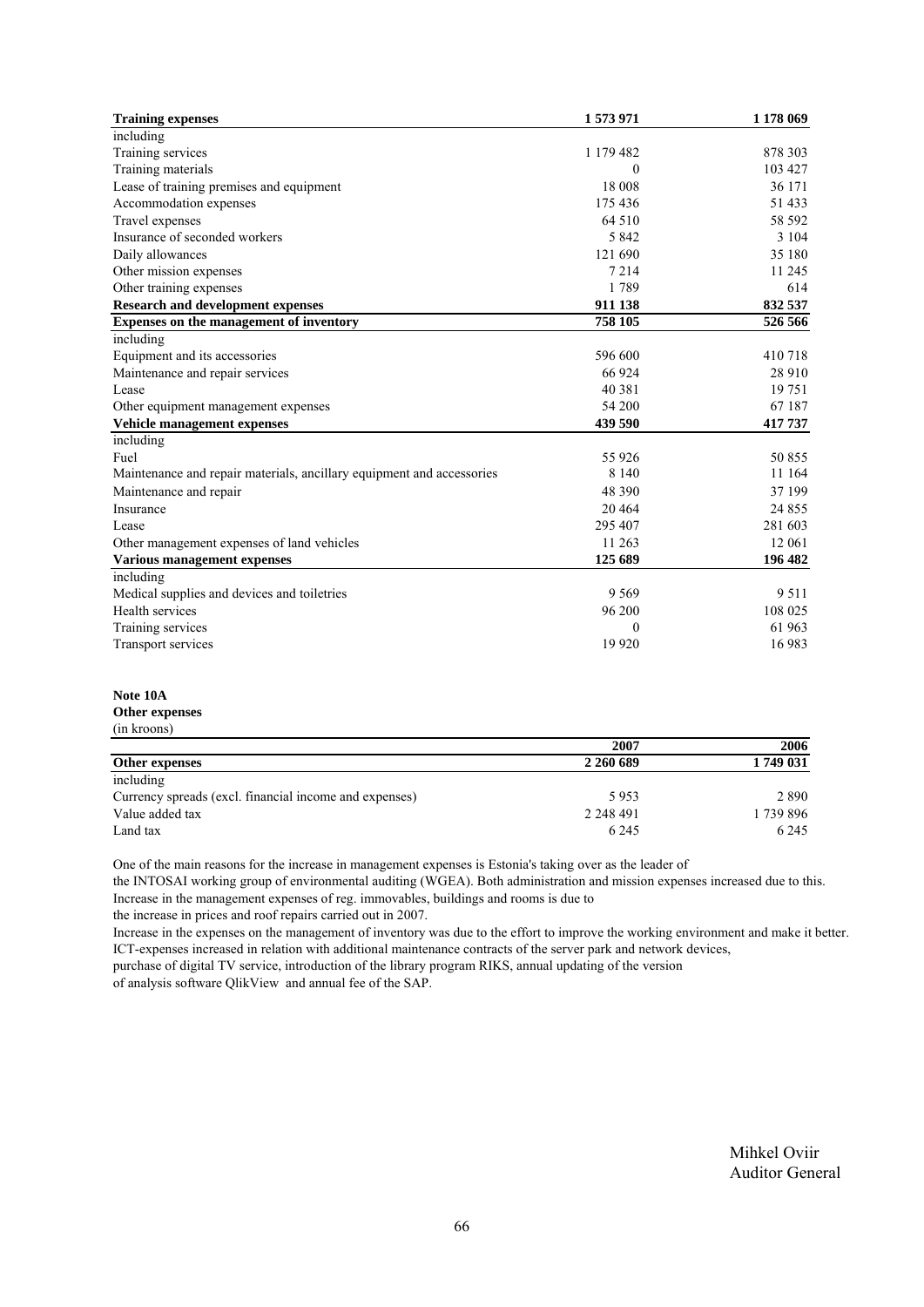| | | |
|---|---|---|
| **Training expenses** | **1 573 971** | **1 178 069** |
| including | | |
| Training services | 1 179 482 | 878 303 |
| Training materials | 0 | 103 427 |
| Lease of training premises and equipment | 18 008 | 36 171 |
| Accommodation expenses | 175 436 | 51 433 |
| Travel expenses | 64 510 | 58 592 |
| Insurance of seconded workers | 5 842 | 3 104 |
| Daily allowances | 121 690 | 35 180 |
| Other mission expenses | 7 214 | 11 245 |
| Other training expenses | 1 789 | 614 |
| **Research and development expenses** | **911 138** | **832 537** |
| **Expenses on the management of inventory** | **758 105** | **526 566** |
| including | | |
| Equipment and its accessories | 596 600 | 410 718 |
| Maintenance and repair services | 66 924 | 28 910 |
| Lease | 40 381 | 19 751 |
| Other equipment management expenses | 54 200 | 67 187 |
| **Vehicle management expenses** | **439 590** | **417 737** |
| including | | |
| Fuel | 55 926 | 50 855 |
| Maintenance and repair materials, ancillary equipment and accessories | 8 140 | 11 164 |
| Maintenance and repair | 48 390 | 37 199 |
| Insurance | 20 464 | 24 855 |
| Lease | 295 407 | 281 603 |
| Other management expenses of land vehicles | 11 263 | 12 061 |
| **Various management expenses** | **125 689** | **196 482** |
| including | | |
| Medical supplies and devices and toiletries | 9 569 | 9 511 |
| Health services | 96 200 | 108 025 |
| Training services | 0 | 61 963 |
| Transport services | 19 920 | 16 983 |

**Note 10A**

**Other expenses**

(in kroons)

| | 2007 | 2006 |
|---|---|---|
| **Other expenses** | **2 260 689** | **1 749 031** |
| including | | |
| Currency spreads (excl. financial income and expenses) | 5 953 | 2 890 |
| Value added tax | 2 248 491 | 1 739 896 |
| Land tax | 6 245 | 6 245 |

One of the main reasons for the increase in management expenses is Estonia's taking over as the leader of the INTOSAI working group of environmental auditing (WGEA). Both administration and mission expenses increased due to this.
Increase in the management expenses of reg. immovables, buildings and rooms is due to the increase in prices and roof repairs carried out in 2007.
Increase in the expenses on the management of inventory was due to the effort to improve the working environment and make it better.
ICT-expenses increased in relation with additional maintenance contracts of the server park and network devices, purchase of digital TV service, introduction of the library program RIKS, annual updating of the version of analysis software QlikView and annual fee of the SAP.

Mihkel Oviir
Auditor General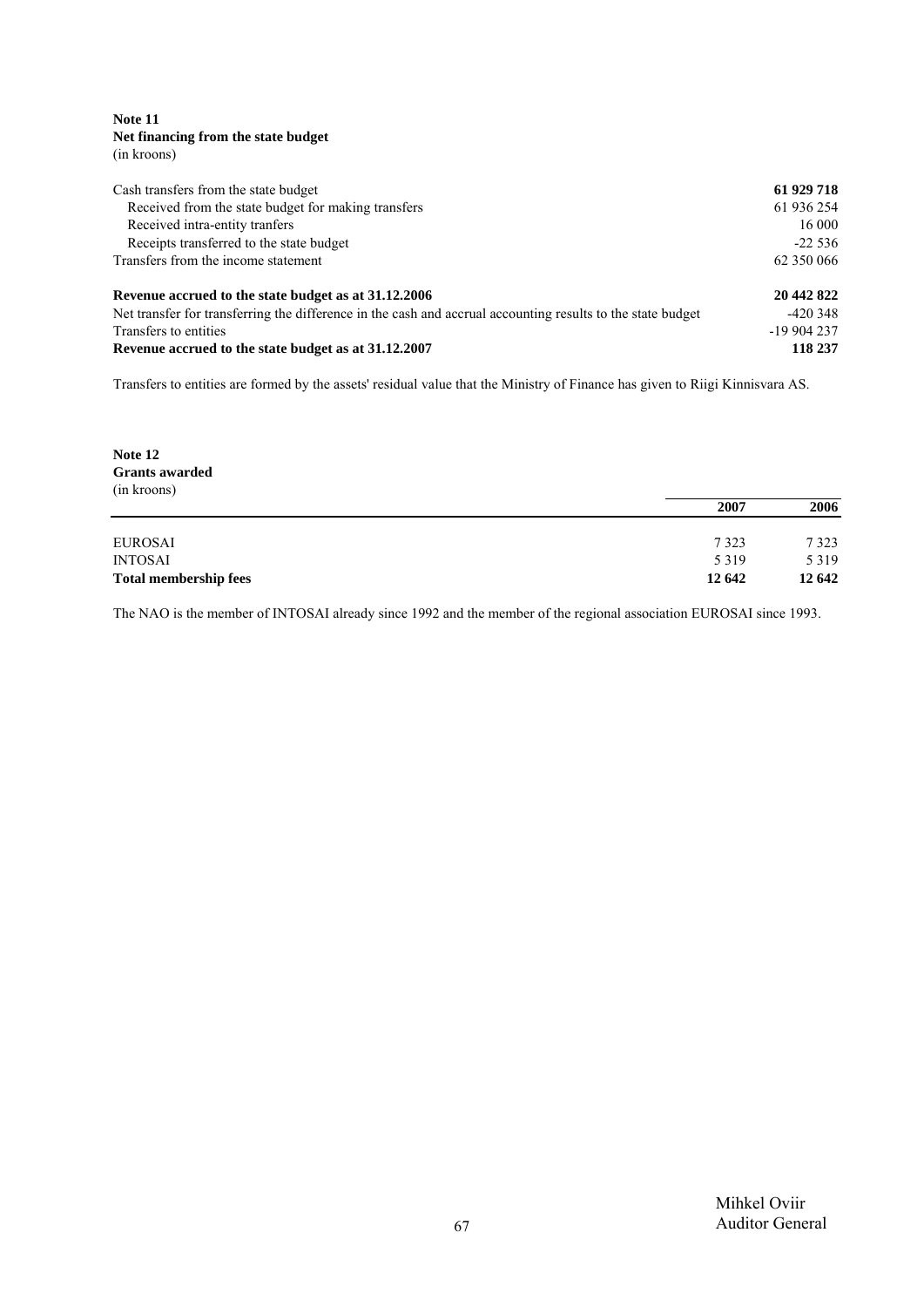**Note 11**
**Net financing from the state budget**
(in kroons)

| | |
|---|---|
| Cash transfers from the state budget | **61 929 718** |
| Received from the state budget for making transfers | 61 936 254 |
| Received intra-entity tranfers | 16 000 |
| Receipts transferred to the state budget | -22 536 |
| Transfers from the income statement | 62 350 066 |
| | |
| **Revenue accrued to the state budget as at 31.12.2006** | **20 442 822** |
| Net transfer for transferring the difference in the cash and accrual accounting results to the state budget | -420 348 |
| Transfers to entities | -19 904 237 |
| **Revenue accrued to the state budget as at 31.12.2007** | **118 237** |

Transfers to entities are formed by the assets' residual value that the Ministry of Finance has given to Riigi Kinnisvara AS.

**Note 12**
**Grants awarded**
(in kroons)

| | 2007 | 2006 |
|---|---|---|
| EUROSAI | 7 323 | 7 323 |
| INTOSAI | 5 319 | 5 319 |
| **Total membership fees** | **12 642** | **12 642** |

The NAO is the member of INTOSAI already since 1992 and the member of the regional association EUROSAI since 1993.

Mihkel Oviir
Auditor General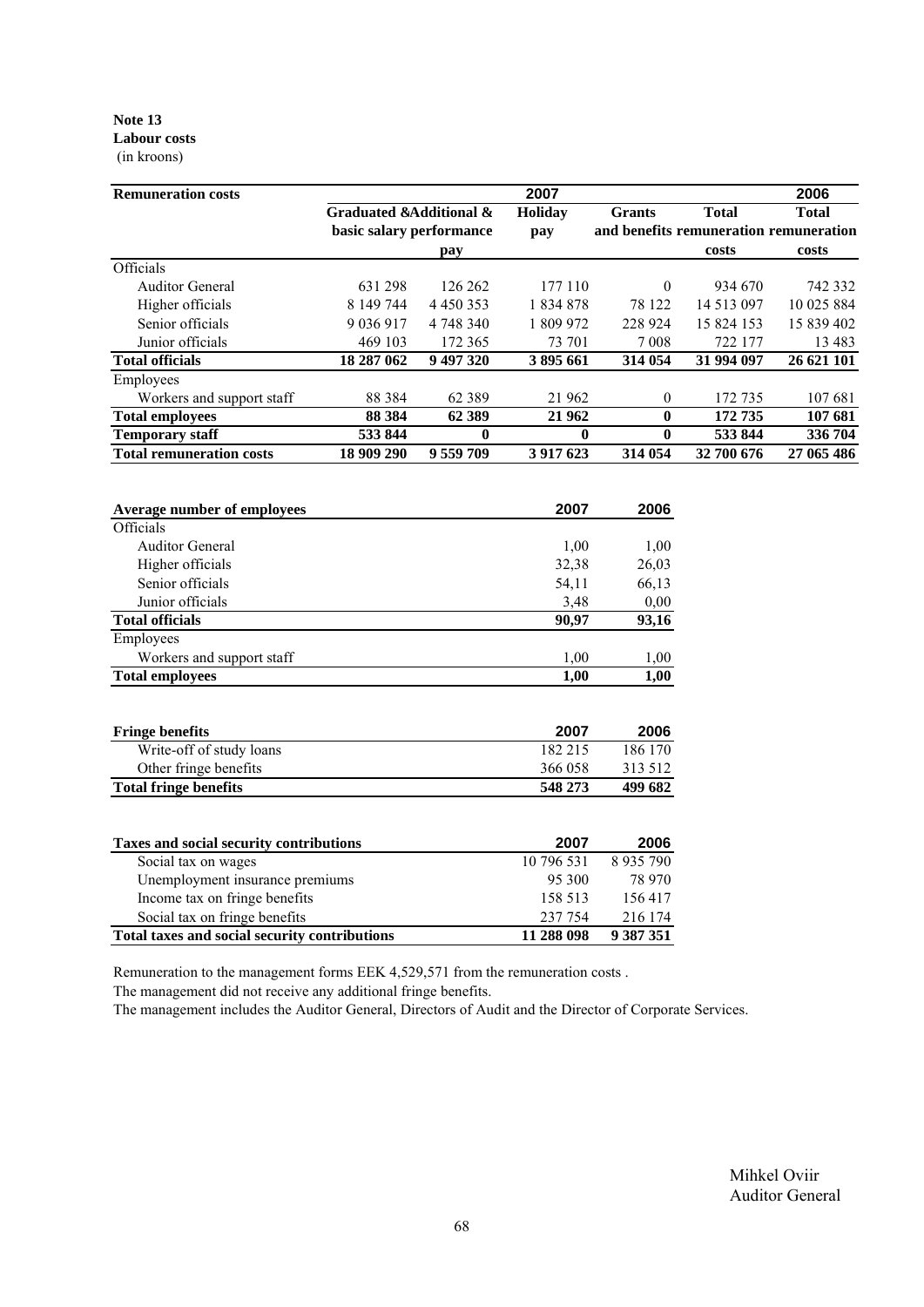**Note 13**
**Labour costs**
(in kroons)

| Remuneration costs | 2007 | | | | | 2006 |
|---|---|---|---|---|---|---|
| | Graduated & basic salary | Additional & performance pay | Holiday pay | Grants and benefits | Total remuneration costs | Total remuneration costs |
| Officials | | | | | | |
| Auditor General | 631 298 | 126 262 | 177 110 | 0 | 934 670 | 742 332 |
| Higher officials | 8 149 744 | 4 450 353 | 1 834 878 | 78 122 | 14 513 097 | 10 025 884 |
| Senior officials | 9 036 917 | 4 748 340 | 1 809 972 | 228 924 | 15 824 153 | 15 839 402 |
| Junior officials | 469 103 | 172 365 | 73 701 | 7 008 | 722 177 | 13 483 |
| **Total officials** | **18 287 062** | **9 497 320** | **3 895 661** | **314 054** | **31 994 097** | **26 621 101** |
| Employees | | | | | | |
| Workers and support staff | 88 384 | 62 389 | 21 962 | 0 | 172 735 | 107 681 |
| **Total employees** | **88 384** | **62 389** | **21 962** | **0** | **172 735** | **107 681** |
| **Temporary staff** | **533 844** | **0** | **0** | **0** | **533 844** | **336 704** |
| **Total remuneration costs** | **18 909 290** | **9 559 709** | **3 917 623** | **314 054** | **32 700 676** | **27 065 486** |

| Average number of employees | 2007 | 2006 |
|---|---|---|
| Officials | | |
| Auditor General | 1,00 | 1,00 |
| Higher officials | 32,38 | 26,03 |
| Senior officials | 54,11 | 66,13 |
| Junior officials | 3,48 | 0,00 |
| **Total officials** | **90,97** | **93,16** |
| Employees | | |
| Workers and support staff | 1,00 | 1,00 |
| **Total employees** | **1,00** | **1,00** |

| Fringe benefits | 2007 | 2006 |
|---|---|---|
| Write-off of study loans | 182 215 | 186 170 |
| Other fringe benefits | 366 058 | 313 512 |
| **Total fringe benefits** | **548 273** | **499 682** |

| Taxes and social security contributions | 2007 | 2006 |
|---|---|---|
| Social tax on wages | 10 796 531 | 8 935 790 |
| Unemployment insurance premiums | 95 300 | 78 970 |
| Income tax on fringe benefits | 158 513 | 156 417 |
| Social tax on fringe benefits | 237 754 | 216 174 |
| **Total taxes and social security contributions** | **11 288 098** | **9 387 351** |

Remuneration to the management forms EEK 4,529,571 from the remuneration costs .

The management did not receive any additional fringe benefits.

The management includes the Auditor General, Directors of Audit and the Director of Corporate Services.

Mihkel Oviir
Auditor General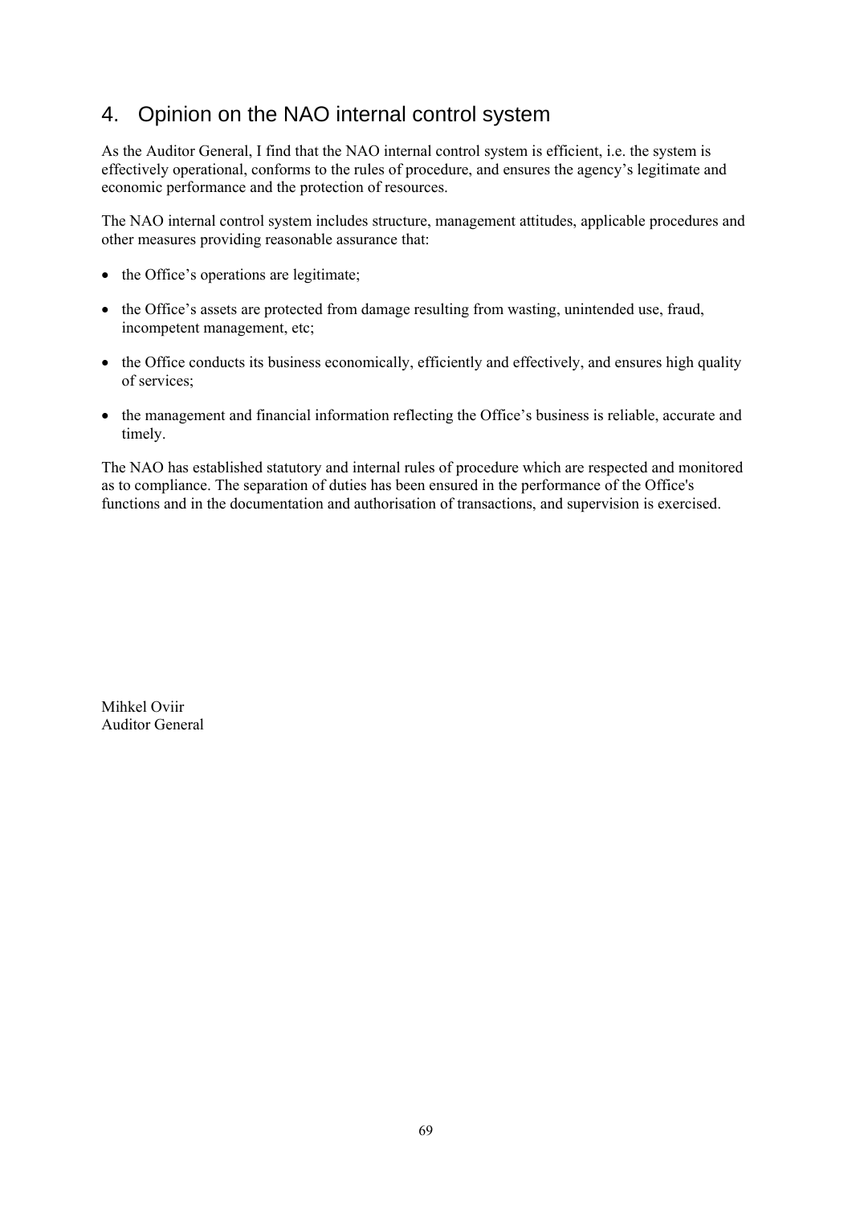## 4. Opinion on the NAO internal control system

As the Auditor General, I find that the NAO internal control system is efficient, i.e. the system is effectively operational, conforms to the rules of procedure, and ensures the agency's legitimate and economic performance and the protection of resources.

The NAO internal control system includes structure, management attitudes, applicable procedures and other measures providing reasonable assurance that:

- the Office's operations are legitimate;
- the Office's assets are protected from damage resulting from wasting, unintended use, fraud, incompetent management, etc;
- the Office conducts its business economically, efficiently and effectively, and ensures high quality of services;
- the management and financial information reflecting the Office's business is reliable, accurate and timely.

The NAO has established statutory and internal rules of procedure which are respected and monitored as to compliance. The separation of duties has been ensured in the performance of the Office's functions and in the documentation and authorisation of transactions, and supervision is exercised.

Mihkel Oviir
Auditor General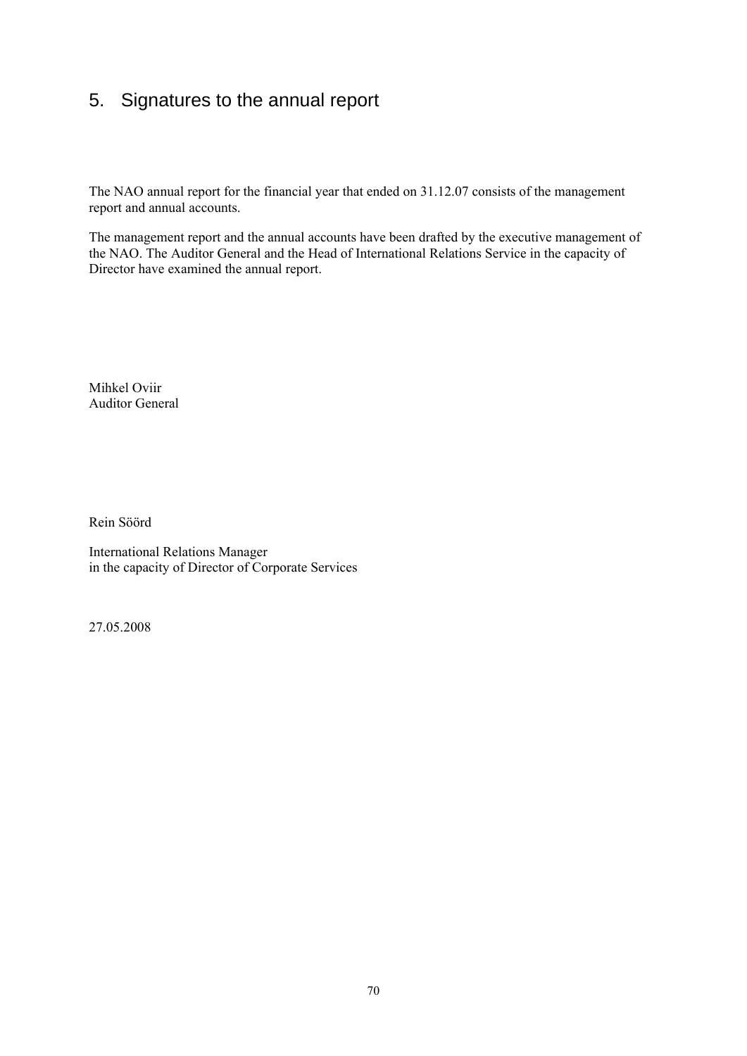# 5. Signatures to the annual report

The NAO annual report for the financial year that ended on 31.12.07 consists of the management report and annual accounts.

The management report and the annual accounts have been drafted by the executive management of the NAO. The Auditor General and the Head of International Relations Service in the capacity of Director have examined the annual report.

Mihkel Oviir
Auditor General

Rein Söörd

International Relations Manager
in the capacity of Director of Corporate Services

27.05.2008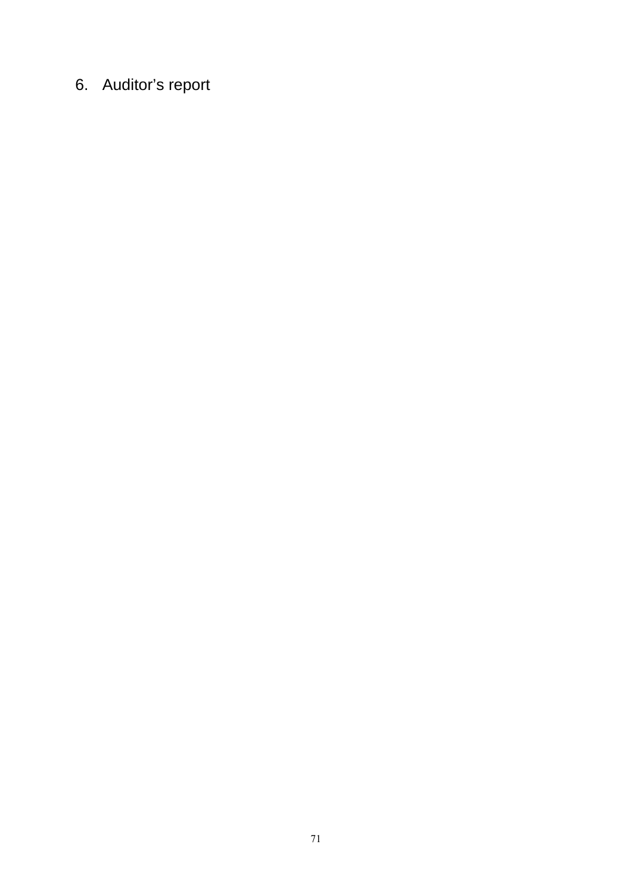# 6. Auditor's report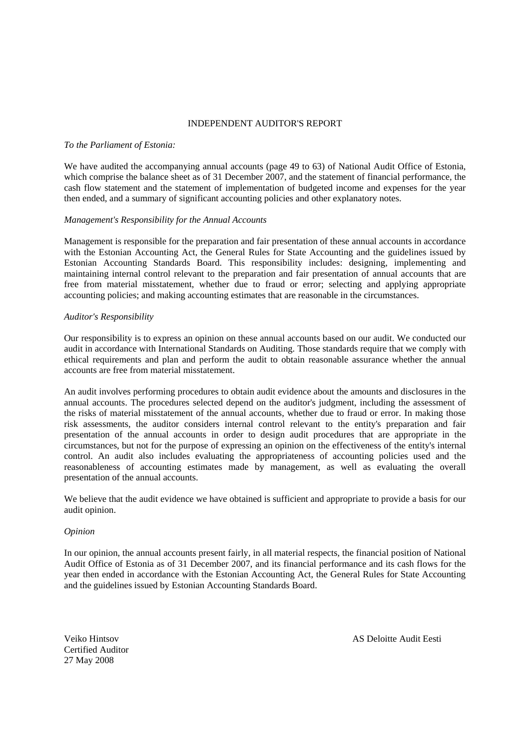# INDEPENDENT AUDITOR'S REPORT

*To the Parliament of Estonia:*

We have audited the accompanying annual accounts (page 49 to 63) of National Audit Office of Estonia, which comprise the balance sheet as of 31 December 2007, and the statement of financial performance, the cash flow statement and the statement of implementation of budgeted income and expenses for the year then ended, and a summary of significant accounting policies and other explanatory notes.

*Management's Responsibility for the Annual Accounts*

Management is responsible for the preparation and fair presentation of these annual accounts in accordance with the Estonian Accounting Act, the General Rules for State Accounting and the guidelines issued by Estonian Accounting Standards Board. This responsibility includes: designing, implementing and maintaining internal control relevant to the preparation and fair presentation of annual accounts that are free from material misstatement, whether due to fraud or error; selecting and applying appropriate accounting policies; and making accounting estimates that are reasonable in the circumstances.

*Auditor's Responsibility*

Our responsibility is to express an opinion on these annual accounts based on our audit. We conducted our audit in accordance with International Standards on Auditing. Those standards require that we comply with ethical requirements and plan and perform the audit to obtain reasonable assurance whether the annual accounts are free from material misstatement.

An audit involves performing procedures to obtain audit evidence about the amounts and disclosures in the annual accounts. The procedures selected depend on the auditor's judgment, including the assessment of the risks of material misstatement of the annual accounts, whether due to fraud or error. In making those risk assessments, the auditor considers internal control relevant to the entity's preparation and fair presentation of the annual accounts in order to design audit procedures that are appropriate in the circumstances, but not for the purpose of expressing an opinion on the effectiveness of the entity's internal control. An audit also includes evaluating the appropriateness of accounting policies used and the reasonableness of accounting estimates made by management, as well as evaluating the overall presentation of the annual accounts.

We believe that the audit evidence we have obtained is sufficient and appropriate to provide a basis for our audit opinion.

*Opinion*

In our opinion, the annual accounts present fairly, in all material respects, the financial position of National Audit Office of Estonia as of 31 December 2007, and its financial performance and its cash flows for the year then ended in accordance with the Estonian Accounting Act, the General Rules for State Accounting and the guidelines issued by Estonian Accounting Standards Board.

Veiko Hintsov
Certified Auditor
27 May 2008

AS Deloitte Audit Eesti